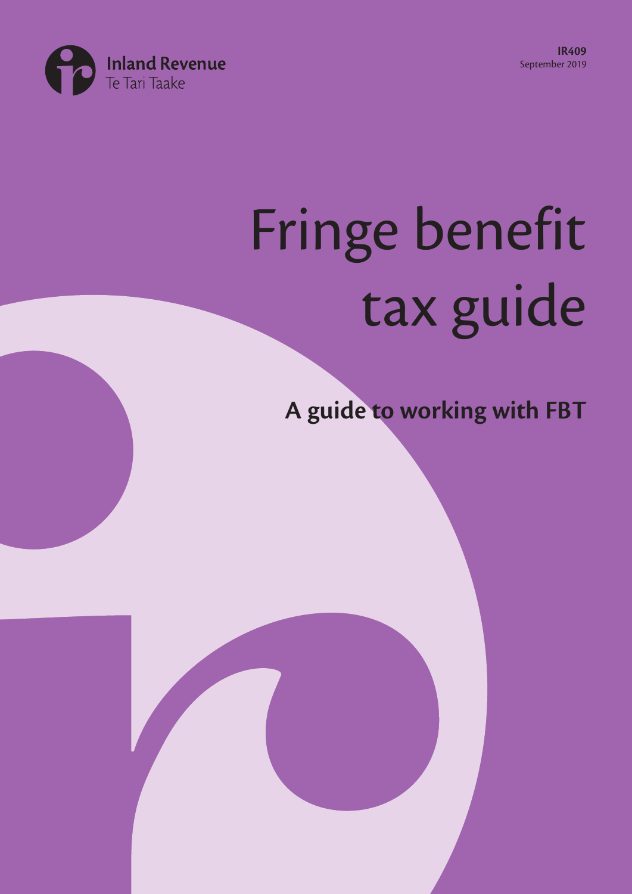Inland Revenue
Te Tari Taake

**IR409**
September 2019

# Fringe benefit tax guide

## A guide to working with FBT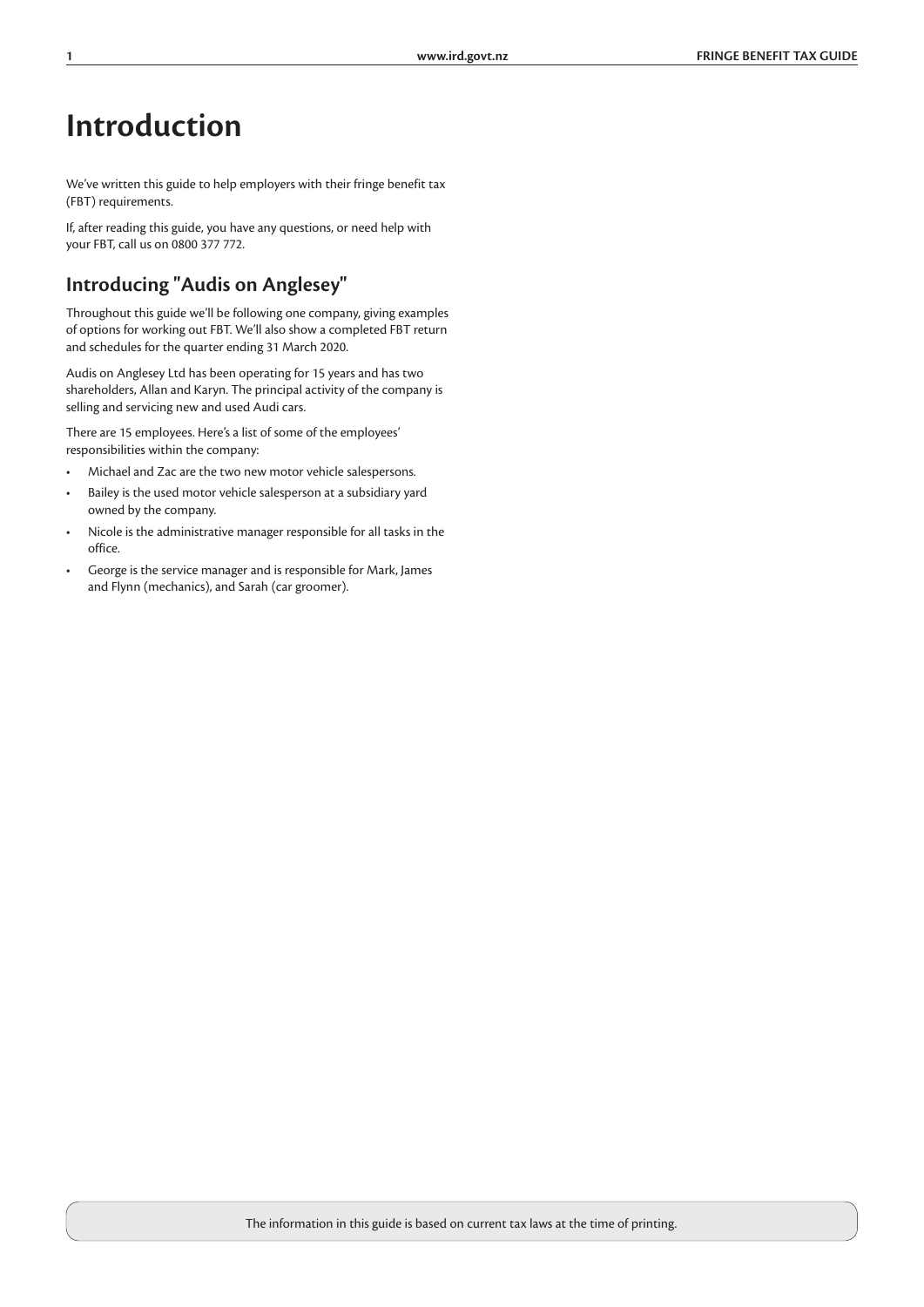# Introduction

We've written this guide to help employers with their fringe benefit tax (FBT) requirements.

If, after reading this guide, you have any questions, or need help with your FBT, call us on 0800 377 772.

## Introducing "Audis on Anglesey"

Throughout this guide we'll be following one company, giving examples of options for working out FBT. We'll also show a completed FBT return and schedules for the quarter ending 31 March 2020.

Audis on Anglesey Ltd has been operating for 15 years and has two shareholders, Allan and Karyn. The principal activity of the company is selling and servicing new and used Audi cars.

There are 15 employees. Here's a list of some of the employees' responsibilities within the company:

- Michael and Zac are the two new motor vehicle salespersons.
- Bailey is the used motor vehicle salesperson at a subsidiary yard owned by the company.
- Nicole is the administrative manager responsible for all tasks in the office.
- George is the service manager and is responsible for Mark, James and Flynn (mechanics), and Sarah (car groomer).

The information in this guide is based on current tax laws at the time of printing.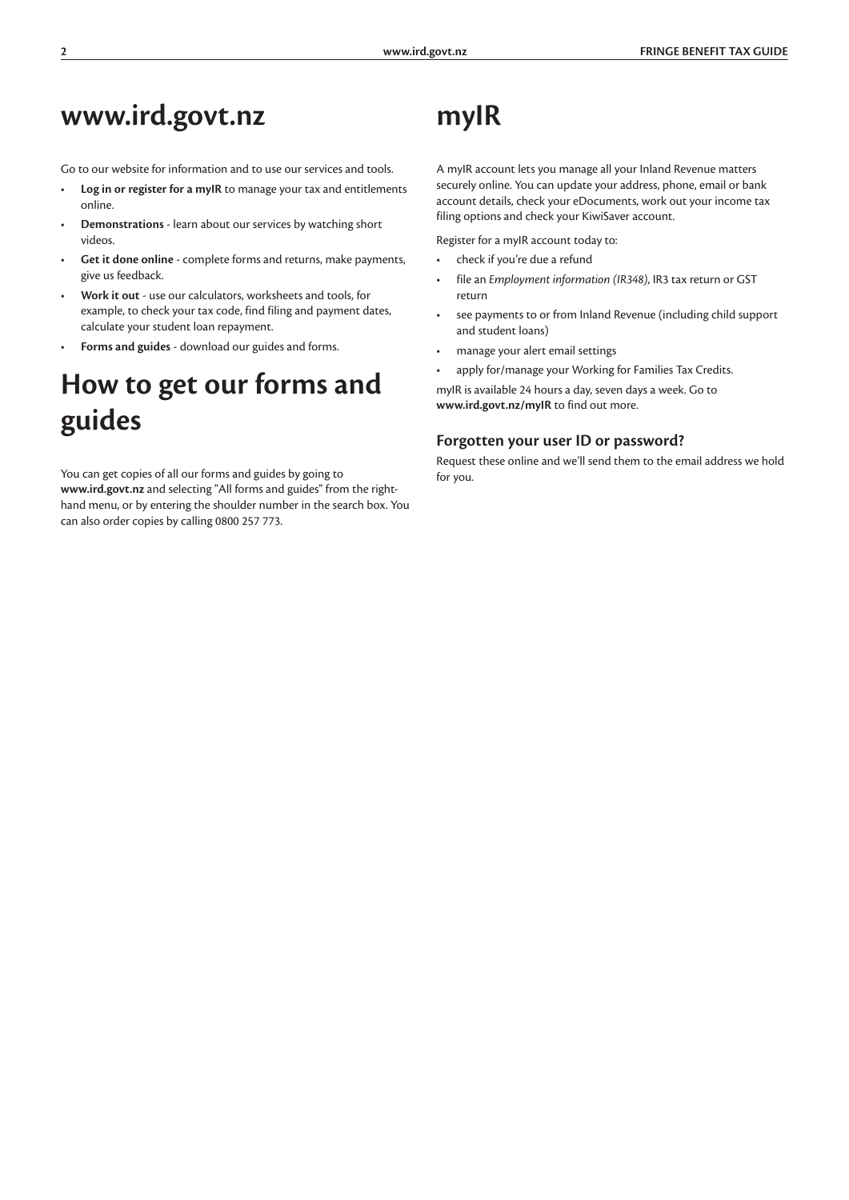# www.ird.govt.nz

Go to our website for information and to use our services and tools.

- **Log in or register for a myIR** to manage your tax and entitlements online.
- **Demonstrations** - learn about our services by watching short videos.
- **Get it done online** - complete forms and returns, make payments, give us feedback.
- **Work it out** - use our calculators, worksheets and tools, for example, to check your tax code, find filing and payment dates, calculate your student loan repayment.
- **Forms and guides** - download our guides and forms.

# How to get our forms and guides

You can get copies of all our forms and guides by going to **www.ird.govt.nz** and selecting "All forms and guides" from the right-hand menu, or by entering the shoulder number in the search box. You can also order copies by calling 0800 257 773.

# myIR

A myIR account lets you manage all your Inland Revenue matters securely online. You can update your address, phone, email or bank account details, check your eDocuments, work out your income tax filing options and check your KiwiSaver account.

Register for a myIR account today to:

- check if you're due a refund
- file an *Employment information (IR348)*, IR3 tax return or GST return
- see payments to or from Inland Revenue (including child support and student loans)
- manage your alert email settings
- apply for/manage your Working for Families Tax Credits.

myIR is available 24 hours a day, seven days a week. Go to **www.ird.govt.nz/myIR** to find out more.

### Forgotten your user ID or password?

Request these online and we'll send them to the email address we hold for you.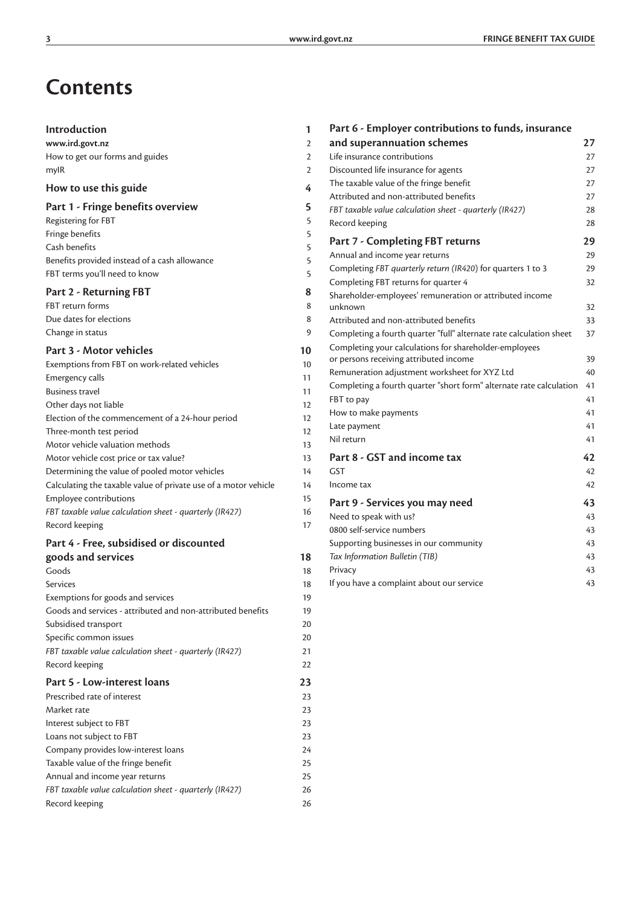# Contents

| | |
|---|---|
| **Introduction** | **1** |
| **www.ird.govt.nz** | 2 |
| How to get our forms and guides | 2 |
| myIR | 2 |
| **How to use this guide** | **4** |
| **Part 1 - Fringe benefits overview** | **5** |
| Registering for FBT | 5 |
| Fringe benefits | 5 |
| Cash benefits | 5 |
| Benefits provided instead of a cash allowance | 5 |
| FBT terms you'll need to know | 5 |
| **Part 2 - Returning FBT** | **8** |
| FBT return forms | 8 |
| Due dates for elections | 8 |
| Change in status | 9 |
| **Part 3 - Motor vehicles** | **10** |
| Exemptions from FBT on work-related vehicles | 10 |
| Emergency calls | 11 |
| Business travel | 11 |
| Other days not liable | 12 |
| Election of the commencement of a 24-hour period | 12 |
| Three-month test period | 12 |
| Motor vehicle valuation methods | 13 |
| Motor vehicle cost price or tax value? | 13 |
| Determining the value of pooled motor vehicles | 14 |
| Calculating the taxable value of private use of a motor vehicle | 14 |
| Employee contributions | 15 |
| *FBT taxable value calculation sheet - quarterly (IR427)* | 16 |
| Record keeping | 17 |
| **Part 4 - Free, subsidised or discounted goods and services** | **18** |
| Goods | 18 |
| Services | 18 |
| Exemptions for goods and services | 19 |
| Goods and services - attributed and non-attributed benefits | 19 |
| Subsidised transport | 20 |
| Specific common issues | 20 |
| *FBT taxable value calculation sheet - quarterly (IR427)* | 21 |
| Record keeping | 22 |
| **Part 5 - Low-interest loans** | **23** |
| Prescribed rate of interest | 23 |
| Market rate | 23 |
| Interest subject to FBT | 23 |
| Loans not subject to FBT | 23 |
| Company provides low-interest loans | 24 |
| Taxable value of the fringe benefit | 25 |
| Annual and income year returns | 25 |
| *FBT taxable value calculation sheet - quarterly (IR427)* | 26 |
| Record keeping | 26 |
| **Part 6 - Employer contributions to funds, insurance and superannuation schemes** | **27** |
| Life insurance contributions | 27 |
| Discounted life insurance for agents | 27 |
| The taxable value of the fringe benefit | 27 |
| Attributed and non-attributed benefits | 27 |
| *FBT taxable value calculation sheet - quarterly (IR427)* | 28 |
| Record keeping | 28 |
| **Part 7 - Completing FBT returns** | **29** |
| Annual and income year returns | 29 |
| Completing *FBT quarterly return (IR420)* for quarters 1 to 3 | 29 |
| Completing FBT returns for quarter 4 | 32 |
| Shareholder-employees' remuneration or attributed income unknown | 32 |
| Attributed and non-attributed benefits | 33 |
| Completing a fourth quarter "full" alternate rate calculation sheet | 37 |
| Completing your calculations for shareholder-employees or persons receiving attributed income | 39 |
| Remuneration adjustment worksheet for XYZ Ltd | 40 |
| Completing a fourth quarter "short form" alternate rate calculation | 41 |
| FBT to pay | 41 |
| How to make payments | 41 |
| Late payment | 41 |
| Nil return | 41 |
| **Part 8 - GST and income tax** | **42** |
| GST | 42 |
| Income tax | 42 |
| **Part 9 - Services you may need** | **43** |
| Need to speak with us? | 43 |
| 0800 self-service numbers | 43 |
| Supporting businesses in our community | 43 |
| *Tax Information Bulletin (TIB)* | 43 |
| Privacy | 43 |
| If you have a complaint about our service | 43 |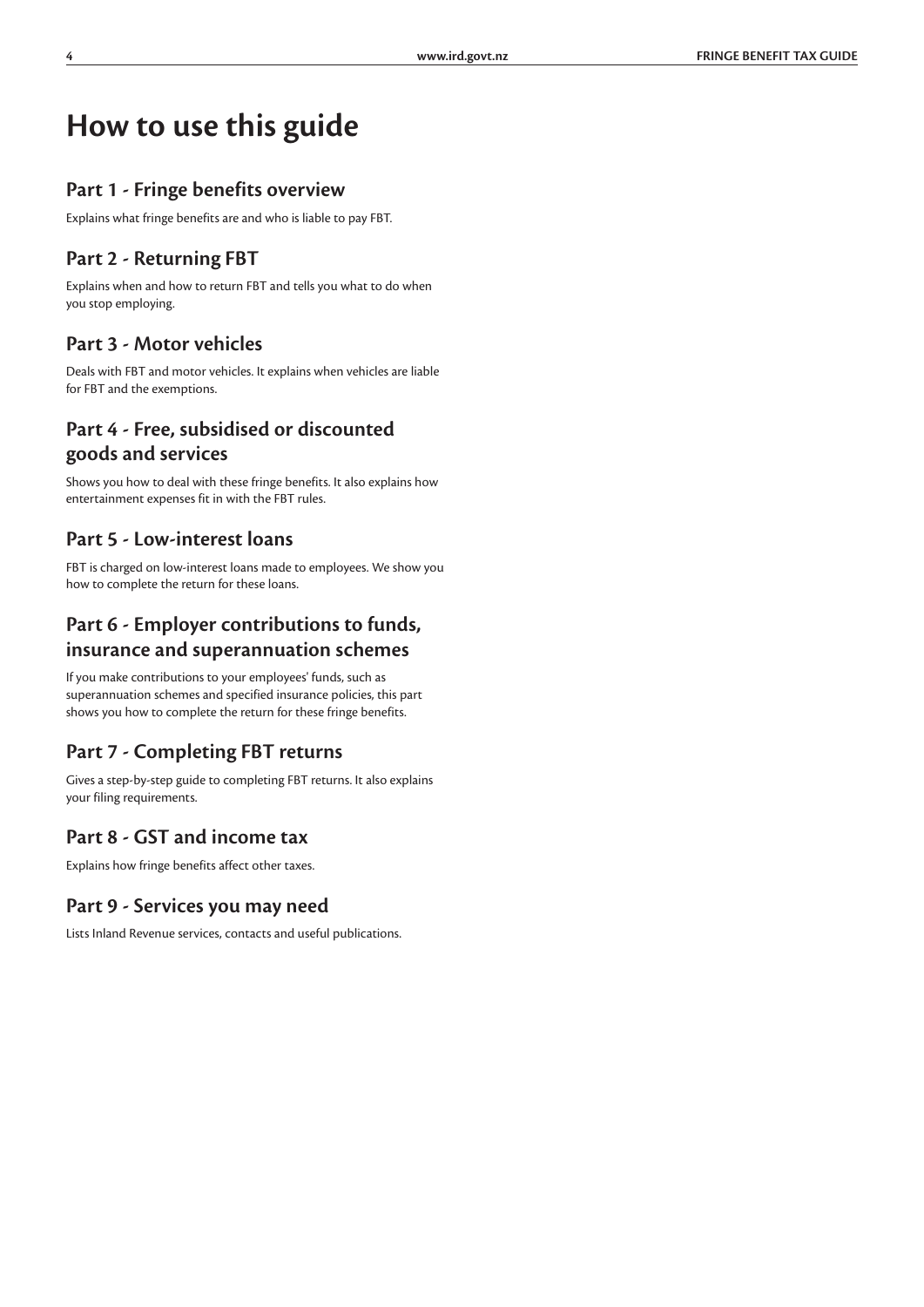# How to use this guide

## Part 1 - Fringe benefits overview

Explains what fringe benefits are and who is liable to pay FBT.

## Part 2 - Returning FBT

Explains when and how to return FBT and tells you what to do when you stop employing.

## Part 3 - Motor vehicles

Deals with FBT and motor vehicles. It explains when vehicles are liable for FBT and the exemptions.

## Part 4 - Free, subsidised or discounted goods and services

Shows you how to deal with these fringe benefits. It also explains how entertainment expenses fit in with the FBT rules.

## Part 5 - Low-interest loans

FBT is charged on low-interest loans made to employees. We show you how to complete the return for these loans.

## Part 6 - Employer contributions to funds, insurance and superannuation schemes

If you make contributions to your employees' funds, such as superannuation schemes and specified insurance policies, this part shows you how to complete the return for these fringe benefits.

## Part 7 - Completing FBT returns

Gives a step-by-step guide to completing FBT returns. It also explains your filing requirements.

## Part 8 - GST and income tax

Explains how fringe benefits affect other taxes.

## Part 9 - Services you may need

Lists Inland Revenue services, contacts and useful publications.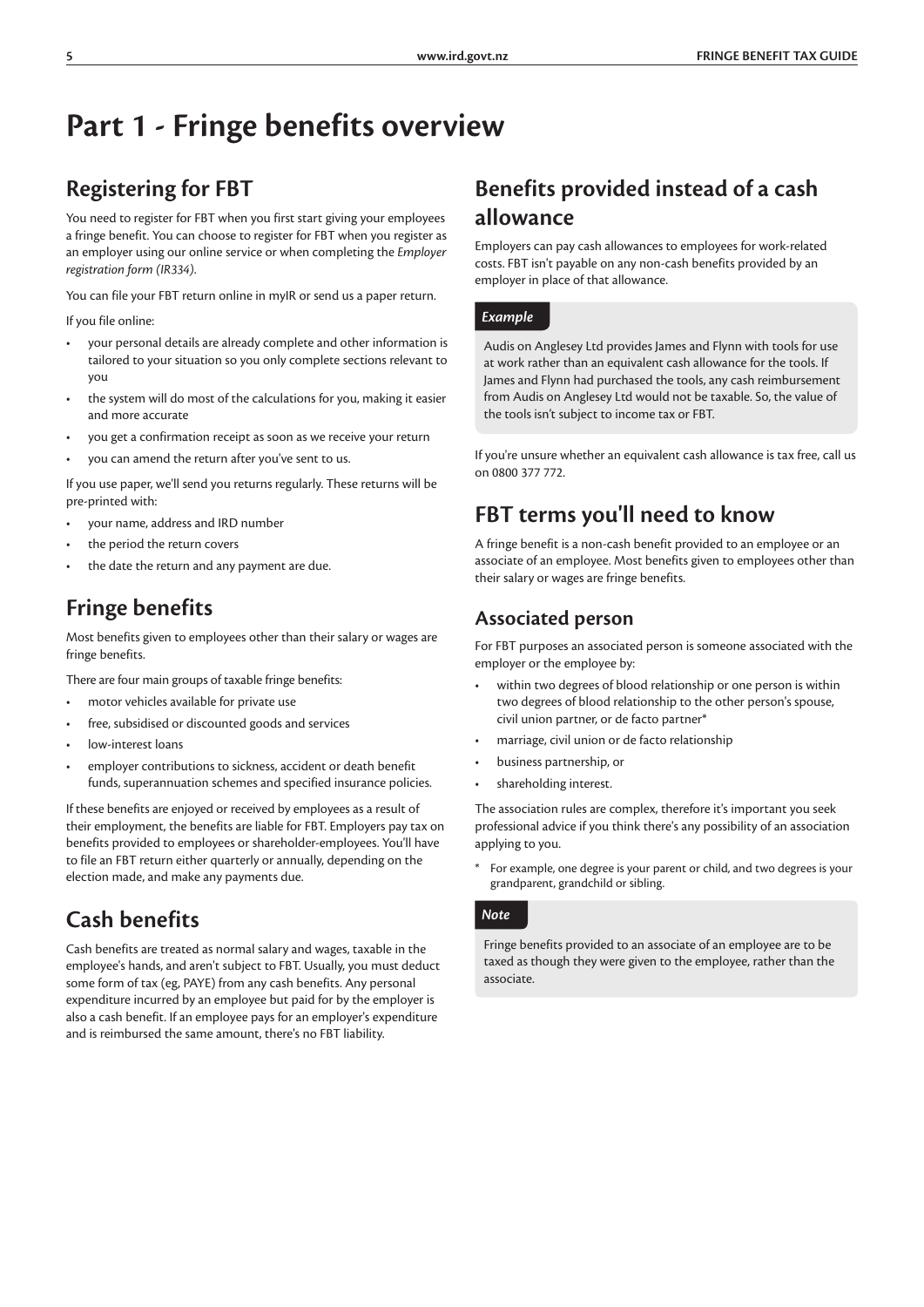# Part 1 - Fringe benefits overview

## Registering for FBT

You need to register for FBT when you first start giving your employees a fringe benefit. You can choose to register for FBT when you register as an employer using our online service or when completing the *Employer registration form (IR334)*.

You can file your FBT return online in myIR or send us a paper return.

If you file online:

- your personal details are already complete and other information is tailored to your situation so you only complete sections relevant to you
- the system will do most of the calculations for you, making it easier and more accurate
- you get a confirmation receipt as soon as we receive your return
- you can amend the return after you've sent to us.

If you use paper, we'll send you returns regularly. These returns will be pre-printed with:

- your name, address and IRD number
- the period the return covers
- the date the return and any payment are due.

## Fringe benefits

Most benefits given to employees other than their salary or wages are fringe benefits.

There are four main groups of taxable fringe benefits:

- motor vehicles available for private use
- free, subsidised or discounted goods and services
- low-interest loans
- employer contributions to sickness, accident or death benefit funds, superannuation schemes and specified insurance policies.

If these benefits are enjoyed or received by employees as a result of their employment, the benefits are liable for FBT. Employers pay tax on benefits provided to employees or shareholder-employees. You'll have to file an FBT return either quarterly or annually, depending on the election made, and make any payments due.

## Cash benefits

Cash benefits are treated as normal salary and wages, taxable in the employee's hands, and aren't subject to FBT. Usually, you must deduct some form of tax (eg, PAYE) from any cash benefits. Any personal expenditure incurred by an employee but paid for by the employer is also a cash benefit. If an employee pays for an employer's expenditure and is reimbursed the same amount, there's no FBT liability.

## Benefits provided instead of a cash allowance

Employers can pay cash allowances to employees for work-related costs. FBT isn't payable on any non-cash benefits provided by an employer in place of that allowance.

*Example*

Audis on Anglesey Ltd provides James and Flynn with tools for use at work rather than an equivalent cash allowance for the tools. If James and Flynn had purchased the tools, any cash reimbursement from Audis on Anglesey Ltd would not be taxable. So, the value of the tools isn't subject to income tax or FBT.

If you're unsure whether an equivalent cash allowance is tax free, call us on 0800 377 772.

## FBT terms you'll need to know

A fringe benefit is a non-cash benefit provided to an employee or an associate of an employee. Most benefits given to employees other than their salary or wages are fringe benefits.

### Associated person

For FBT purposes an associated person is someone associated with the employer or the employee by:

- within two degrees of blood relationship or one person is within two degrees of blood relationship to the other person's spouse, civil union partner, or de facto partner*
- marriage, civil union or de facto relationship
- business partnership, or
- shareholding interest.

The association rules are complex, therefore it's important you seek professional advice if you think there's any possibility of an association applying to you.

\* For example, one degree is your parent or child, and two degrees is your grandparent, grandchild or sibling.

*Note*

Fringe benefits provided to an associate of an employee are to be taxed as though they were given to the employee, rather than the associate.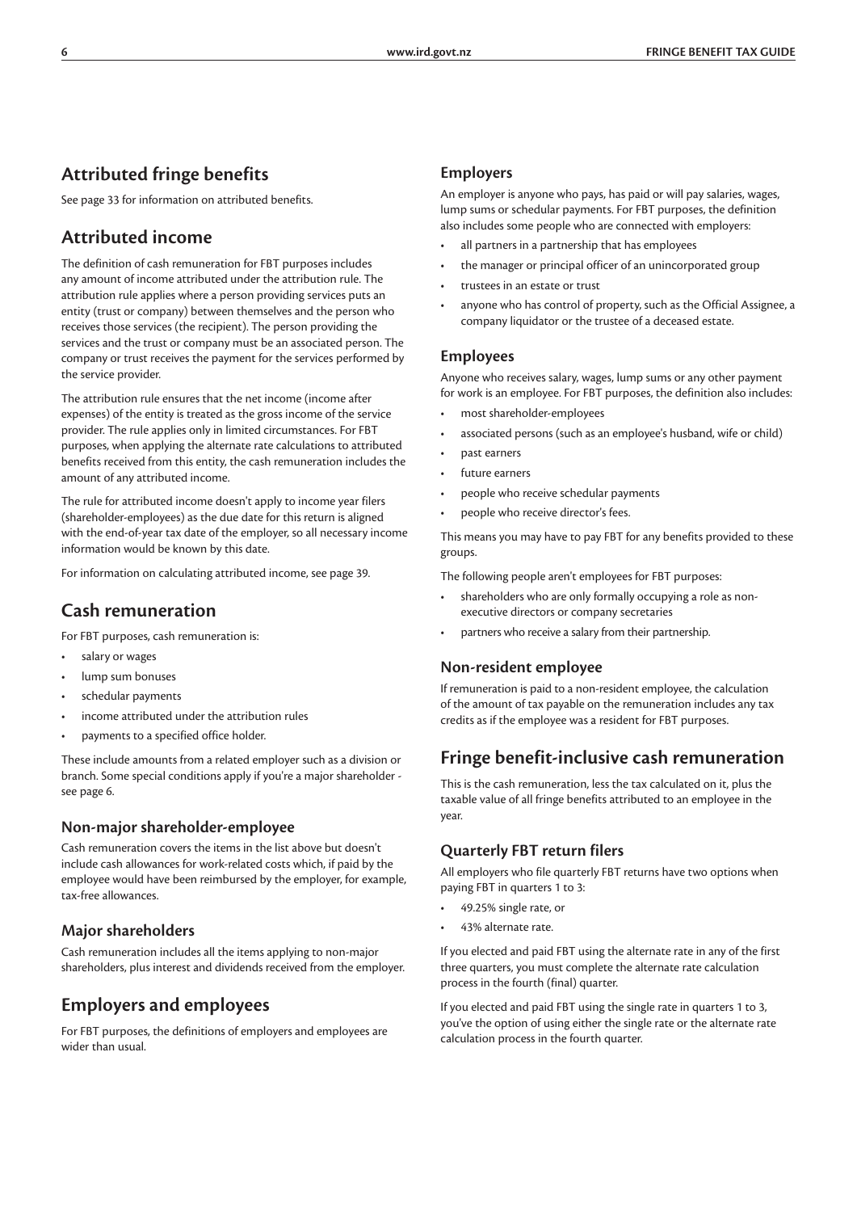## Attributed fringe benefits

See page 33 for information on attributed benefits.

## Attributed income

The definition of cash remuneration for FBT purposes includes any amount of income attributed under the attribution rule. The attribution rule applies where a person providing services puts an entity (trust or company) between themselves and the person who receives those services (the recipient). The person providing the services and the trust or company must be an associated person. The company or trust receives the payment for the services performed by the service provider.

The attribution rule ensures that the net income (income after expenses) of the entity is treated as the gross income of the service provider. The rule applies only in limited circumstances. For FBT purposes, when applying the alternate rate calculations to attributed benefits received from this entity, the cash remuneration includes the amount of any attributed income.

The rule for attributed income doesn't apply to income year filers (shareholder-employees) as the due date for this return is aligned with the end-of-year tax date of the employer, so all necessary income information would be known by this date.

For information on calculating attributed income, see page 39.

## Cash remuneration

For FBT purposes, cash remuneration is:

- salary or wages
- lump sum bonuses
- schedular payments
- income attributed under the attribution rules
- payments to a specified office holder.

These include amounts from a related employer such as a division or branch. Some special conditions apply if you're a major shareholder - see page 6.

### Non-major shareholder-employee

Cash remuneration covers the items in the list above but doesn't include cash allowances for work-related costs which, if paid by the employee would have been reimbursed by the employer, for example, tax-free allowances.

### Major shareholders

Cash remuneration includes all the items applying to non-major shareholders, plus interest and dividends received from the employer.

## Employers and employees

For FBT purposes, the definitions of employers and employees are wider than usual.

### Employers

An employer is anyone who pays, has paid or will pay salaries, wages, lump sums or schedular payments. For FBT purposes, the definition also includes some people who are connected with employers:

- all partners in a partnership that has employees
- the manager or principal officer of an unincorporated group
- trustees in an estate or trust
- anyone who has control of property, such as the Official Assignee, a company liquidator or the trustee of a deceased estate.

### Employees

Anyone who receives salary, wages, lump sums or any other payment for work is an employee. For FBT purposes, the definition also includes:

- most shareholder-employees
- associated persons (such as an employee's husband, wife or child)
- past earners
- future earners
- people who receive schedular payments
- people who receive director's fees.

This means you may have to pay FBT for any benefits provided to these groups.

The following people aren't employees for FBT purposes:

- shareholders who are only formally occupying a role as non-executive directors or company secretaries
- partners who receive a salary from their partnership.

### Non-resident employee

If remuneration is paid to a non-resident employee, the calculation of the amount of tax payable on the remuneration includes any tax credits as if the employee was a resident for FBT purposes.

## Fringe benefit-inclusive cash remuneration

This is the cash remuneration, less the tax calculated on it, plus the taxable value of all fringe benefits attributed to an employee in the year.

### Quarterly FBT return filers

All employers who file quarterly FBT returns have two options when paying FBT in quarters 1 to 3:

- 49.25% single rate, or
- 43% alternate rate.

If you elected and paid FBT using the alternate rate in any of the first three quarters, you must complete the alternate rate calculation process in the fourth (final) quarter.

If you elected and paid FBT using the single rate in quarters 1 to 3, you've the option of using either the single rate or the alternate rate calculation process in the fourth quarter.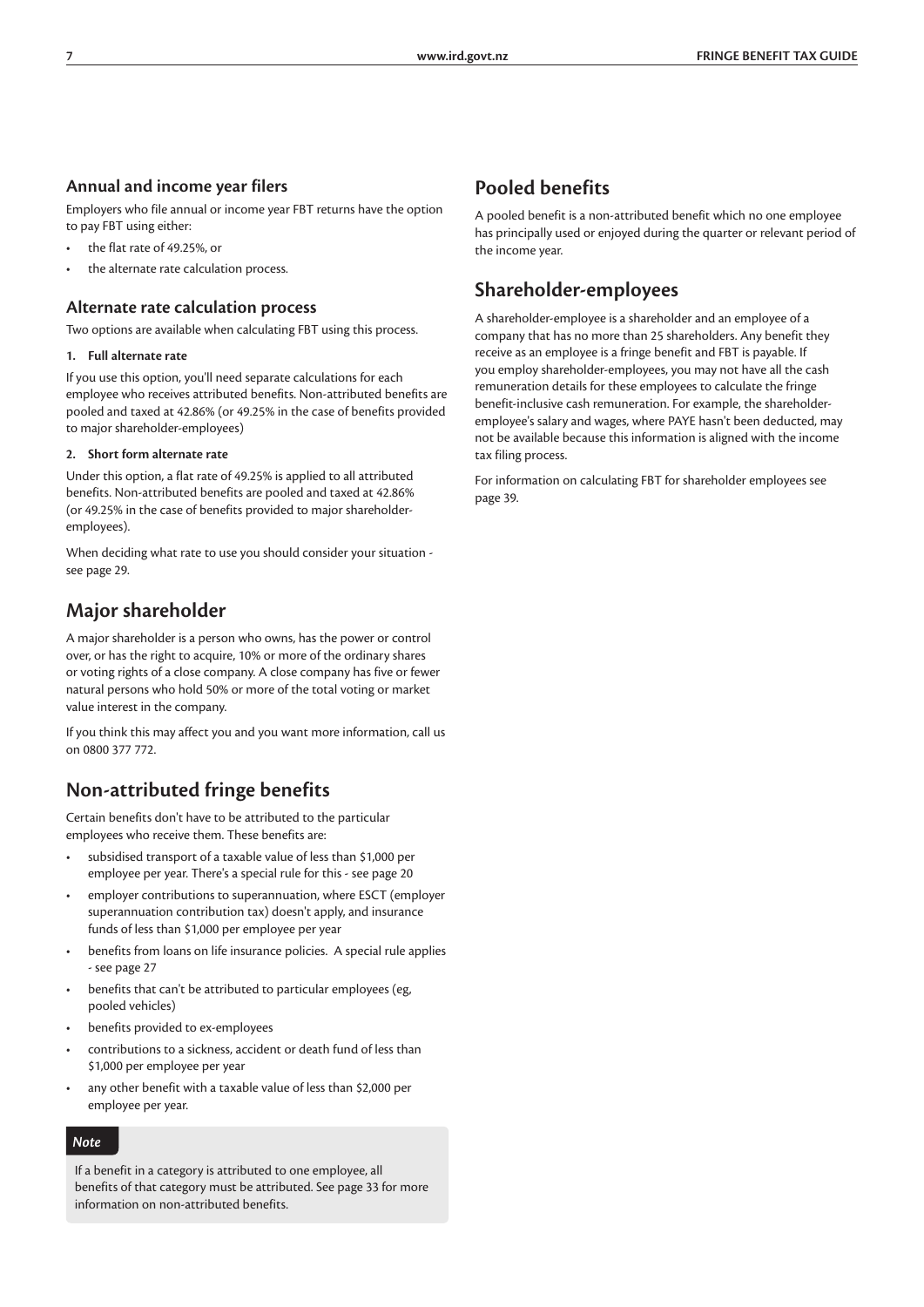### Annual and income year filers

Employers who file annual or income year FBT returns have the option to pay FBT using either:

- the flat rate of 49.25%, or
- the alternate rate calculation process.

### Alternate rate calculation process

Two options are available when calculating FBT using this process.

**1. Full alternate rate**

If you use this option, you'll need separate calculations for each employee who receives attributed benefits. Non-attributed benefits are pooled and taxed at 42.86% (or 49.25% in the case of benefits provided to major shareholder-employees)

**2. Short form alternate rate**

Under this option, a flat rate of 49.25% is applied to all attributed benefits. Non-attributed benefits are pooled and taxed at 42.86% (or 49.25% in the case of benefits provided to major shareholder-employees).

When deciding what rate to use you should consider your situation - see page 29.

## Major shareholder

A major shareholder is a person who owns, has the power or control over, or has the right to acquire, 10% or more of the ordinary shares or voting rights of a close company. A close company has five or fewer natural persons who hold 50% or more of the total voting or market value interest in the company.

If you think this may affect you and you want more information, call us on 0800 377 772.

## Non-attributed fringe benefits

Certain benefits don't have to be attributed to the particular employees who receive them. These benefits are:

- subsidised transport of a taxable value of less than $1,000 per employee per year. There's a special rule for this - see page 20
- employer contributions to superannuation, where ESCT (employer superannuation contribution tax) doesn't apply, and insurance funds of less than $1,000 per employee per year
- benefits from loans on life insurance policies. A special rule applies - see page 27
- benefits that can't be attributed to particular employees (eg, pooled vehicles)
- benefits provided to ex-employees
- contributions to a sickness, accident or death fund of less than $1,000 per employee per year
- any other benefit with a taxable value of less than $2,000 per employee per year.

*Note*

If a benefit in a category is attributed to one employee, all benefits of that category must be attributed. See page 33 for more information on non-attributed benefits.

## Pooled benefits

A pooled benefit is a non-attributed benefit which no one employee has principally used or enjoyed during the quarter or relevant period of the income year.

## Shareholder-employees

A shareholder-employee is a shareholder and an employee of a company that has no more than 25 shareholders. Any benefit they receive as an employee is a fringe benefit and FBT is payable. If you employ shareholder-employees, you may not have all the cash remuneration details for these employees to calculate the fringe benefit-inclusive cash remuneration. For example, the shareholder-employee's salary and wages, where PAYE hasn't been deducted, may not be available because this information is aligned with the income tax filing process.

For information on calculating FBT for shareholder employees see page 39.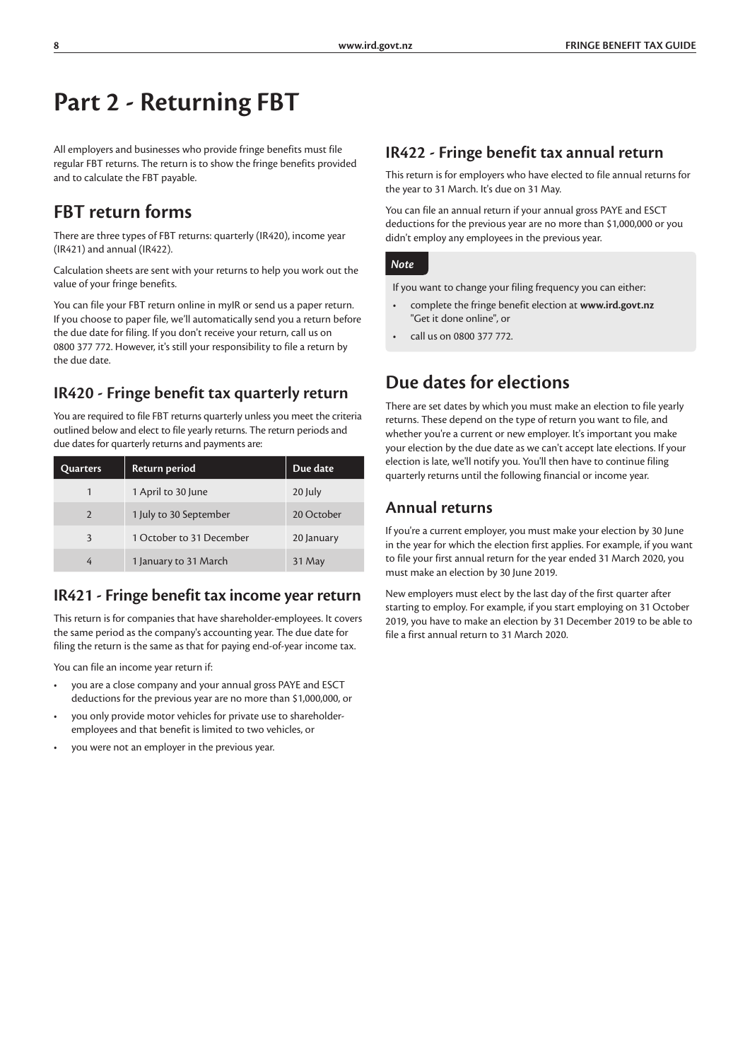# Part 2 - Returning FBT

All employers and businesses who provide fringe benefits must file regular FBT returns. The return is to show the fringe benefits provided and to calculate the FBT payable.

## FBT return forms

There are three types of FBT returns: quarterly (IR420), income year (IR421) and annual (IR422).

Calculation sheets are sent with your returns to help you work out the value of your fringe benefits.

You can file your FBT return online in myIR or send us a paper return. If you choose to paper file, we'll automatically send you a return before the due date for filing. If you don't receive your return, call us on 0800 377 772. However, it's still your responsibility to file a return by the due date.

### IR420 - Fringe benefit tax quarterly return

You are required to file FBT returns quarterly unless you meet the criteria outlined below and elect to file yearly returns. The return periods and due dates for quarterly returns and payments are:

| Quarters | Return period | Due date |
|---|---|---|
| 1 | 1 April to 30 June | 20 July |
| 2 | 1 July to 30 September | 20 October |
| 3 | 1 October to 31 December | 20 January |
| 4 | 1 January to 31 March | 31 May |

### IR421 - Fringe benefit tax income year return

This return is for companies that have shareholder-employees. It covers the same period as the company's accounting year. The due date for filing the return is the same as that for paying end-of-year income tax.

You can file an income year return if:

- you are a close company and your annual gross PAYE and ESCT deductions for the previous year are no more than $1,000,000, or
- you only provide motor vehicles for private use to shareholder-employees and that benefit is limited to two vehicles, or
- you were not an employer in the previous year.

### IR422 - Fringe benefit tax annual return

This return is for employers who have elected to file annual returns for the year to 31 March. It's due on 31 May.

You can file an annual return if your annual gross PAYE and ESCT deductions for the previous year are no more than $1,000,000 or you didn't employ any employees in the previous year.

*Note*

If you want to change your filing frequency you can either:

- complete the fringe benefit election at **www.ird.govt.nz** "Get it done online", or
- call us on 0800 377 772.

## Due dates for elections

There are set dates by which you must make an election to file yearly returns. These depend on the type of return you want to file, and whether you're a current or new employer. It's important you make your election by the due date as we can't accept late elections. If your election is late, we'll notify you. You'll then have to continue filing quarterly returns until the following financial or income year.

### Annual returns

If you're a current employer, you must make your election by 30 June in the year for which the election first applies. For example, if you want to file your first annual return for the year ended 31 March 2020, you must make an election by 30 June 2019.

New employers must elect by the last day of the first quarter after starting to employ. For example, if you start employing on 31 October 2019, you have to make an election by 31 December 2019 to be able to file a first annual return to 31 March 2020.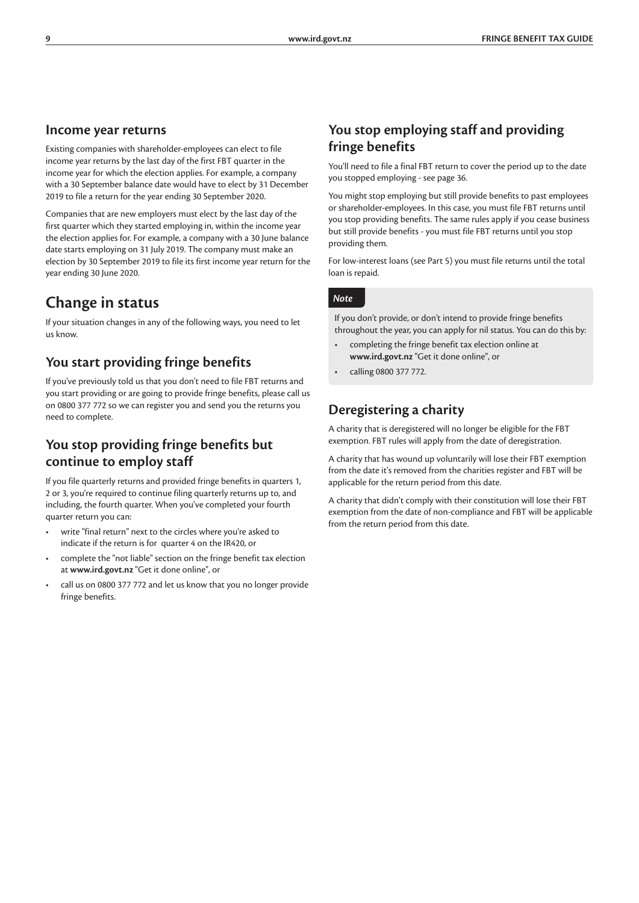### Income year returns

Existing companies with shareholder-employees can elect to file income year returns by the last day of the first FBT quarter in the income year for which the election applies. For example, a company with a 30 September balance date would have to elect by 31 December 2019 to file a return for the year ending 30 September 2020.

Companies that are new employers must elect by the last day of the first quarter which they started employing in, within the income year the election applies for. For example, a company with a 30 June balance date starts employing on 31 July 2019. The company must make an election by 30 September 2019 to file its first income year return for the year ending 30 June 2020.

## Change in status

If your situation changes in any of the following ways, you need to let us know.

### You start providing fringe benefits

If you've previously told us that you don't need to file FBT returns and you start providing or are going to provide fringe benefits, please call us on 0800 377 772 so we can register you and send you the returns you need to complete.

### You stop providing fringe benefits but continue to employ staff

If you file quarterly returns and provided fringe benefits in quarters 1, 2 or 3, you're required to continue filing quarterly returns up to, and including, the fourth quarter. When you've completed your fourth quarter return you can:

- write "final return" next to the circles where you're asked to indicate if the return is for quarter 4 on the IR420, or
- complete the "not liable" section on the fringe benefit tax election at **www.ird.govt.nz** "Get it done online", or
- call us on 0800 377 772 and let us know that you no longer provide fringe benefits.

### You stop employing staff and providing fringe benefits

You'll need to file a final FBT return to cover the period up to the date you stopped employing - see page 36.

You might stop employing but still provide benefits to past employees or shareholder-employees. In this case, you must file FBT returns until you stop providing benefits. The same rules apply if you cease business but still provide benefits - you must file FBT returns until you stop providing them.

For low-interest loans (see Part 5) you must file returns until the total loan is repaid.

*Note*

If you don't provide, or don't intend to provide fringe benefits throughout the year, you can apply for nil status. You can do this by:

- completing the fringe benefit tax election online at **www.ird.govt.nz** "Get it done online", or
- calling 0800 377 772.

### Deregistering a charity

A charity that is deregistered will no longer be eligible for the FBT exemption. FBT rules will apply from the date of deregistration.

A charity that has wound up voluntarily will lose their FBT exemption from the date it's removed from the charities register and FBT will be applicable for the return period from this date.

A charity that didn't comply with their constitution will lose their FBT exemption from the date of non-compliance and FBT will be applicable from the return period from this date.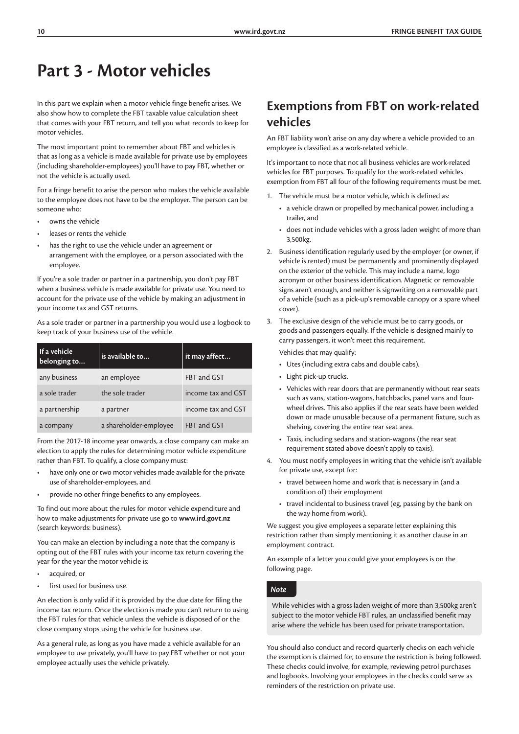# Part 3 - Motor vehicles

In this part we explain when a motor vehicle finge benefit arises. We also show how to complete the FBT taxable value calculation sheet that comes with your FBT return, and tell you what records to keep for motor vehicles.

The most important point to remember about FBT and vehicles is that as long as a vehicle is made available for private use by employees (including shareholder-employees) you'll have to pay FBT, whether or not the vehicle is actually used.

For a fringe benefit to arise the person who makes the vehicle available to the employee does not have to be the employer. The person can be someone who:

- owns the vehicle
- leases or rents the vehicle
- has the right to use the vehicle under an agreement or arrangement with the employee, or a person associated with the employee.

If you're a sole trader or partner in a partnership, you don't pay FBT when a business vehicle is made available for private use. You need to account for the private use of the vehicle by making an adjustment in your income tax and GST returns.

As a sole trader or partner in a partnership you would use a logbook to keep track of your business use of the vehicle.

| If a vehicle belonging to... | is available to... | it may affect... |
|---|---|---|
| any business | an employee | FBT and GST |
| a sole trader | the sole trader | income tax and GST |
| a partnership | a partner | income tax and GST |
| a company | a shareholder-employee | FBT and GST |

From the 2017-18 income year onwards, a close company can make an election to apply the rules for determining motor vehicle expenditure rather than FBT. To qualify, a close company must:

- have only one or two motor vehicles made available for the private use of shareholder-employees, and
- provide no other fringe benefits to any employees.

To find out more about the rules for motor vehicle expenditure and how to make adjustments for private use go to **www.ird.govt.nz** (search keywords: business).

You can make an election by including a note that the company is opting out of the FBT rules with your income tax return covering the year for the year the motor vehicle is:

- acquired, or
- first used for business use.

An election is only valid if it is provided by the due date for filing the income tax return. Once the election is made you can't return to using the FBT rules for that vehicle unless the vehicle is disposed of or the close company stops using the vehicle for business use.

As a general rule, as long as you have made a vehicle available for an employee to use privately, you'll have to pay FBT whether or not your employee actually uses the vehicle privately.

## Exemptions from FBT on work-related vehicles

An FBT liability won't arise on any day where a vehicle provided to an employee is classified as a work-related vehicle.

It's important to note that not all business vehicles are work-related vehicles for FBT purposes. To qualify for the work-related vehicles exemption from FBT all four of the following requirements must be met.

1. The vehicle must be a motor vehicle, which is defined as:
   - a vehicle drawn or propelled by mechanical power, including a trailer, and
   - does not include vehicles with a gross laden weight of more than 3,500kg.
2. Business identification regularly used by the employer (or owner, if vehicle is rented) must be permanently and prominently displayed on the exterior of the vehicle. This may include a name, logo acronym or other business identification. Magnetic or removable signs aren't enough, and neither is signwriting on a removable part of a vehicle (such as a pick-up's removable canopy or a spare wheel cover).
3. The exclusive design of the vehicle must be to carry goods, or goods and passengers equally. If the vehicle is designed mainly to carry passengers, it won't meet this requirement.

   Vehicles that may qualify:
   - Utes (including extra cabs and double cabs).
   - Light pick-up trucks.
   - Vehicles with rear doors that are permanently without rear seats such as vans, station-wagons, hatchbacks, panel vans and four-wheel drives. This also applies if the rear seats have been welded down or made unusable because of a permanent fixture, such as shelving, covering the entire rear seat area.
   - Taxis, including sedans and station-wagons (the rear seat requirement stated above doesn't apply to taxis).
4. You must notify employees in writing that the vehicle isn't available for private use, except for:
   - travel between home and work that is necessary in (and a condition of) their employment
   - travel incidental to business travel (eg, passing by the bank on the way home from work).

We suggest you give employees a separate letter explaining this restriction rather than simply mentioning it as another clause in an employment contract.

An example of a letter you could give your employees is on the following page.

***Note***

While vehicles with a gross laden weight of more than 3,500kg aren't subject to the motor vehicle FBT rules, an unclassified benefit may arise where the vehicle has been used for private transportation.

You should also conduct and record quarterly checks on each vehicle the exemption is claimed for, to ensure the restriction is being followed. These checks could involve, for example, reviewing petrol purchases and logbooks. Involving your employees in the checks could serve as reminders of the restriction on private use.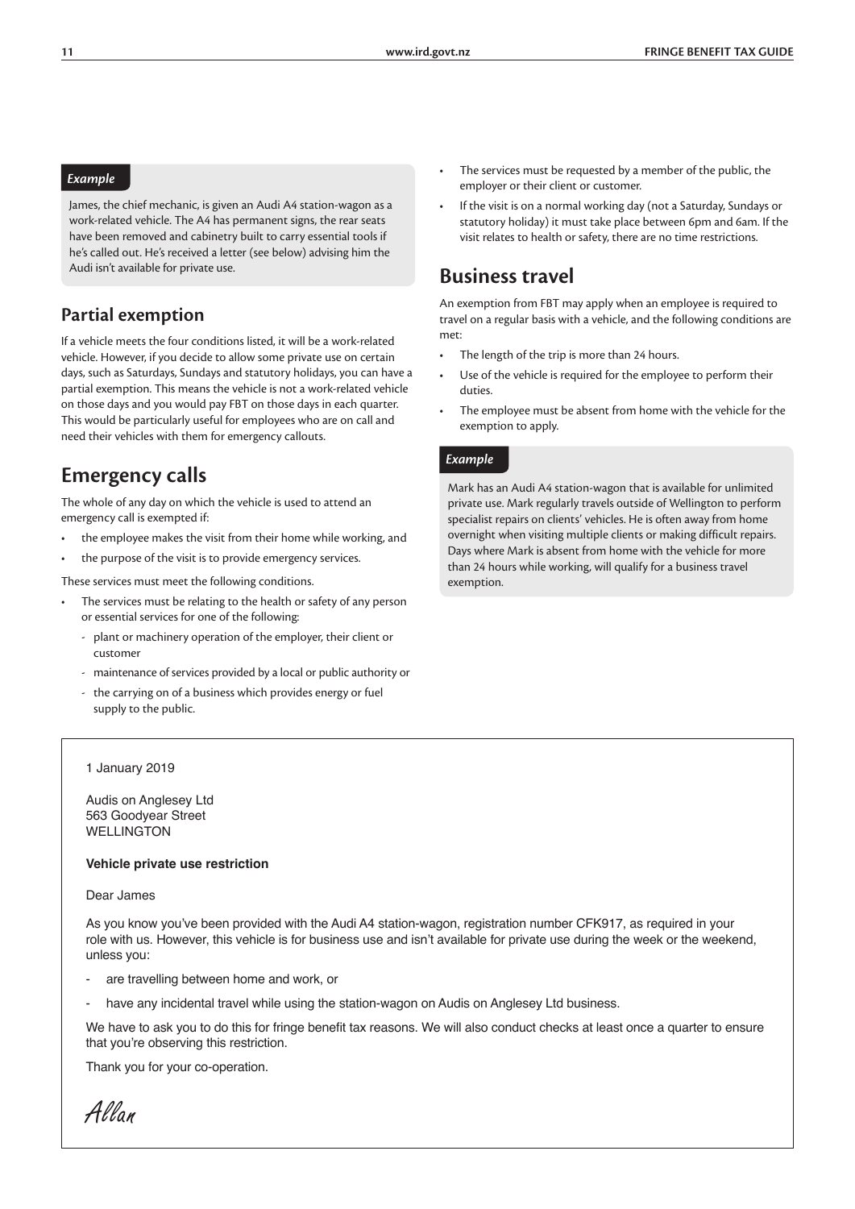*Example*

James, the chief mechanic, is given an Audi A4 station-wagon as a work-related vehicle. The A4 has permanent signs, the rear seats have been removed and cabinetry built to carry essential tools if he's called out. He's received a letter (see below) advising him the Audi isn't available for private use.

### Partial exemption

If a vehicle meets the four conditions listed, it will be a work-related vehicle. However, if you decide to allow some private use on certain days, such as Saturdays, Sundays and statutory holidays, you can have a partial exemption. This means the vehicle is not a work-related vehicle on those days and you would pay FBT on those days in each quarter. This would be particularly useful for employees who are on call and need their vehicles with them for emergency callouts.

## Emergency calls

The whole of any day on which the vehicle is used to attend an emergency call is exempted if:

- the employee makes the visit from their home while working, and
- the purpose of the visit is to provide emergency services.

These services must meet the following conditions.

- The services must be relating to the health or safety of any person or essential services for one of the following:
  - plant or machinery operation of the employer, their client or customer
  - maintenance of services provided by a local or public authority or
  - the carrying on of a business which provides energy or fuel supply to the public.
- The services must be requested by a member of the public, the employer or their client or customer.
- If the visit is on a normal working day (not a Saturday, Sundays or statutory holiday) it must take place between 6pm and 6am. If the visit relates to health or safety, there are no time restrictions.

## Business travel

An exemption from FBT may apply when an employee is required to travel on a regular basis with a vehicle, and the following conditions are met:

- The length of the trip is more than 24 hours.
- Use of the vehicle is required for the employee to perform their duties.
- The employee must be absent from home with the vehicle for the exemption to apply.

*Example*

Mark has an Audi A4 station-wagon that is available for unlimited private use. Mark regularly travels outside of Wellington to perform specialist repairs on clients' vehicles. He is often away from home overnight when visiting multiple clients or making difficult repairs. Days where Mark is absent from home with the vehicle for more than 24 hours while working, will qualify for a business travel exemption.

---

1 January 2019

Audis on Anglesey Ltd
563 Goodyear Street
WELLINGTON

**Vehicle private use restriction**

Dear James

As you know you've been provided with the Audi A4 station-wagon, registration number CFK917, as required in your role with us. However, this vehicle is for business use and isn't available for private use during the week or the weekend, unless you:

- are travelling between home and work, or
- have any incidental travel while using the station-wagon on Audis on Anglesey Ltd business.

We have to ask you to do this for fringe benefit tax reasons. We will also conduct checks at least once a quarter to ensure that you're observing this restriction.

Thank you for your co-operation.

*Allan*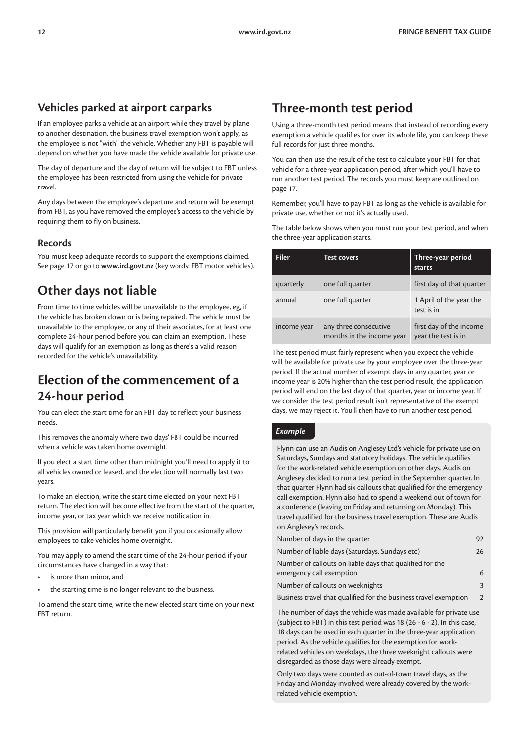## Vehicles parked at airport carparks

If an employee parks a vehicle at an airport while they travel by plane to another destination, the business travel exemption won't apply, as the employee is not "with" the vehicle. Whether any FBT is payable will depend on whether you have made the vehicle available for private use.

The day of departure and the day of return will be subject to FBT unless the employee has been restricted from using the vehicle for private travel.

Any days between the employee's departure and return will be exempt from FBT, as you have removed the employee's access to the vehicle by requiring them to fly on business.

### Records

You must keep adequate records to support the exemptions claimed. See page 17 or go to **www.ird.govt.nz** (key words: FBT motor vehicles).

## Other days not liable

From time to time vehicles will be unavailable to the employee, eg, if the vehicle has broken down or is being repaired. The vehicle must be unavailable to the employee, or any of their associates, for at least one complete 24-hour period before you can claim an exemption. These days will qualify for an exemption as long as there's a valid reason recorded for the vehicle's unavailability.

## Election of the commencement of a 24-hour period

You can elect the start time for an FBT day to reflect your business needs.

This removes the anomaly where two days' FBT could be incurred when a vehicle was taken home overnight.

If you elect a start time other than midnight you'll need to apply it to all vehicles owned or leased, and the election will normally last two years.

To make an election, write the start time elected on your next FBT return. The election will become effective from the start of the quarter, income year, or tax year which we receive notification in.

This provision will particularly benefit you if you occasionally allow employees to take vehicles home overnight.

You may apply to amend the start time of the 24-hour period if your circumstances have changed in a way that:

- is more than minor, and
- the starting time is no longer relevant to the business.

To amend the start time, write the new elected start time on your next FBT return.

## Three-month test period

Using a three-month test period means that instead of recording every exemption a vehicle qualifies for over its whole life, you can keep these full records for just three months.

You can then use the result of the test to calculate your FBT for that vehicle for a three-year application period, after which you'll have to run another test period. The records you must keep are outlined on page 17.

Remember, you'll have to pay FBT as long as the vehicle is available for private use, whether or not it's actually used.

The table below shows when you must run your test period, and when the three-year application starts.

| Filer | Test covers | Three-year period starts |
|---|---|---|
| quarterly | one full quarter | first day of that quarter |
| annual | one full quarter | 1 April of the year the test is in |
| income year | any three consecutive months in the income year | first day of the income year the test is in |

The test period must fairly represent when you expect the vehicle will be available for private use by your employee over the three-year period. If the actual number of exempt days in any quarter, year or income year is 20% higher than the test period result, the application period will end on the last day of that quarter, year or income year. If we consider the test period result isn't representative of the exempt days, we may reject it. You'll then have to run another test period.

*Example*

Flynn can use an Audis on Anglesey Ltd's vehicle for private use on Saturdays, Sundays and statutory holidays. The vehicle qualifies for the work-related vehicle exemption on other days. Audis on Anglesey decided to run a test period in the September quarter. In that quarter Flynn had six callouts that qualified for the emergency call exemption. Flynn also had to spend a weekend out of town for a conference (leaving on Friday and returning on Monday). This travel qualified for the business travel exemption. These are Audis on Anglesey's records.

| | |
|---|---|
| Number of days in the quarter | 92 |
| Number of liable days (Saturdays, Sundays etc) | 26 |
| Number of callouts on liable days that qualified for the emergency call exemption | 6 |
| Number of callouts on weeknights | 3 |
| Business travel that qualified for the business travel exemption | 2 |

The number of days the vehicle was made available for private use (subject to FBT) in this test period was 18 (26 - 6 - 2). In this case, 18 days can be used in each quarter in the three-year application period. As the vehicle qualifies for the exemption for work-related vehicles on weekdays, the three weeknight callouts were disregarded as those days were already exempt.

Only two days were counted as out-of-town travel days, as the Friday and Monday involved were already covered by the work-related vehicle exemption.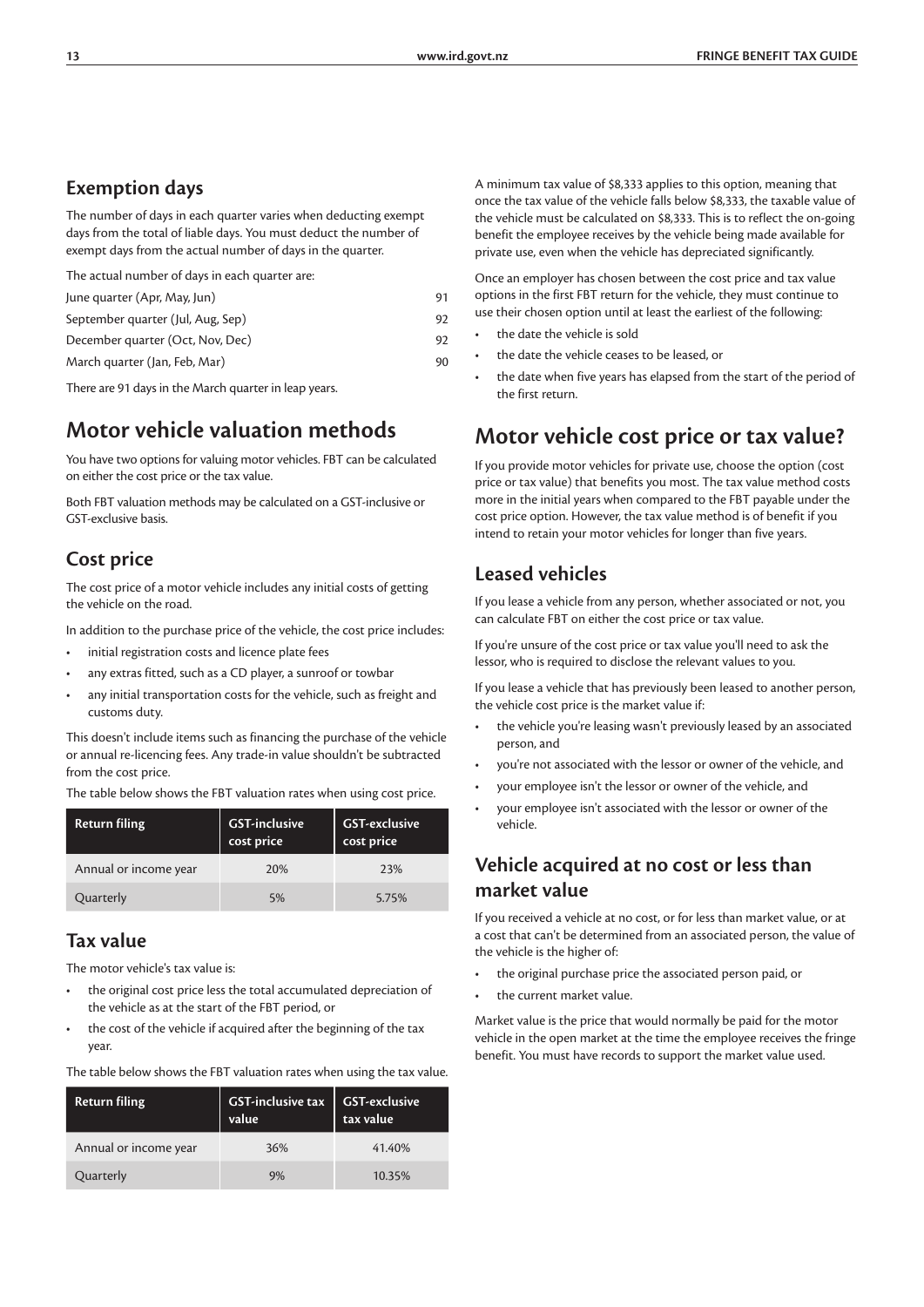## Exemption days

The number of days in each quarter varies when deducting exempt days from the total of liable days. You must deduct the number of exempt days from the actual number of days in the quarter.

The actual number of days in each quarter are:

| | |
|---|---|
| June quarter (Apr, May, Jun) | 91 |
| September quarter (Jul, Aug, Sep) | 92 |
| December quarter (Oct, Nov, Dec) | 92 |
| March quarter (Jan, Feb, Mar) | 90 |

There are 91 days in the March quarter in leap years.

# Motor vehicle valuation methods

You have two options for valuing motor vehicles. FBT can be calculated on either the cost price or the tax value.

Both FBT valuation methods may be calculated on a GST-inclusive or GST-exclusive basis.

## Cost price

The cost price of a motor vehicle includes any initial costs of getting the vehicle on the road.

In addition to the purchase price of the vehicle, the cost price includes:

- initial registration costs and licence plate fees
- any extras fitted, such as a CD player, a sunroof or towbar
- any initial transportation costs for the vehicle, such as freight and customs duty.

This doesn't include items such as financing the purchase of the vehicle or annual re-licencing fees. Any trade-in value shouldn't be subtracted from the cost price.

The table below shows the FBT valuation rates when using cost price.

| Return filing | GST-inclusive cost price | GST-exclusive cost price |
|---|---|---|
| Annual or income year | 20% | 23% |
| Quarterly | 5% | 5.75% |

## Tax value

The motor vehicle's tax value is:

- the original cost price less the total accumulated depreciation of the vehicle as at the start of the FBT period, or
- the cost of the vehicle if acquired after the beginning of the tax year.

The table below shows the FBT valuation rates when using the tax value.

| Return filing | GST-inclusive tax value | GST-exclusive tax value |
|---|---|---|
| Annual or income year | 36% | 41.40% |
| Quarterly | 9% | 10.35% |

A minimum tax value of $8,333 applies to this option, meaning that once the tax value of the vehicle falls below $8,333, the taxable value of the vehicle must be calculated on $8,333. This is to reflect the on-going benefit the employee receives by the vehicle being made available for private use, even when the vehicle has depreciated significantly.

Once an employer has chosen between the cost price and tax value options in the first FBT return for the vehicle, they must continue to use their chosen option until at least the earliest of the following:

- the date the vehicle is sold
- the date the vehicle ceases to be leased, or
- the date when five years has elapsed from the start of the period of the first return.

# Motor vehicle cost price or tax value?

If you provide motor vehicles for private use, choose the option (cost price or tax value) that benefits you most. The tax value method costs more in the initial years when compared to the FBT payable under the cost price option. However, the tax value method is of benefit if you intend to retain your motor vehicles for longer than five years.

## Leased vehicles

If you lease a vehicle from any person, whether associated or not, you can calculate FBT on either the cost price or tax value.

If you're unsure of the cost price or tax value you'll need to ask the lessor, who is required to disclose the relevant values to you.

If you lease a vehicle that has previously been leased to another person, the vehicle cost price is the market value if:

- the vehicle you're leasing wasn't previously leased by an associated person, and
- you're not associated with the lessor or owner of the vehicle, and
- your employee isn't the lessor or owner of the vehicle, and
- your employee isn't associated with the lessor or owner of the vehicle.

## Vehicle acquired at no cost or less than market value

If you received a vehicle at no cost, or for less than market value, or at a cost that can't be determined from an associated person, the value of the vehicle is the higher of:

- the original purchase price the associated person paid, or
- the current market value.

Market value is the price that would normally be paid for the motor vehicle in the open market at the time the employee receives the fringe benefit. You must have records to support the market value used.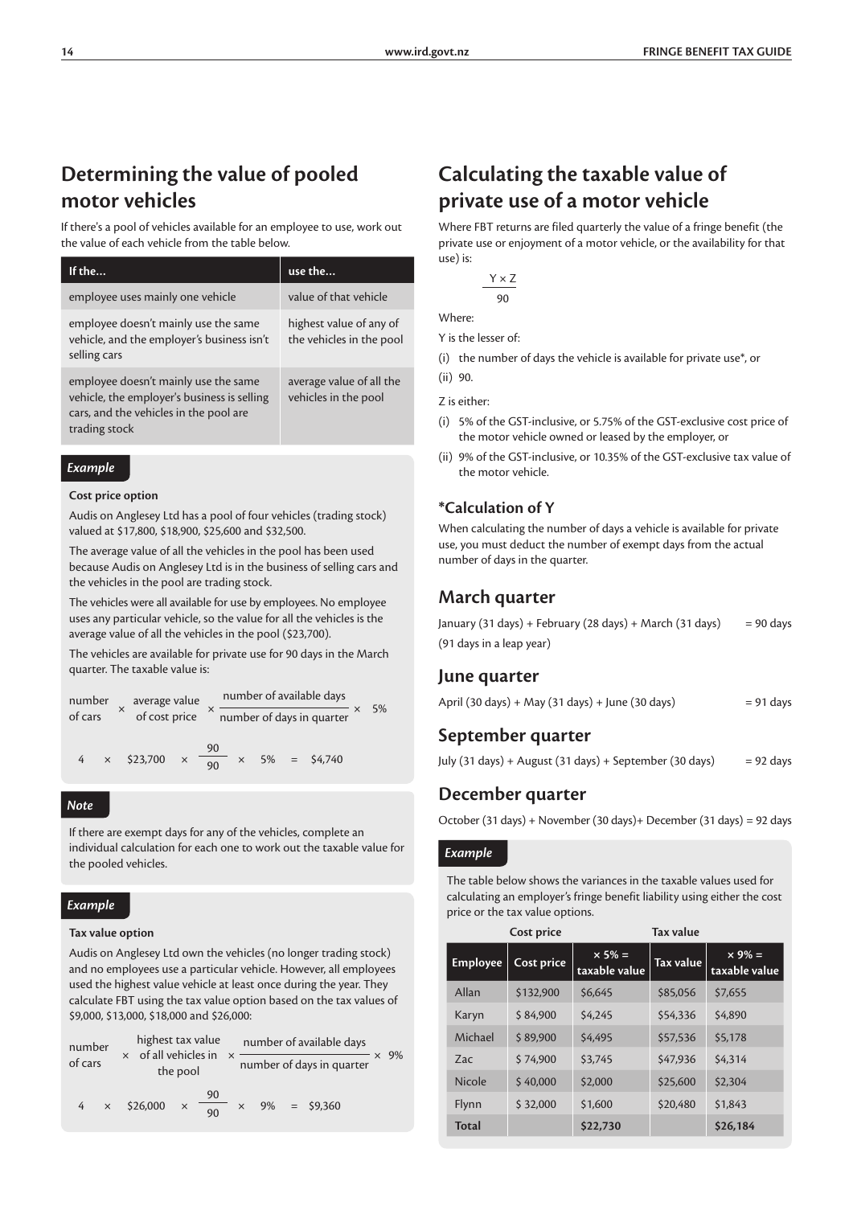## Determining the value of pooled motor vehicles

If there's a pool of vehicles available for an employee to use, work out the value of each vehicle from the table below.

| If the... | use the... |
|---|---|
| employee uses mainly one vehicle | value of that vehicle |
| employee doesn't mainly use the same vehicle, and the employer's business isn't selling cars | highest value of any of the vehicles in the pool |
| employee doesn't mainly use the same vehicle, the employer's business is selling cars, and the vehicles in the pool are trading stock | average value of all the vehicles in the pool |

*Example*

**Cost price option**

Audis on Anglesey Ltd has a pool of four vehicles (trading stock) valued at $17,800, $18,900, $25,600 and $32,500.

The average value of all the vehicles in the pool has been used because Audis on Anglesey Ltd is in the business of selling cars and the vehicles in the pool are trading stock.

The vehicles were all available for use by employees. No employee uses any particular vehicle, so the value for all the vehicles is the average value of all the vehicles in the pool ($23,700).

The vehicles are available for private use for 90 days in the March quarter. The taxable value is:

$$\text{number of cars} \times \text{average value of cost price} \times \frac{\text{number of available days}}{\text{number of days in quarter}} \times 5\%$$

$$4 \times \$23{,}700 \times \frac{90}{90} \times 5\% = \$4{,}740$$

*Note*

If there are exempt days for any of the vehicles, complete an individual calculation for each one to work out the taxable value for the pooled vehicles.

*Example*

**Tax value option**

Audis on Anglesey Ltd own the vehicles (no longer trading stock) and no employees use a particular vehicle. However, all employees used the highest value vehicle at least once during the year. They calculate FBT using the tax value option based on the tax values of $9,000, $13,000, $18,000 and $26,000:

$$\text{number of cars} \times \text{highest tax value of all vehicles in the pool} \times \frac{\text{number of available days}}{\text{number of days in quarter}} \times 9\%$$

$$4 \times \$26{,}000 \times \frac{90}{90} \times 9\% = \$9{,}360$$

## Calculating the taxable value of private use of a motor vehicle

Where FBT returns are filed quarterly the value of a fringe benefit (the private use or enjoyment of a motor vehicle, or the availability for that use) is:

$$\frac{Y \times Z}{90}$$

Where:

Y is the lesser of:

(i) the number of days the vehicle is available for private use*, or

(ii) 90.

Z is either:

(i) 5% of the GST-inclusive, or 5.75% of the GST-exclusive cost price of the motor vehicle owned or leased by the employer, or

(ii) 9% of the GST-inclusive, or 10.35% of the GST-exclusive tax value of the motor vehicle.

### *Calculation of Y

When calculating the number of days a vehicle is available for private use, you must deduct the number of exempt days from the actual number of days in the quarter.

## March quarter

January (31 days) + February (28 days) + March (31 days) = 90 days

(91 days in a leap year)

## June quarter

April (30 days) + May (31 days) + June (30 days) = 91 days

## September quarter

July (31 days) + August (31 days) + September (30 days) = 92 days

## December quarter

October (31 days) + November (30 days)+ December (31 days) = 92 days

*Example*

The table below shows the variances in the taxable values used for calculating an employer's fringe benefit liability using either the cost price or the tax value options.

| | Cost price | | Tax value | |
|---|---|---|---|---|
| **Employee** | **Cost price** | **× 5% = taxable value** | **Tax value** | **× 9% = taxable value** |
| Allan | $132,900 | $6,645 | $85,056 | $7,655 |
| Karyn | $ 84,900 | $4,245 | $54,336 | $4,890 |
| Michael | $ 89,900 | $4,495 | $57,536 | $5,178 |
| Zac | $ 74,900 | $3,745 | $47,936 | $4,314 |
| Nicole | $ 40,000 | $2,000 | $25,600 | $2,304 |
| Flynn | $ 32,000 | $1,600 | $20,480 | $1,843 |
| **Total** | | **$22,730** | | **$26,184** |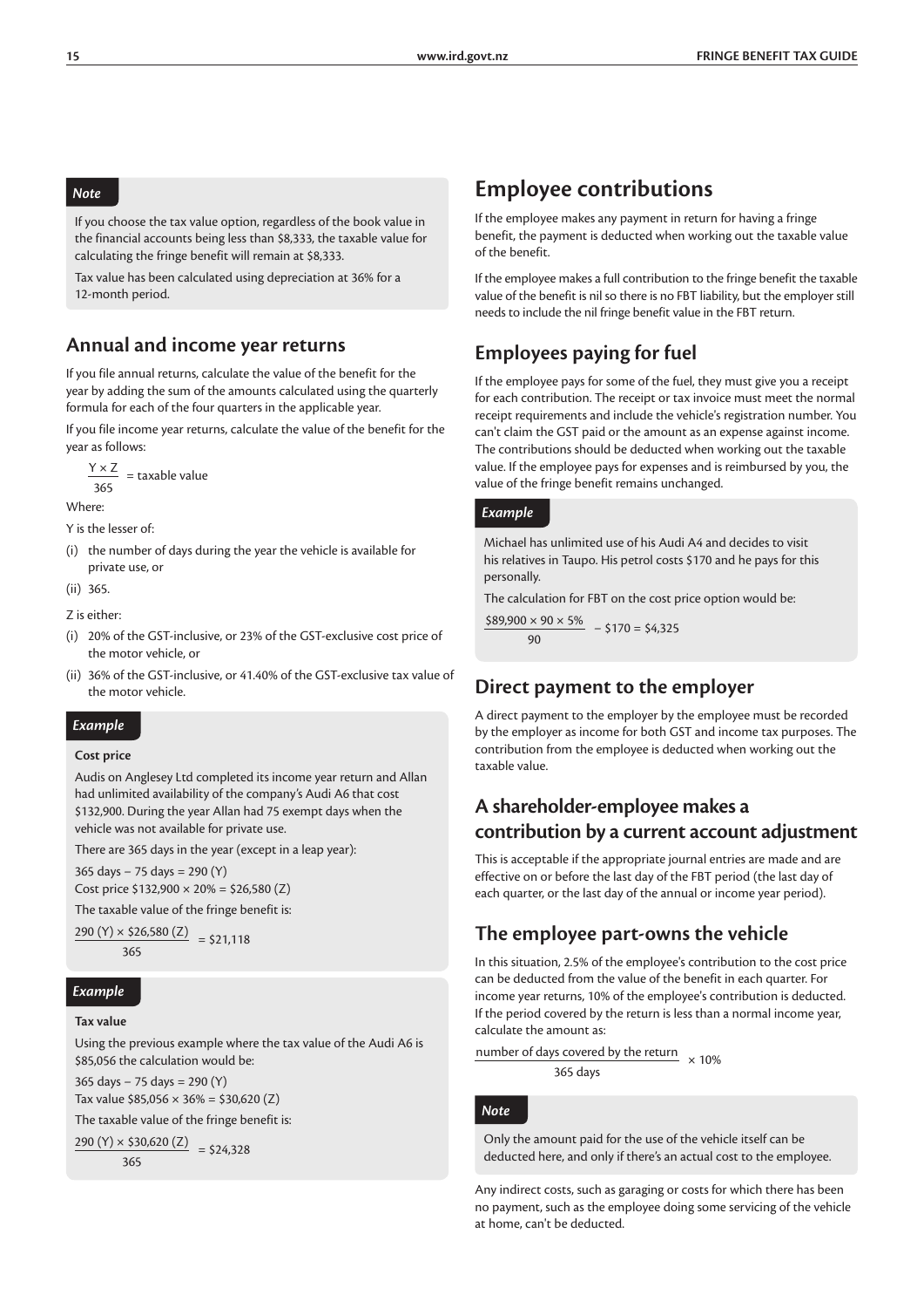> *Note*
>
> If you choose the tax value option, regardless of the book value in the financial accounts being less than $8,333, the taxable value for calculating the fringe benefit will remain at $8,333.
>
> Tax value has been calculated using depreciation at 36% for a 12-month period.

## Annual and income year returns

If you file annual returns, calculate the value of the benefit for the year by adding the sum of the amounts calculated using the quarterly formula for each of the four quarters in the applicable year.

If you file income year returns, calculate the value of the benefit for the year as follows:

$$\frac{Y \times Z}{365} = \text{taxable value}$$

Where:

Y is the lesser of:

(i) the number of days during the year the vehicle is available for private use, or

(ii) 365.

Z is either:

(i) 20% of the GST-inclusive, or 23% of the GST-exclusive cost price of the motor vehicle, or

(ii) 36% of the GST-inclusive, or 41.40% of the GST-exclusive tax value of the motor vehicle.

> *Example*
>
> **Cost price**
>
> Audis on Anglesey Ltd completed its income year return and Allan had unlimited availability of the company's Audi A6 that cost $132,900. During the year Allan had 75 exempt days when the vehicle was not available for private use.
>
> There are 365 days in the year (except in a leap year):
>
> 365 days – 75 days = 290 (Y)
>
> Cost price $132,900 × 20% = $26,580 (Z)
>
> The taxable value of the fringe benefit is:
>
> $$\frac{290\ (Y) \times \$26,580\ (Z)}{365} = \$21,118$$

> *Example*
>
> **Tax value**
>
> Using the previous example where the tax value of the Audi A6 is $85,056 the calculation would be:
>
> 365 days – 75 days = 290 (Y)
>
> Tax value $85,056 × 36% = $30,620 (Z)
>
> The taxable value of the fringe benefit is:
>
> $$\frac{290\ (Y) \times \$30,620\ (Z)}{365} = \$24,328$$

# Employee contributions

If the employee makes any payment in return for having a fringe benefit, the payment is deducted when working out the taxable value of the benefit.

If the employee makes a full contribution to the fringe benefit the taxable value of the benefit is nil so there is no FBT liability, but the employer still needs to include the nil fringe benefit value in the FBT return.

## Employees paying for fuel

If the employee pays for some of the fuel, they must give you a receipt for each contribution. The receipt or tax invoice must meet the normal receipt requirements and include the vehicle's registration number. You can't claim the GST paid or the amount as an expense against income. The contributions should be deducted when working out the taxable value. If the employee pays for expenses and is reimbursed by you, the value of the fringe benefit remains unchanged.

> *Example*
>
> Michael has unlimited use of his Audi A4 and decides to visit his relatives in Taupo. His petrol costs $170 and he pays for this personally.
>
> The calculation for FBT on the cost price option would be:
>
> $$\frac{\$89,900 \times 90 \times 5\%}{90} - \$170 = \$4,325$$

## Direct payment to the employer

A direct payment to the employer by the employee must be recorded by the employer as income for both GST and income tax purposes. The contribution from the employee is deducted when working out the taxable value.

## A shareholder-employee makes a contribution by a current account adjustment

This is acceptable if the appropriate journal entries are made and are effective on or before the last day of the FBT period (the last day of each quarter, or the last day of the annual or income year period).

## The employee part-owns the vehicle

In this situation, 2.5% of the employee's contribution to the cost price can be deducted from the value of the benefit in each quarter. For income year returns, 10% of the employee's contribution is deducted. If the period covered by the return is less than a normal income year, calculate the amount as:

$$\frac{\text{number of days covered by the return}}{365 \text{ days}} \times 10\%$$

> *Note*
>
> Only the amount paid for the use of the vehicle itself can be deducted here, and only if there's an actual cost to the employee.

Any indirect costs, such as garaging or costs for which there has been no payment, such as the employee doing some servicing of the vehicle at home, can't be deducted.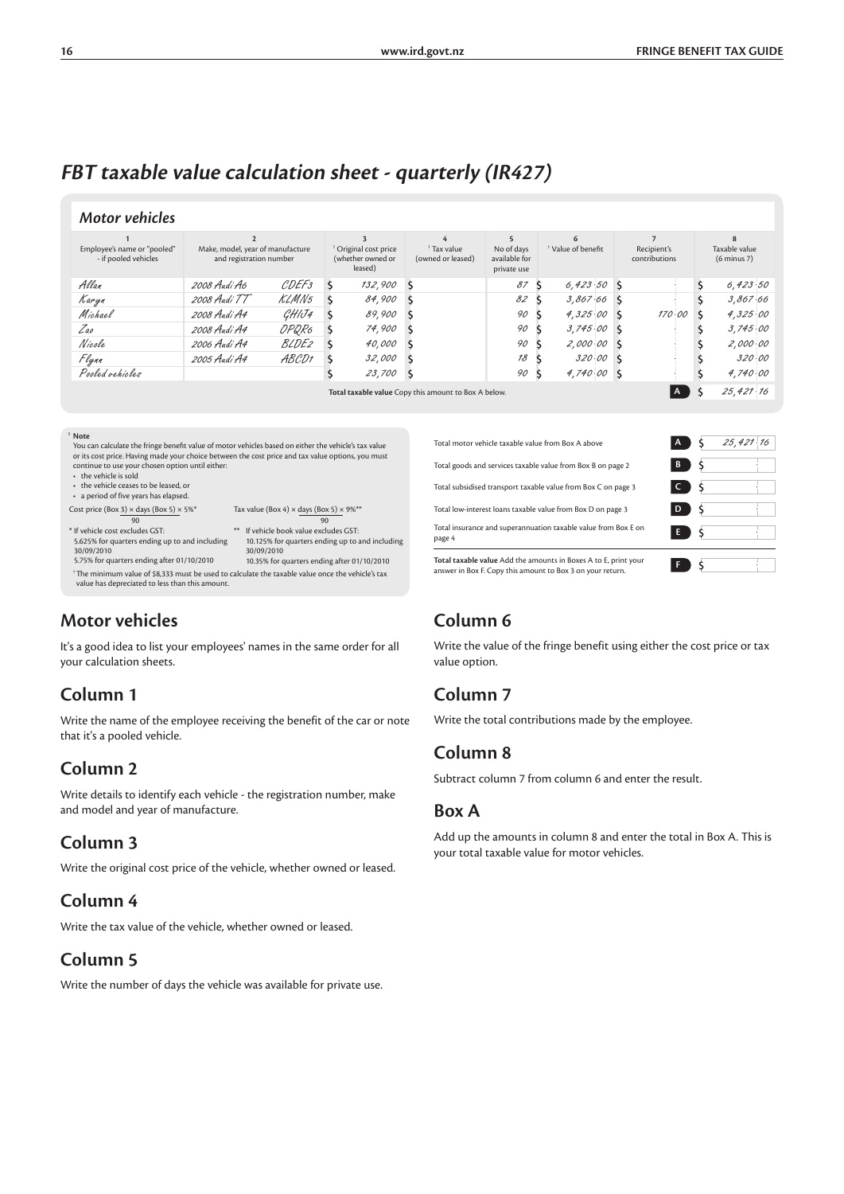# FBT taxable value calculation sheet - quarterly (IR427)

## Motor vehicles

| 1<br>Employee's name or "pooled" - if pooled vehicles | 2<br>Make, model, year of manufacture and registration number | | 3<br>[1] Original cost price (whether owned or leased) | 4<br>[1] Tax value (owned or leased) | 5<br>No of days available for private use | 6<br>[1] Value of benefit | 7<br>Recipient's contributions | 8<br>Taxable value (6 minus 7) |
|---|---|---|---|---|---|---|---|---|
| Allan | 2008 Audi A6 | CDEF3 | $ 132,900 | $ | 87 | $ 6,423·50 | $ | $ 6,423·50 |
| Karyn | 2008 Audi TT | KLMN5 | $ 84,900 | $ | 82 | $ 3,867·66 | $ | $ 3,867·66 |
| Michael | 2008 Audi A4 | GHIJ4 | $ 89,900 | $ | 90 | $ 4,325·00 | $ 170·00 | $ 4,325·00 |
| Zao | 2008 Audi A4 | OPQR6 | $ 74,900 | $ | 90 | $ 3,745·00 | $ | $ 3,745·00 |
| Nicole | 2006 Audi A4 | BLDE2 | $ 40,000 | $ | 90 | $ 2,000·00 | $ | $ 2,000·00 |
| Flynn | 2005 Audi A4 | ABCD1 | $ 32,000 | $ | 18 | $ 320·00 | $ | $ 320·00 |
| Pooled vehicles | | | $ 23,700 | $ | 90 | $ 4,740·00 | $ | $ 4,740·00 |
| **Total taxable value** Copy this amount to Box A below. | | | | | | | **A** | $ 25,421·16 |

[1] **Note**

You can calculate the fringe benefit value of motor vehicles based on either the vehicle's tax value or its cost price. Having made your choice between the cost price and tax value options, you must continue to use your chosen option until either:

- the vehicle is sold
- the vehicle ceases to be leased, or
- a period of five years has elapsed.

Cost price (Box 3) × days (Box 5) × 5%* / 90

Tax value (Box 4) × days (Box 5) × 9%** / 90

\* If vehicle cost excludes GST:
5.625% for quarters ending up to and including 30/09/2010
5.75% for quarters ending after 01/10/2010

\*\* If vehicle book value excludes GST:
10.125% for quarters ending up to and including 30/09/2010
10.35% for quarters ending after 01/10/2010

[1] The minimum value of $8,333 must be used to calculate the taxable value once the vehicle's tax value has depreciated to less than this amount.

| | | |
|---|---|---|
| Total motor vehicle taxable value from Box A above | A | $ 25,421·16 |
| Total goods and services taxable value from Box B on page 2 | B | $ |
| Total subsidised transport taxable value from Box C on page 3 | C | $ |
| Total low-interest loans taxable value from Box D on page 3 | D | $ |
| Total insurance and superannuation taxable value from Box E on page 4 | E | $ |
| **Total taxable value** Add the amounts in Boxes A to E, print your answer in Box F. Copy this amount to Box 3 on your return. | F | $ |

## Motor vehicles

It's a good idea to list your employees' names in the same order for all your calculation sheets.

## Column 1

Write the name of the employee receiving the benefit of the car or note that it's a pooled vehicle.

## Column 2

Write details to identify each vehicle - the registration number, make and model and year of manufacture.

## Column 3

Write the original cost price of the vehicle, whether owned or leased.

## Column 4

Write the tax value of the vehicle, whether owned or leased.

## Column 5

Write the number of days the vehicle was available for private use.

## Column 6

Write the value of the fringe benefit using either the cost price or tax value option.

## Column 7

Write the total contributions made by the employee.

## Column 8

Subtract column 7 from column 6 and enter the result.

## Box A

Add up the amounts in column 8 and enter the total in Box A. This is your total taxable value for motor vehicles.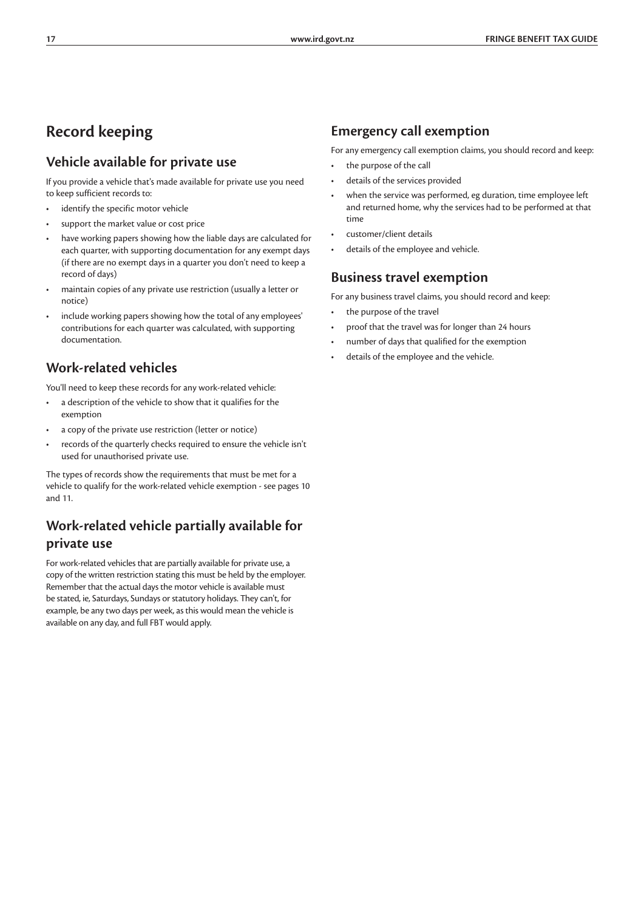# Record keeping

## Vehicle available for private use

If you provide a vehicle that's made available for private use you need to keep sufficient records to:

- identify the specific motor vehicle
- support the market value or cost price
- have working papers showing how the liable days are calculated for each quarter, with supporting documentation for any exempt days (if there are no exempt days in a quarter you don't need to keep a record of days)
- maintain copies of any private use restriction (usually a letter or notice)
- include working papers showing how the total of any employees' contributions for each quarter was calculated, with supporting documentation.

## Work-related vehicles

You'll need to keep these records for any work-related vehicle:

- a description of the vehicle to show that it qualifies for the exemption
- a copy of the private use restriction (letter or notice)
- records of the quarterly checks required to ensure the vehicle isn't used for unauthorised private use.

The types of records show the requirements that must be met for a vehicle to qualify for the work-related vehicle exemption - see pages 10 and 11.

## Work-related vehicle partially available for private use

For work-related vehicles that are partially available for private use, a copy of the written restriction stating this must be held by the employer. Remember that the actual days the motor vehicle is available must be stated, ie, Saturdays, Sundays or statutory holidays. They can't, for example, be any two days per week, as this would mean the vehicle is available on any day, and full FBT would apply.

## Emergency call exemption

For any emergency call exemption claims, you should record and keep:

- the purpose of the call
- details of the services provided
- when the service was performed, eg duration, time employee left and returned home, why the services had to be performed at that time
- customer/client details
- details of the employee and vehicle.

## Business travel exemption

For any business travel claims, you should record and keep:

- the purpose of the travel
- proof that the travel was for longer than 24 hours
- number of days that qualified for the exemption
- details of the employee and the vehicle.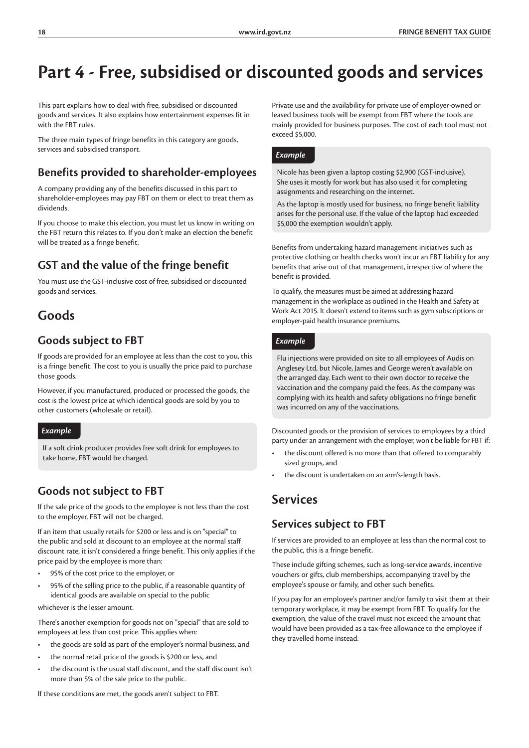# Part 4 - Free, subsidised or discounted goods and services

This part explains how to deal with free, subsidised or discounted goods and services. It also explains how entertainment expenses fit in with the FBT rules.

The three main types of fringe benefits in this category are goods, services and subsidised transport.

## Benefits provided to shareholder-employees

A company providing any of the benefits discussed in this part to shareholder-employees may pay FBT on them or elect to treat them as dividends.

If you choose to make this election, you must let us know in writing on the FBT return this relates to. If you don't make an election the benefit will be treated as a fringe benefit.

## GST and the value of the fringe benefit

You must use the GST-inclusive cost of free, subsidised or discounted goods and services.

# Goods

## Goods subject to FBT

If goods are provided for an employee at less than the cost to you, this is a fringe benefit. The cost to you is usually the price paid to purchase those goods.

However, if you manufactured, produced or processed the goods, the cost is the lowest price at which identical goods are sold by you to other customers (wholesale or retail).

*Example*

If a soft drink producer provides free soft drink for employees to take home, FBT would be charged.

## Goods not subject to FBT

If the sale price of the goods to the employee is not less than the cost to the employer, FBT will not be charged.

If an item that usually retails for $200 or less and is on "special" to the public and sold at discount to an employee at the normal staff discount rate, it isn't considered a fringe benefit. This only applies if the price paid by the employee is more than:

- 95% of the cost price to the employer, or
- 95% of the selling price to the public, if a reasonable quantity of identical goods are available on special to the public

whichever is the lesser amount.

There's another exemption for goods not on "special" that are sold to employees at less than cost price. This applies when:

- the goods are sold as part of the employer's normal business, and
- the normal retail price of the goods is $200 or less, and
- the discount is the usual staff discount, and the staff discount isn't more than 5% of the sale price to the public.

If these conditions are met, the goods aren't subject to FBT.

Private use and the availability for private use of employer-owned or leased business tools will be exempt from FBT where the tools are mainly provided for business purposes. The cost of each tool must not exceed $5,000.

*Example*

Nicole has been given a laptop costing $2,900 (GST-inclusive). She uses it mostly for work but has also used it for completing assignments and researching on the internet.

As the laptop is mostly used for business, no fringe benefit liability arises for the personal use. If the value of the laptop had exceeded $5,000 the exemption wouldn't apply.

Benefits from undertaking hazard management initiatives such as protective clothing or health checks won't incur an FBT liability for any benefits that arise out of that management, irrespective of where the benefit is provided.

To qualify, the measures must be aimed at addressing hazard management in the workplace as outlined in the Health and Safety at Work Act 2015. It doesn't extend to items such as gym subscriptions or employer-paid health insurance premiums.

*Example*

Flu injections were provided on site to all employees of Audis on Anglesey Ltd, but Nicole, James and George weren't available on the arranged day. Each went to their own doctor to receive the vaccination and the company paid the fees. As the company was complying with its health and safety obligations no fringe benefit was incurred on any of the vaccinations.

Discounted goods or the provision of services to employees by a third party under an arrangement with the employer, won't be liable for FBT if:

- the discount offered is no more than that offered to comparably sized groups, and
- the discount is undertaken on an arm's-length basis.

# Services

## Services subject to FBT

If services are provided to an employee at less than the normal cost to the public, this is a fringe benefit.

These include gifting schemes, such as long-service awards, incentive vouchers or gifts, club memberships, accompanying travel by the employee's spouse or family, and other such benefits.

If you pay for an employee's partner and/or family to visit them at their temporary workplace, it may be exempt from FBT. To qualify for the exemption, the value of the travel must not exceed the amount that would have been provided as a tax-free allowance to the employee if they travelled home instead.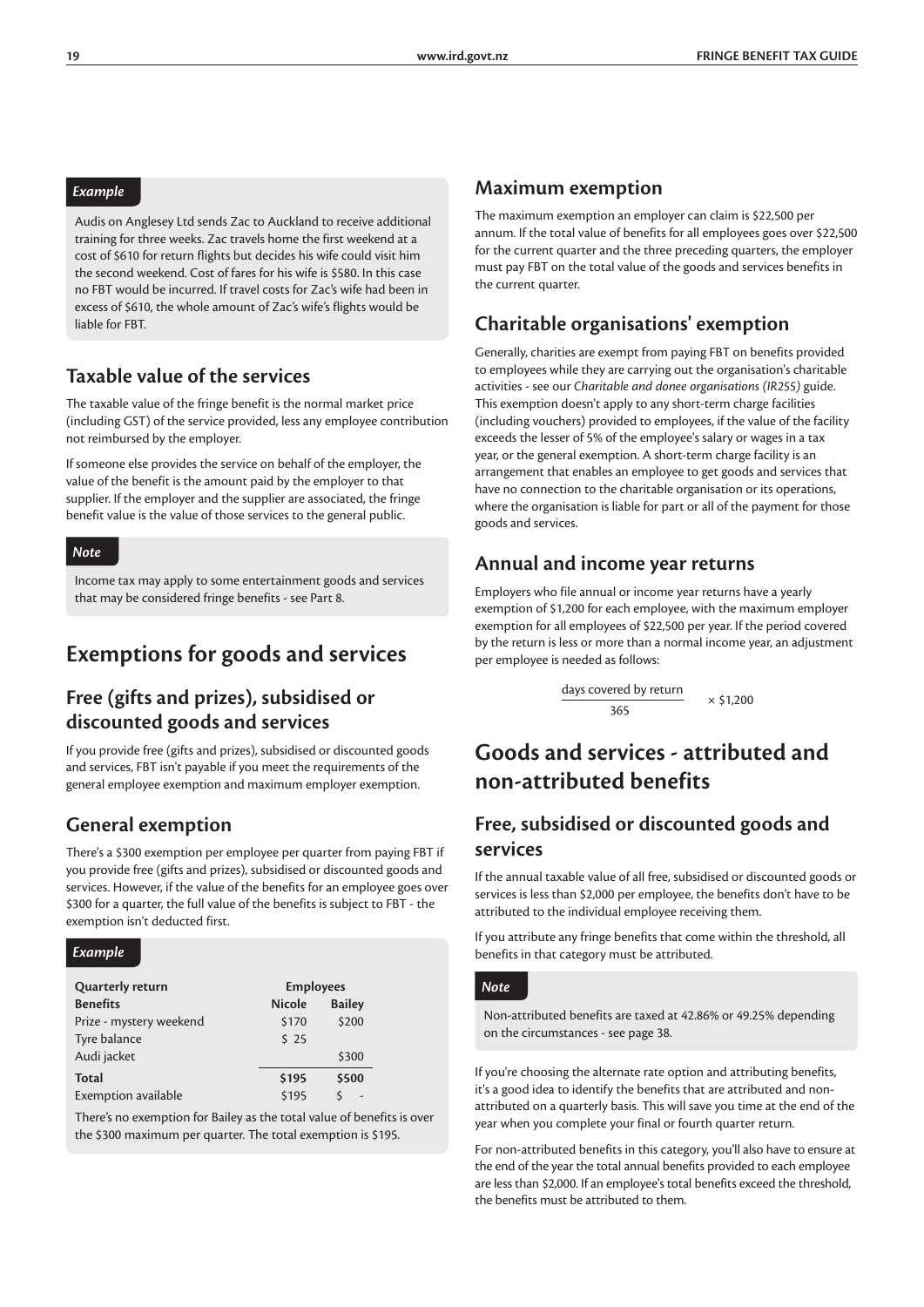*Example*

Audis on Anglesey Ltd sends Zac to Auckland to receive additional training for three weeks. Zac travels home the first weekend at a cost of $610 for return flights but decides his wife could visit him the second weekend. Cost of fares for his wife is $580. In this case no FBT would be incurred. If travel costs for Zac's wife had been in excess of $610, the whole amount of Zac's wife's flights would be liable for FBT.

## Taxable value of the services

The taxable value of the fringe benefit is the normal market price (including GST) of the service provided, less any employee contribution not reimbursed by the employer.

If someone else provides the service on behalf of the employer, the value of the benefit is the amount paid by the employer to that supplier. If the employer and the supplier are associated, the fringe benefit value is the value of those services to the general public.

*Note*

Income tax may apply to some entertainment goods and services that may be considered fringe benefits - see Part 8.

# Exemptions for goods and services

## Free (gifts and prizes), subsidised or discounted goods and services

If you provide free (gifts and prizes), subsidised or discounted goods and services, FBT isn't payable if you meet the requirements of the general employee exemption and maximum employer exemption.

## General exemption

There's a $300 exemption per employee per quarter from paying FBT if you provide free (gifts and prizes), subsidised or discounted goods and services. However, if the value of the benefits for an employee goes over $300 for a quarter, the full value of the benefits is subject to FBT - the exemption isn't deducted first.

*Example*

| **Quarterly return** | **Employees** | |
|---|---|---|
| **Benefits** | **Nicole** | **Bailey** |
| Prize - mystery weekend | $170 | $200 |
| Tyre balance | $ 25 | |
| Audi jacket | | $300 |
| **Total** | **$195** | **$500** |
| Exemption available | $195 | $ - |

There's no exemption for Bailey as the total value of benefits is over the $300 maximum per quarter. The total exemption is $195.

## Maximum exemption

The maximum exemption an employer can claim is $22,500 per annum. If the total value of benefits for all employees goes over $22,500 for the current quarter and the three preceding quarters, the employer must pay FBT on the total value of the goods and services benefits in the current quarter.

## Charitable organisations' exemption

Generally, charities are exempt from paying FBT on benefits provided to employees while they are carrying out the organisation's charitable activities - see our *Charitable and donee organisations (IR255)* guide. This exemption doesn't apply to any short-term charge facilities (including vouchers) provided to employees, if the value of the facility exceeds the lesser of 5% of the employee's salary or wages in a tax year, or the general exemption. A short-term charge facility is an arrangement that enables an employee to get goods and services that have no connection to the charitable organisation or its operations, where the organisation is liable for part or all of the payment for those goods and services.

## Annual and income year returns

Employers who file annual or income year returns have a yearly exemption of $1,200 for each employee, with the maximum employer exemption for all employees of $22,500 per year. If the period covered by the return is less or more than a normal income year, an adjustment per employee is needed as follows:

$$\frac{\text{days covered by return}}{365} \times \$1{,}200$$

# Goods and services - attributed and non-attributed benefits

## Free, subsidised or discounted goods and services

If the annual taxable value of all free, subsidised or discounted goods or services is less than $2,000 per employee, the benefits don't have to be attributed to the individual employee receiving them.

If you attribute any fringe benefits that come within the threshold, all benefits in that category must be attributed.

*Note*

Non-attributed benefits are taxed at 42.86% or 49.25% depending on the circumstances - see page 38.

If you're choosing the alternate rate option and attributing benefits, it's a good idea to identify the benefits that are attributed and non-attributed on a quarterly basis. This will save you time at the end of the year when you complete your final or fourth quarter return.

For non-attributed benefits in this category, you'll also have to ensure at the end of the year the total annual benefits provided to each employee are less than $2,000. If an employee's total benefits exceed the threshold, the benefits must be attributed to them.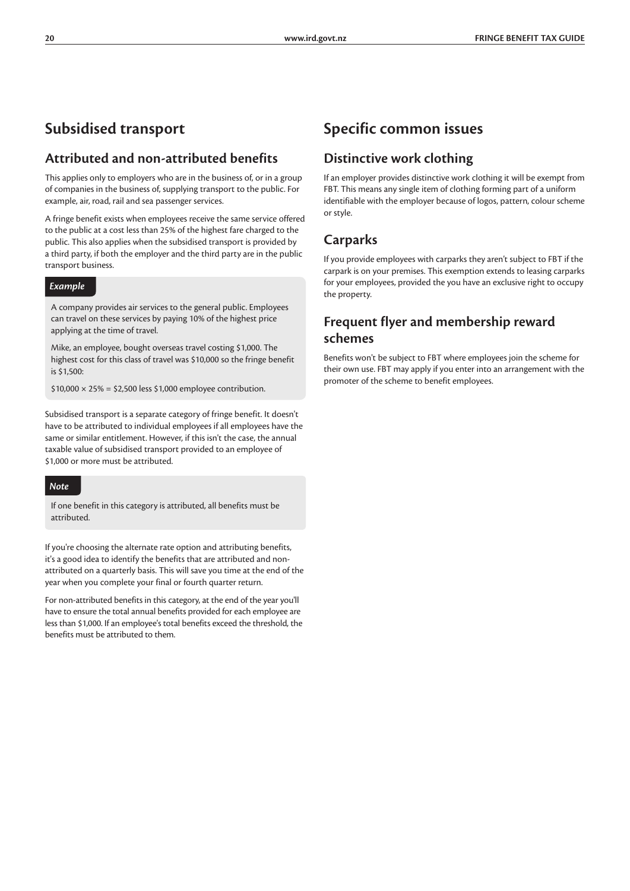## Subsidised transport

### Attributed and non-attributed benefits

This applies only to employers who are in the business of, or in a group of companies in the business of, supplying transport to the public. For example, air, road, rail and sea passenger services.

A fringe benefit exists when employees receive the same service offered to the public at a cost less than 25% of the highest fare charged to the public. This also applies when the subsidised transport is provided by a third party, if both the employer and the third party are in the public transport business.

*Example*

A company provides air services to the general public. Employees can travel on these services by paying 10% of the highest price applying at the time of travel.

Mike, an employee, bought overseas travel costing $1,000. The highest cost for this class of travel was $10,000 so the fringe benefit is $1,500:

$10,000 × 25% = $2,500 less $1,000 employee contribution.

Subsidised transport is a separate category of fringe benefit. It doesn't have to be attributed to individual employees if all employees have the same or similar entitlement. However, if this isn't the case, the annual taxable value of subsidised transport provided to an employee of $1,000 or more must be attributed.

*Note*

If one benefit in this category is attributed, all benefits must be attributed.

If you're choosing the alternate rate option and attributing benefits, it's a good idea to identify the benefits that are attributed and non-attributed on a quarterly basis. This will save you time at the end of the year when you complete your final or fourth quarter return.

For non-attributed benefits in this category, at the end of the year you'll have to ensure the total annual benefits provided for each employee are less than $1,000. If an employee's total benefits exceed the threshold, the benefits must be attributed to them.

## Specific common issues

### Distinctive work clothing

If an employer provides distinctive work clothing it will be exempt from FBT. This means any single item of clothing forming part of a uniform identifiable with the employer because of logos, pattern, colour scheme or style.

### Carparks

If you provide employees with carparks they aren't subject to FBT if the carpark is on your premises. This exemption extends to leasing carparks for your employees, provided the you have an exclusive right to occupy the property.

### Frequent flyer and membership reward schemes

Benefits won't be subject to FBT where employees join the scheme for their own use. FBT may apply if you enter into an arrangement with the promoter of the scheme to benefit employees.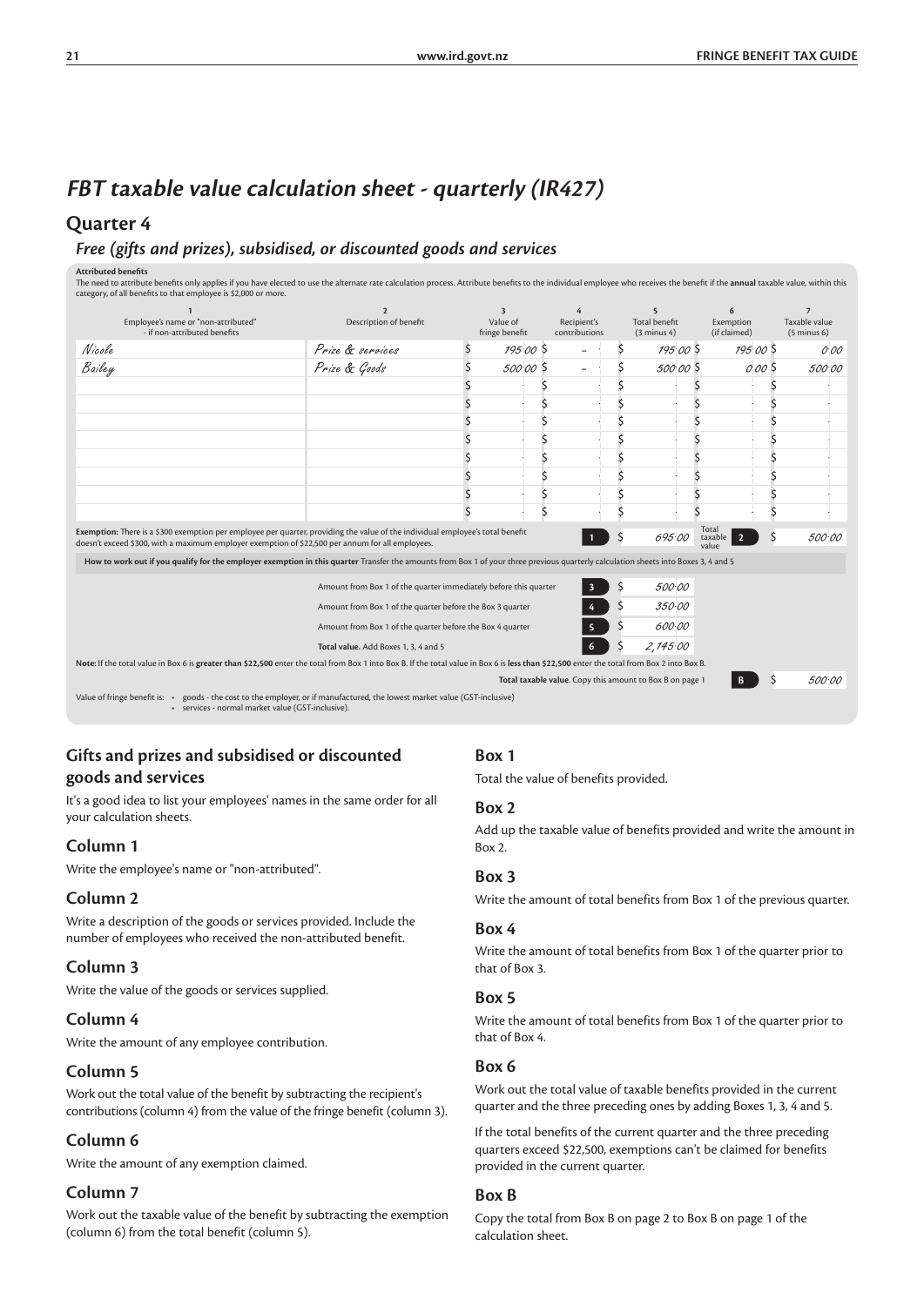# *FBT taxable value calculation sheet - quarterly (IR427)*

## Quarter 4

### *Free (gifts and prizes), subsidised, or discounted goods and services*

**Attributed benefits**

The need to attribute benefits only applies if you have elected to use the alternate rate calculation process. Attribute benefits to the individual employee who receives the benefit if the **annual** taxable value, within this category, of all benefits to that employee is $2,000 or more.

| 1<br>Employee's name or "non-attributed" - if non-attributed benefits | 2<br>Description of benefit | 3<br>Value of fringe benefit | 4<br>Recipient's contributions | 5<br>Total benefit (3 minus 4) | 6<br>Exemption (if claimed) | 7<br>Taxable value (5 minus 6) |
|---|---|---|---|---|---|---|
| Nicole | Prize & services | $ 195.00 | $ – | $ 195.00 | $ 195.00 | $ 0.00 |
| Bailey | Prize & Goods | $ 500.00 | $ – | $ 500.00 | $ 0.00 | $ 500.00 |
| | | $ . | $ . | $ . | $ . | $ . |
| | | $ . | $ . | $ . | $ . | $ . |
| | | $ . | $ . | $ . | $ . | $ . |
| | | $ . | $ . | $ . | $ . | $ . |
| | | $ . | $ . | $ . | $ . | $ . |
| | | $ . | $ . | $ . | $ . | $ . |
| | | $ . | $ . | $ . | $ . | $ . |
| | | $ . | $ . | $ . | $ . | $ . |

**Exemption:** There is a $300 exemption per employee per quarter, providing the value of the individual employee's total benefit doesn't exceed $300, with a maximum employer exemption of $22,500 per annum for all employees.

| | |
|---|---|
| Box 1 | $ 695.00 |
| Total taxable value Box 2 | $ 500.00 |

**How to work out if you qualify for the employer exemption in this quarter** Transfer the amounts from Box 1 of your three previous quarterly calculation sheets into Boxes 3, 4 and 5

| | Box | Amount |
|---|---|---|
| Amount from Box 1 of the quarter immediately before this quarter | 3 | $ 500.00 |
| Amount from Box 1 of the quarter before the Box 3 quarter | 4 | $ 350.00 |
| Amount from Box 1 of the quarter before the Box 4 quarter | 5 | $ 600.00 |
| **Total value.** Add Boxes 1, 3, 4 and 5 | 6 | $ 2,145.00 |

**Note:** If the total value in Box 6 is **greater than $22,500** enter the total from Box 1 into Box B. If the total value in Box 6 is **less than $22,500** enter the total from Box 2 into Box B.

**Total taxable value.** Copy this amount to Box B on page 1 — **B** $ 500.00

Value of fringe benefit is:
- goods - the cost to the employer, or if manufactured, the lowest market value (GST-inclusive)
- services - normal market value (GST-inclusive).

## Gifts and prizes and subsidised or discounted goods and services

It's a good idea to list your employees' names in the same order for all your calculation sheets.

### Column 1

Write the employee's name or "non-attributed".

### Column 2

Write a description of the goods or services provided. Include the number of employees who received the non-attributed benefit.

### Column 3

Write the value of the goods or services supplied.

### Column 4

Write the amount of any employee contribution.

### Column 5

Work out the total value of the benefit by subtracting the recipient's contributions (column 4) from the value of the fringe benefit (column 3).

### Column 6

Write the amount of any exemption claimed.

### Column 7

Work out the taxable value of the benefit by subtracting the exemption (column 6) from the total benefit (column 5).

### Box 1

Total the value of benefits provided.

### Box 2

Add up the taxable value of benefits provided and write the amount in Box 2.

### Box 3

Write the amount of total benefits from Box 1 of the previous quarter.

### Box 4

Write the amount of total benefits from Box 1 of the quarter prior to that of Box 3.

### Box 5

Write the amount of total benefits from Box 1 of the quarter prior to that of Box 4.

### Box 6

Work out the total value of taxable benefits provided in the current quarter and the three preceding ones by adding Boxes 1, 3, 4 and 5.

If the total benefits of the current quarter and the three preceding quarters exceed $22,500, exemptions can't be claimed for benefits provided in the current quarter.

### Box B

Copy the total from Box B on page 2 to Box B on page 1 of the calculation sheet.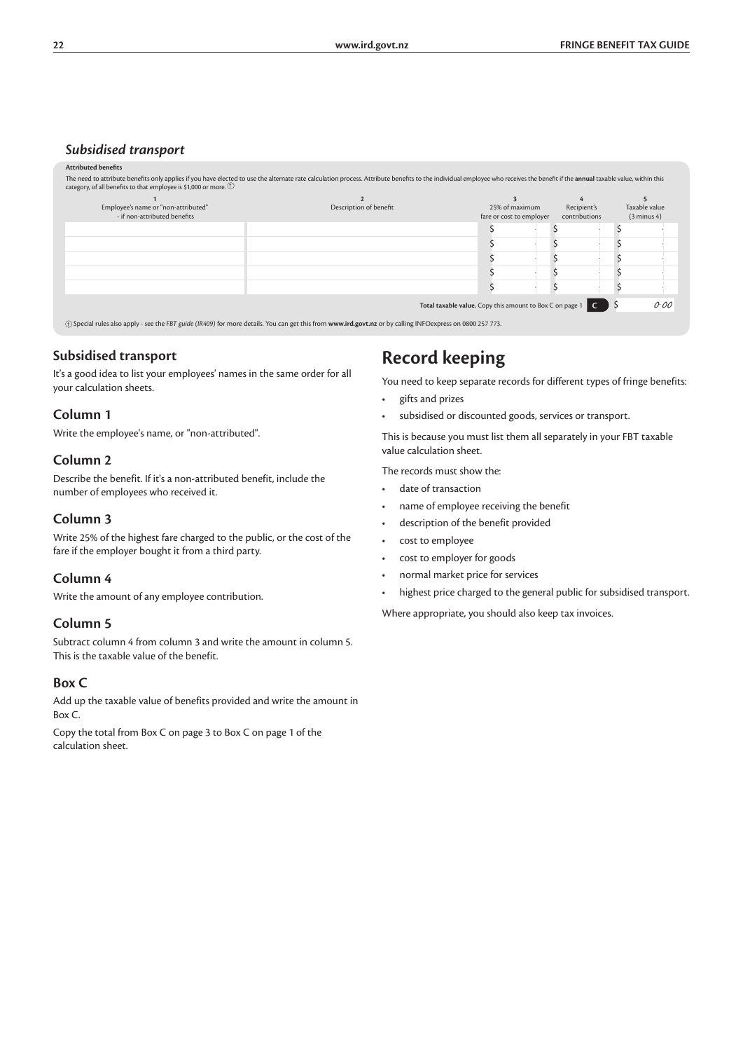## *Subsidised transport*

**Attributed benefits**

The need to attribute benefits only applies if you have elected to use the alternate rate calculation process. Attribute benefits to the individual employee who receives the benefit if the **annual** taxable value, within this category, of all benefits to that employee is $1,000 or more. ⓘ

| 1<br>Employee's name or "non-attributed" - if non-attributed benefits | 2<br>Description of benefit | 3<br>25% of maximum fare or cost to employer | 4<br>Recipient's contributions | 5<br>Taxable value (3 minus 4) |
|---|---|---|---|---|
| | | $ | $ | $ |
| | | $ | $ | $ |
| | | $ | $ | $ |
| | | $ | $ | $ |
| | | $ | $ | $ |
| | | | **Total taxable value.** Copy this amount to Box C on page 1 **C** | $ 0.00 |

ⓘ Special rules also apply - see the *FBT guide (IR409)* for more details. You can get this from **www.ird.govt.nz** or by calling INFOexpress on 0800 257 773.

### Subsidised transport

It's a good idea to list your employees' names in the same order for all your calculation sheets.

### Column 1

Write the employee's name, or "non-attributed".

### Column 2

Describe the benefit. If it's a non-attributed benefit, include the number of employees who received it.

### Column 3

Write 25% of the highest fare charged to the public, or the cost of the fare if the employer bought it from a third party.

### Column 4

Write the amount of any employee contribution.

### Column 5

Subtract column 4 from column 3 and write the amount in column 5. This is the taxable value of the benefit.

### Box C

Add up the taxable value of benefits provided and write the amount in Box C.

Copy the total from Box C on page 3 to Box C on page 1 of the calculation sheet.

## Record keeping

You need to keep separate records for different types of fringe benefits:

- gifts and prizes
- subsidised or discounted goods, services or transport.

This is because you must list them all separately in your FBT taxable value calculation sheet.

The records must show the:

- date of transaction
- name of employee receiving the benefit
- description of the benefit provided
- cost to employee
- cost to employer for goods
- normal market price for services
- highest price charged to the general public for subsidised transport.

Where appropriate, you should also keep tax invoices.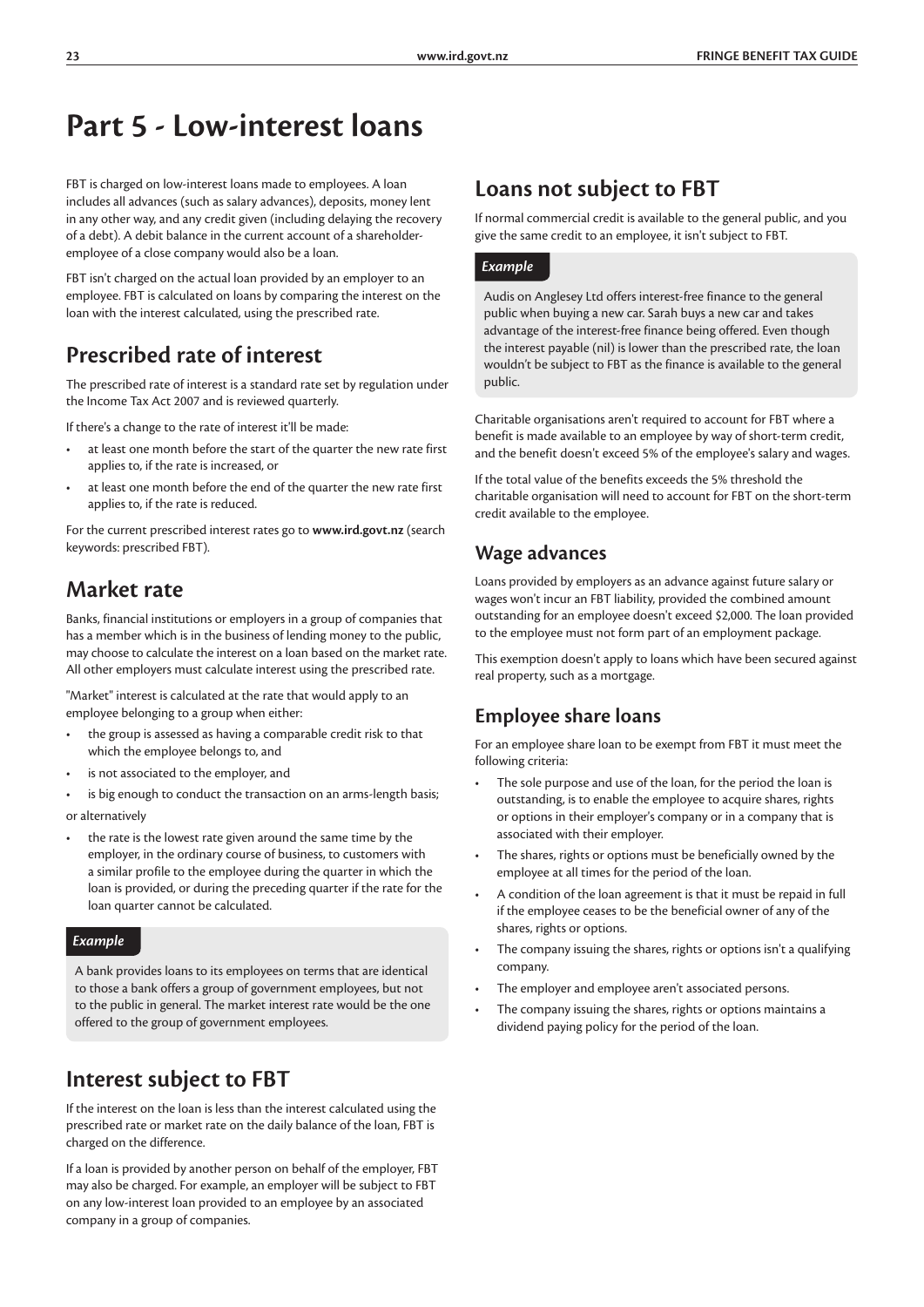# Part 5 - Low-interest loans

FBT is charged on low-interest loans made to employees. A loan includes all advances (such as salary advances), deposits, money lent in any other way, and any credit given (including delaying the recovery of a debt). A debit balance in the current account of a shareholder-employee of a close company would also be a loan.

FBT isn't charged on the actual loan provided by an employer to an employee. FBT is calculated on loans by comparing the interest on the loan with the interest calculated, using the prescribed rate.

## Prescribed rate of interest

The prescribed rate of interest is a standard rate set by regulation under the Income Tax Act 2007 and is reviewed quarterly.

If there's a change to the rate of interest it'll be made:

- at least one month before the start of the quarter the new rate first applies to, if the rate is increased, or
- at least one month before the end of the quarter the new rate first applies to, if the rate is reduced.

For the current prescribed interest rates go to **www.ird.govt.nz** (search keywords: prescribed FBT).

## Market rate

Banks, financial institutions or employers in a group of companies that has a member which is in the business of lending money to the public, may choose to calculate the interest on a loan based on the market rate. All other employers must calculate interest using the prescribed rate.

"Market" interest is calculated at the rate that would apply to an employee belonging to a group when either:

- the group is assessed as having a comparable credit risk to that which the employee belongs to, and
- is not associated to the employer, and
- is big enough to conduct the transaction on an arms-length basis;

or alternatively

- the rate is the lowest rate given around the same time by the employer, in the ordinary course of business, to customers with a similar profile to the employee during the quarter in which the loan is provided, or during the preceding quarter if the rate for the loan quarter cannot be calculated.

*Example*

A bank provides loans to its employees on terms that are identical to those a bank offers a group of government employees, but not to the public in general. The market interest rate would be the one offered to the group of government employees.

## Interest subject to FBT

If the interest on the loan is less than the interest calculated using the prescribed rate or market rate on the daily balance of the loan, FBT is charged on the difference.

If a loan is provided by another person on behalf of the employer, FBT may also be charged. For example, an employer will be subject to FBT on any low-interest loan provided to an employee by an associated company in a group of companies.

## Loans not subject to FBT

If normal commercial credit is available to the general public, and you give the same credit to an employee, it isn't subject to FBT.

*Example*

Audis on Anglesey Ltd offers interest-free finance to the general public when buying a new car. Sarah buys a new car and takes advantage of the interest-free finance being offered. Even though the interest payable (nil) is lower than the prescribed rate, the loan wouldn't be subject to FBT as the finance is available to the general public.

Charitable organisations aren't required to account for FBT where a benefit is made available to an employee by way of short-term credit, and the benefit doesn't exceed 5% of the employee's salary and wages.

If the total value of the benefits exceeds the 5% threshold the charitable organisation will need to account for FBT on the short-term credit available to the employee.

### Wage advances

Loans provided by employers as an advance against future salary or wages won't incur an FBT liability, provided the combined amount outstanding for an employee doesn't exceed $2,000. The loan provided to the employee must not form part of an employment package.

This exemption doesn't apply to loans which have been secured against real property, such as a mortgage.

### Employee share loans

For an employee share loan to be exempt from FBT it must meet the following criteria:

- The sole purpose and use of the loan, for the period the loan is outstanding, is to enable the employee to acquire shares, rights or options in their employer's company or in a company that is associated with their employer.
- The shares, rights or options must be beneficially owned by the employee at all times for the period of the loan.
- A condition of the loan agreement is that it must be repaid in full if the employee ceases to be the beneficial owner of any of the shares, rights or options.
- The company issuing the shares, rights or options isn't a qualifying company.
- The employer and employee aren't associated persons.
- The company issuing the shares, rights or options maintains a dividend paying policy for the period of the loan.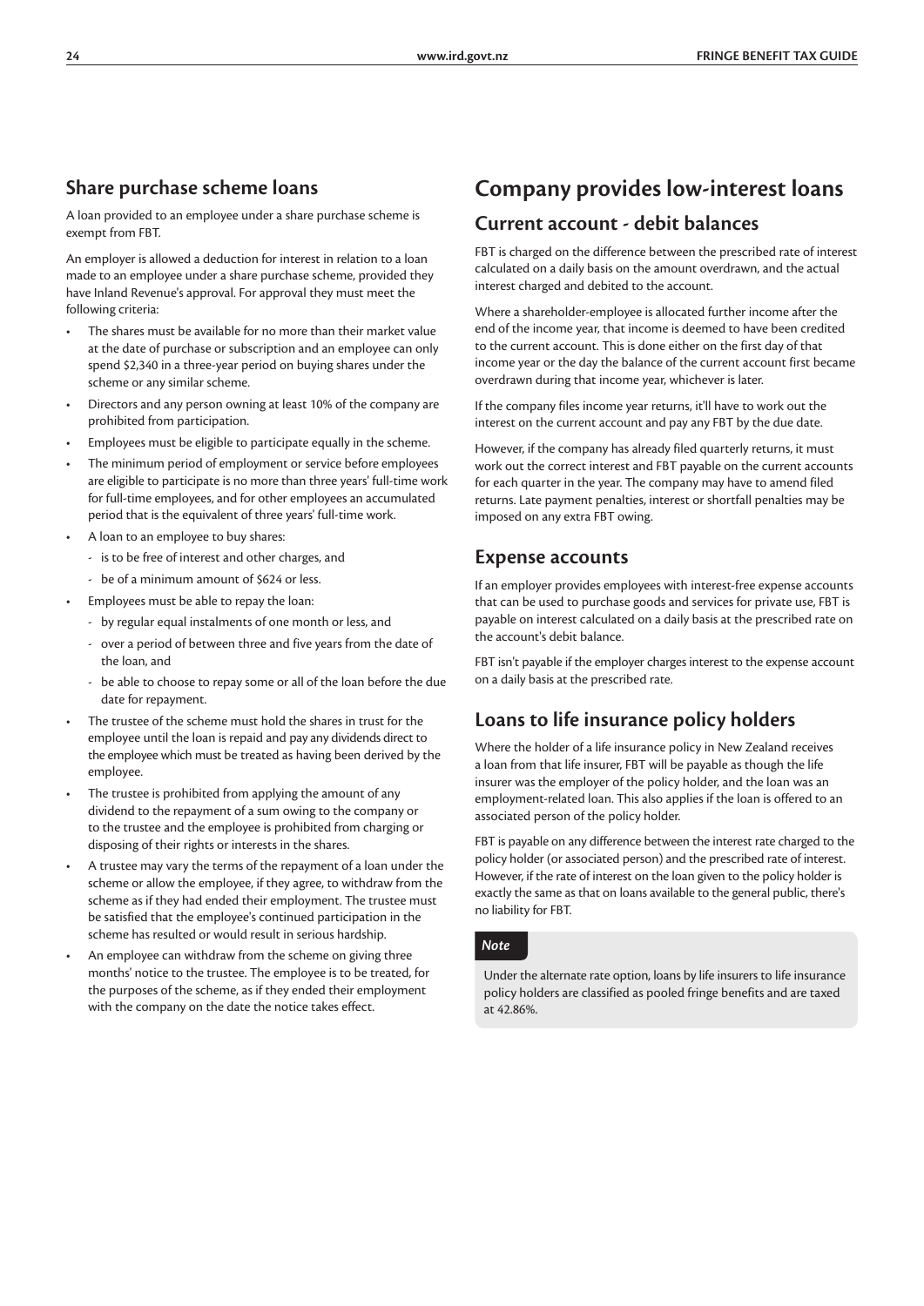## Share purchase scheme loans

A loan provided to an employee under a share purchase scheme is exempt from FBT.

An employer is allowed a deduction for interest in relation to a loan made to an employee under a share purchase scheme, provided they have Inland Revenue's approval. For approval they must meet the following criteria:

- The shares must be available for no more than their market value at the date of purchase or subscription and an employee can only spend $2,340 in a three-year period on buying shares under the scheme or any similar scheme.
- Directors and any person owning at least 10% of the company are prohibited from participation.
- Employees must be eligible to participate equally in the scheme.
- The minimum period of employment or service before employees are eligible to participate is no more than three years' full-time work for full-time employees, and for other employees an accumulated period that is the equivalent of three years' full-time work.
- A loan to an employee to buy shares:
  - is to be free of interest and other charges, and
  - be of a minimum amount of $624 or less.
- Employees must be able to repay the loan:
  - by regular equal instalments of one month or less, and
  - over a period of between three and five years from the date of the loan, and
  - be able to choose to repay some or all of the loan before the due date for repayment.
- The trustee of the scheme must hold the shares in trust for the employee until the loan is repaid and pay any dividends direct to the employee which must be treated as having been derived by the employee.
- The trustee is prohibited from applying the amount of any dividend to the repayment of a sum owing to the company or to the trustee and the employee is prohibited from charging or disposing of their rights or interests in the shares.
- A trustee may vary the terms of the repayment of a loan under the scheme or allow the employee, if they agree, to withdraw from the scheme as if they had ended their employment. The trustee must be satisfied that the employee's continued participation in the scheme has resulted or would result in serious hardship.
- An employee can withdraw from the scheme on giving three months' notice to the trustee. The employee is to be treated, for the purposes of the scheme, as if they ended their employment with the company on the date the notice takes effect.

# Company provides low-interest loans

## Current account - debit balances

FBT is charged on the difference between the prescribed rate of interest calculated on a daily basis on the amount overdrawn, and the actual interest charged and debited to the account.

Where a shareholder-employee is allocated further income after the end of the income year, that income is deemed to have been credited to the current account. This is done either on the first day of that income year or the day the balance of the current account first became overdrawn during that income year, whichever is later.

If the company files income year returns, it'll have to work out the interest on the current account and pay any FBT by the due date.

However, if the company has already filed quarterly returns, it must work out the correct interest and FBT payable on the current accounts for each quarter in the year. The company may have to amend filed returns. Late payment penalties, interest or shortfall penalties may be imposed on any extra FBT owing.

## Expense accounts

If an employer provides employees with interest-free expense accounts that can be used to purchase goods and services for private use, FBT is payable on interest calculated on a daily basis at the prescribed rate on the account's debit balance.

FBT isn't payable if the employer charges interest to the expense account on a daily basis at the prescribed rate.

## Loans to life insurance policy holders

Where the holder of a life insurance policy in New Zealand receives a loan from that life insurer, FBT will be payable as though the life insurer was the employer of the policy holder, and the loan was an employment-related loan. This also applies if the loan is offered to an associated person of the policy holder.

FBT is payable on any difference between the interest rate charged to the policy holder (or associated person) and the prescribed rate of interest. However, if the rate of interest on the loan given to the policy holder is exactly the same as that on loans available to the general public, there's no liability for FBT.

*Note*

Under the alternate rate option, loans by life insurers to life insurance policy holders are classified as pooled fringe benefits and are taxed at 42.86%.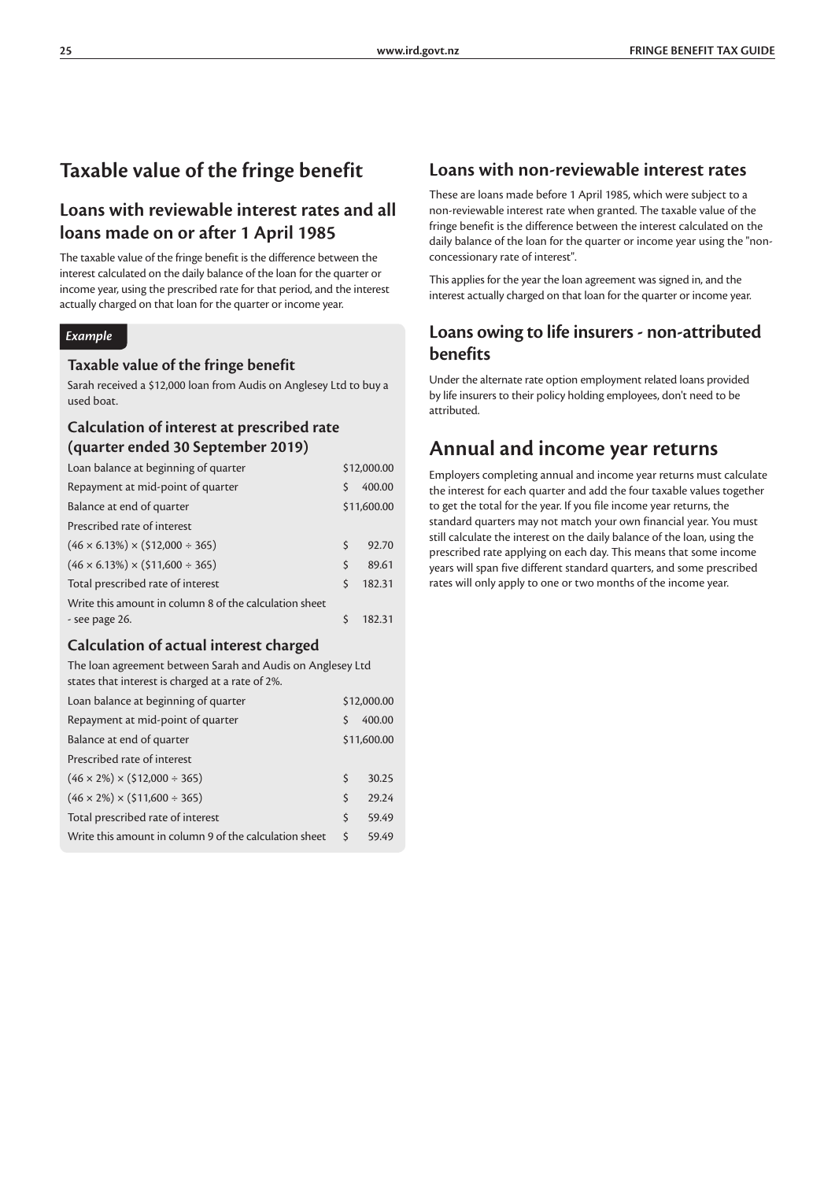# Taxable value of the fringe benefit

## Loans with reviewable interest rates and all loans made on or after 1 April 1985

The taxable value of the fringe benefit is the difference between the interest calculated on the daily balance of the loan for the quarter or income year, using the prescribed rate for that period, and the interest actually charged on that loan for the quarter or income year.

*Example*

### Taxable value of the fringe benefit

Sarah received a $12,000 loan from Audis on Anglesey Ltd to buy a used boat.

### Calculation of interest at prescribed rate (quarter ended 30 September 2019)

| | |
|---|---|
| Loan balance at beginning of quarter | $12,000.00 |
| Repayment at mid-point of quarter | $ 400.00 |
| Balance at end of quarter | $11,600.00 |
| Prescribed rate of interest | |
| (46 × 6.13%) × ($12,000 ÷ 365) | $ 92.70 |
| (46 × 6.13%) × ($11,600 ÷ 365) | $ 89.61 |
| Total prescribed rate of interest | $ 182.31 |
| Write this amount in column 8 of the calculation sheet - see page 26. | $ 182.31 |

### Calculation of actual interest charged

The loan agreement between Sarah and Audis on Anglesey Ltd states that interest is charged at a rate of 2%.

| | |
|---|---|
| Loan balance at beginning of quarter | $12,000.00 |
| Repayment at mid-point of quarter | $ 400.00 |
| Balance at end of quarter | $11,600.00 |
| Prescribed rate of interest | |
| (46 × 2%) × ($12,000 ÷ 365) | $ 30.25 |
| (46 × 2%) × ($11,600 ÷ 365) | $ 29.24 |
| Total prescribed rate of interest | $ 59.49 |
| Write this amount in column 9 of the calculation sheet | $ 59.49 |

## Loans with non-reviewable interest rates

These are loans made before 1 April 1985, which were subject to a non-reviewable interest rate when granted. The taxable value of the fringe benefit is the difference between the interest calculated on the daily balance of the loan for the quarter or income year using the "non-concessionary rate of interest".

This applies for the year the loan agreement was signed in, and the interest actually charged on that loan for the quarter or income year.

## Loans owing to life insurers - non-attributed benefits

Under the alternate rate option employment related loans provided by life insurers to their policy holding employees, don't need to be attributed.

# Annual and income year returns

Employers completing annual and income year returns must calculate the interest for each quarter and add the four taxable values together to get the total for the year. If you file income year returns, the standard quarters may not match your own financial year. You must still calculate the interest on the daily balance of the loan, using the prescribed rate applying on each day. This means that some income years will span five different standard quarters, and some prescribed rates will only apply to one or two months of the income year.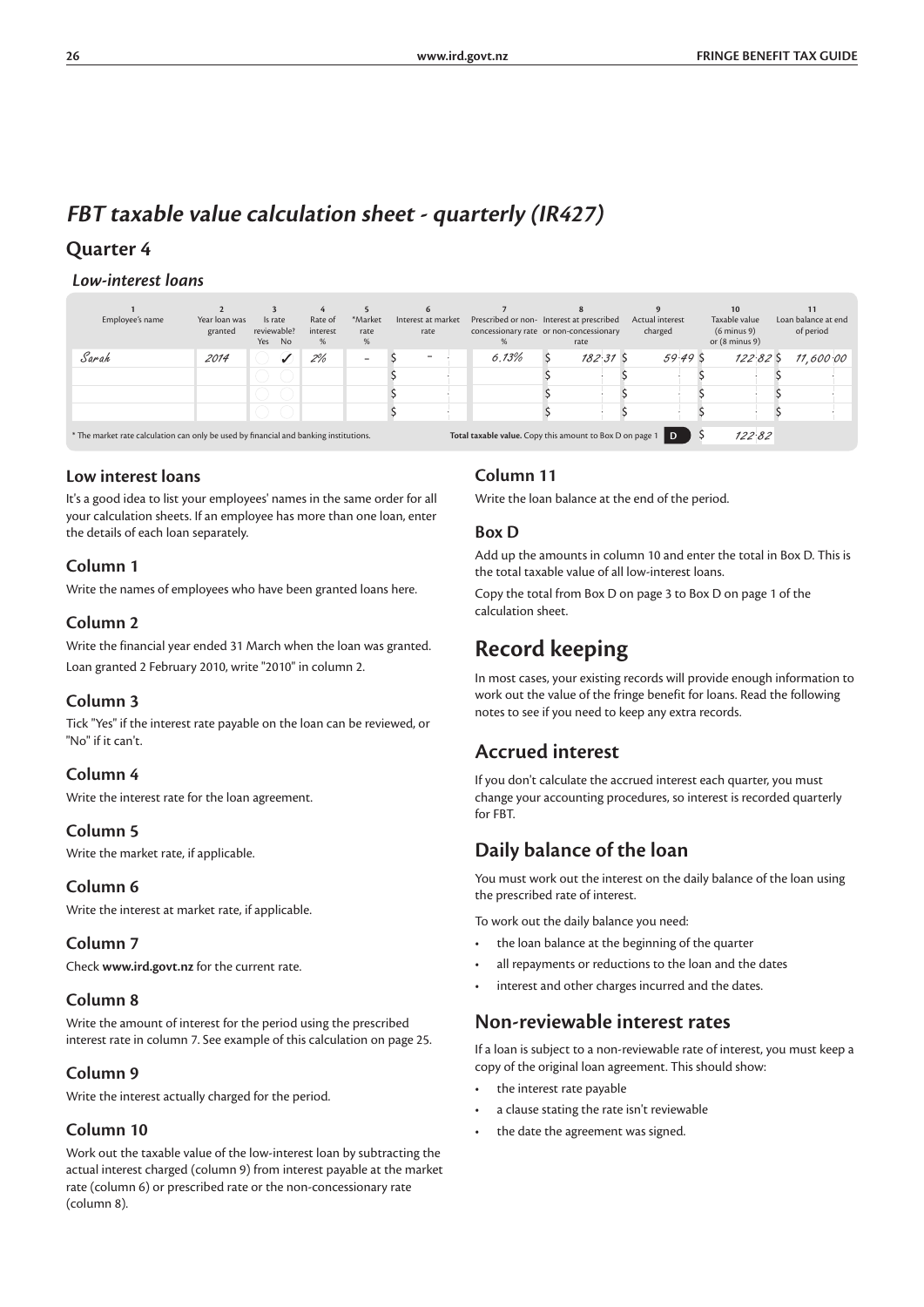# *FBT taxable value calculation sheet - quarterly (IR427)*

## Quarter 4

### *Low-interest loans*

| 1<br>Employee's name | 2<br>Year loan was granted | 3<br>Is rate reviewable?<br>Yes No | 4<br>Rate of interest % | 5<br>*Market rate % | 6<br>Interest at market rate | 7<br>Prescribed or non-concessionary rate % | 8<br>Interest at prescribed or non-concessionary rate | 9<br>Actual interest charged | 10<br>Taxable value (6 minus 9) or (8 minus 9) | 11<br>Loan balance at end of period |
|---|---|---|---|---|---|---|---|---|---|---|
| Sarah | 2014 | ✓ (No) | 2% | – | $ – | 6.13% | $ 182.31 | $ 59.49 | $ 122.82 | $ 11,600.00 |
| | | | | | $ | | $ | $ | $ | $ |
| | | | | | $ | | $ | $ | $ | $ |
| | | | | | $ | | $ | $ | $ | $ |

\* The market rate calculation can only be used by financial and banking institutions.

**Total taxable value.** Copy this amount to Box D on page 1 **D** $ 122.82

### Low interest loans

It's a good idea to list your employees' names in the same order for all your calculation sheets. If an employee has more than one loan, enter the details of each loan separately.

### Column 1

Write the names of employees who have been granted loans here.

### Column 2

Write the financial year ended 31 March when the loan was granted. Loan granted 2 February 2010, write "2010" in column 2.

### Column 3

Tick "Yes" if the interest rate payable on the loan can be reviewed, or "No" if it can't.

### Column 4

Write the interest rate for the loan agreement.

### Column 5

Write the market rate, if applicable.

### Column 6

Write the interest at market rate, if applicable.

### Column 7

Check **www.ird.govt.nz** for the current rate.

### Column 8

Write the amount of interest for the period using the prescribed interest rate in column 7. See example of this calculation on page 25.

### Column 9

Write the interest actually charged for the period.

### Column 10

Work out the taxable value of the low-interest loan by subtracting the actual interest charged (column 9) from interest payable at the market rate (column 6) or prescribed rate or the non-concessionary rate (column 8).

### Column 11

Write the loan balance at the end of the period.

### Box D

Add up the amounts in column 10 and enter the total in Box D. This is the total taxable value of all low-interest loans.

Copy the total from Box D on page 3 to Box D on page 1 of the calculation sheet.

# Record keeping

In most cases, your existing records will provide enough information to work out the value of the fringe benefit for loans. Read the following notes to see if you need to keep any extra records.

## Accrued interest

If you don't calculate the accrued interest each quarter, you must change your accounting procedures, so interest is recorded quarterly for FBT.

## Daily balance of the loan

You must work out the interest on the daily balance of the loan using the prescribed rate of interest.

To work out the daily balance you need:

- the loan balance at the beginning of the quarter
- all repayments or reductions to the loan and the dates
- interest and other charges incurred and the dates.

## Non-reviewable interest rates

If a loan is subject to a non-reviewable rate of interest, you must keep a copy of the original loan agreement. This should show:

- the interest rate payable
- a clause stating the rate isn't reviewable
- the date the agreement was signed.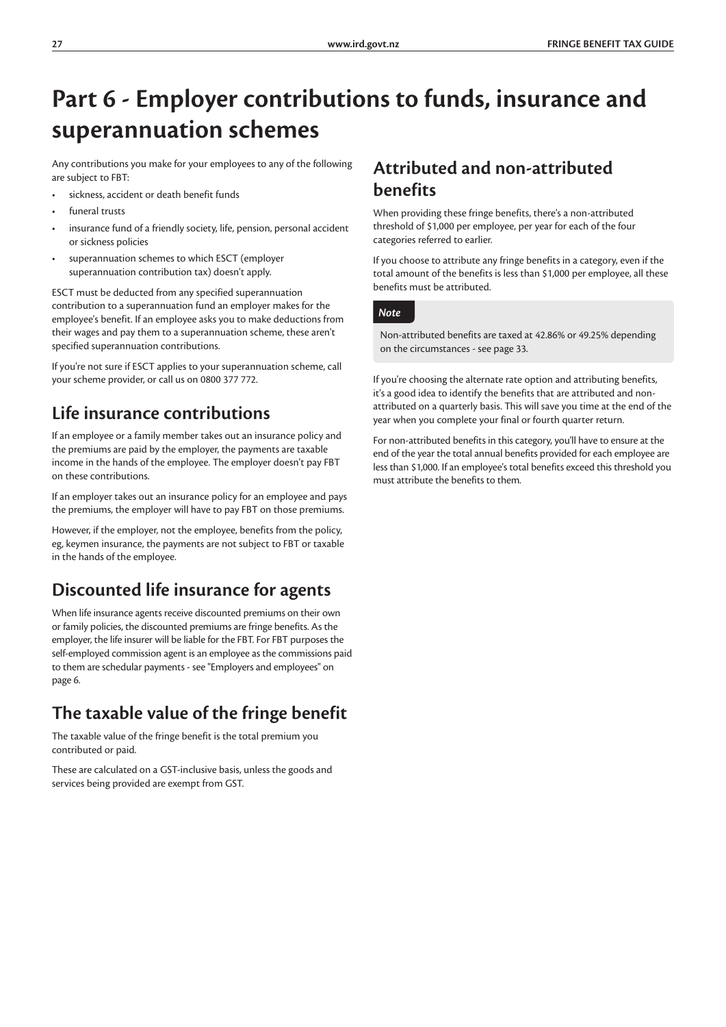# Part 6 - Employer contributions to funds, insurance and superannuation schemes

Any contributions you make for your employees to any of the following are subject to FBT:

- sickness, accident or death benefit funds
- funeral trusts
- insurance fund of a friendly society, life, pension, personal accident or sickness policies
- superannuation schemes to which ESCT (employer superannuation contribution tax) doesn't apply.

ESCT must be deducted from any specified superannuation contribution to a superannuation fund an employer makes for the employee's benefit. If an employee asks you to make deductions from their wages and pay them to a superannuation scheme, these aren't specified superannuation contributions.

If you're not sure if ESCT applies to your superannuation scheme, call your scheme provider, or call us on 0800 377 772.

## Life insurance contributions

If an employee or a family member takes out an insurance policy and the premiums are paid by the employer, the payments are taxable income in the hands of the employee. The employer doesn't pay FBT on these contributions.

If an employer takes out an insurance policy for an employee and pays the premiums, the employer will have to pay FBT on those premiums.

However, if the employer, not the employee, benefits from the policy, eg, keymen insurance, the payments are not subject to FBT or taxable in the hands of the employee.

## Discounted life insurance for agents

When life insurance agents receive discounted premiums on their own or family policies, the discounted premiums are fringe benefits. As the employer, the life insurer will be liable for the FBT. For FBT purposes the self-employed commission agent is an employee as the commissions paid to them are schedular payments - see "Employers and employees" on page 6.

## The taxable value of the fringe benefit

The taxable value of the fringe benefit is the total premium you contributed or paid.

These are calculated on a GST-inclusive basis, unless the goods and services being provided are exempt from GST.

## Attributed and non-attributed benefits

When providing these fringe benefits, there's a non-attributed threshold of $1,000 per employee, per year for each of the four categories referred to earlier.

If you choose to attribute any fringe benefits in a category, even if the total amount of the benefits is less than $1,000 per employee, all these benefits must be attributed.

*Note*

Non-attributed benefits are taxed at 42.86% or 49.25% depending on the circumstances - see page 33.

If you're choosing the alternate rate option and attributing benefits, it's a good idea to identify the benefits that are attributed and non-attributed on a quarterly basis. This will save you time at the end of the year when you complete your final or fourth quarter return.

For non-attributed benefits in this category, you'll have to ensure at the end of the year the total annual benefits provided for each employee are less than $1,000. If an employee's total benefits exceed this threshold you must attribute the benefits to them.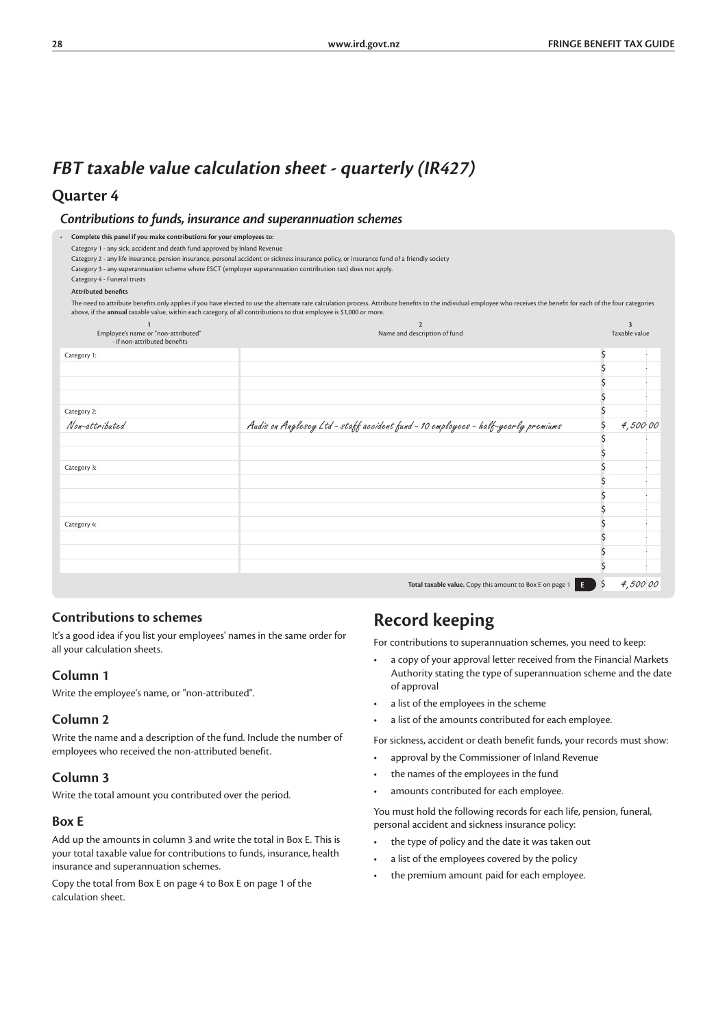## *FBT taxable value calculation sheet - quarterly (IR427)*

### Quarter 4

#### *Contributions to funds, insurance and superannuation schemes*

- **Complete this panel if you make contributions for your employees to:**

Category 1 - any sick, accident and death fund approved by Inland Revenue

Category 2 - any life insurance, pension insurance, personal accident or sickness insurance policy, or insurance fund of a friendly society

Category 3 - any superannuation scheme where ESCT (employer superannuation contribution tax) does not apply.

Category 4 - Funeral trusts

**Attributed benefits**

The need to attribute benefits only applies if you have elected to use the alternate rate calculation process. Attribute benefits to the individual employee who receives the benefit for each of the four categories above, if the **annual** taxable value, within each category, of all contributions to that employee is $1,000 or more.

| 1<br>Employee's name or "non-attributed" - if non-attributed benefits | 2<br>Name and description of fund | 3<br>Taxable value |
|---|---|---|
| Category 1: | | $ |
| | | $ |
| | | $ |
| | | $ |
| Category 2: | | $ |
| Non-attributed | Audis on Anglesey Ltd - staff accident fund - 10 employees - half-yearly premiums | $ 4,500.00 |
| | | $ |
| | | $ |
| Category 3: | | $ |
| | | $ |
| | | $ |
| | | $ |
| Category 4: | | $ |
| | | $ |
| | | $ |
| | | $ |
| | **Total taxable value.** Copy this amount to Box E on page 1 **E** | $ 4,500.00 |

### Contributions to schemes

It's a good idea if you list your employees' names in the same order for all your calculation sheets.

### Column 1

Write the employee's name, or "non-attributed".

### Column 2

Write the name and a description of the fund. Include the number of employees who received the non-attributed benefit.

### Column 3

Write the total amount you contributed over the period.

### Box E

Add up the amounts in column 3 and write the total in Box E. This is your total taxable value for contributions to funds, insurance, health insurance and superannuation schemes.

Copy the total from Box E on page 4 to Box E on page 1 of the calculation sheet.

## Record keeping

For contributions to superannuation schemes, you need to keep:

- a copy of your approval letter received from the Financial Markets Authority stating the type of superannuation scheme and the date of approval
- a list of the employees in the scheme
- a list of the amounts contributed for each employee.

For sickness, accident or death benefit funds, your records must show:

- approval by the Commissioner of Inland Revenue
- the names of the employees in the fund
- amounts contributed for each employee.

You must hold the following records for each life, pension, funeral, personal accident and sickness insurance policy:

- the type of policy and the date it was taken out
- a list of the employees covered by the policy
- the premium amount paid for each employee.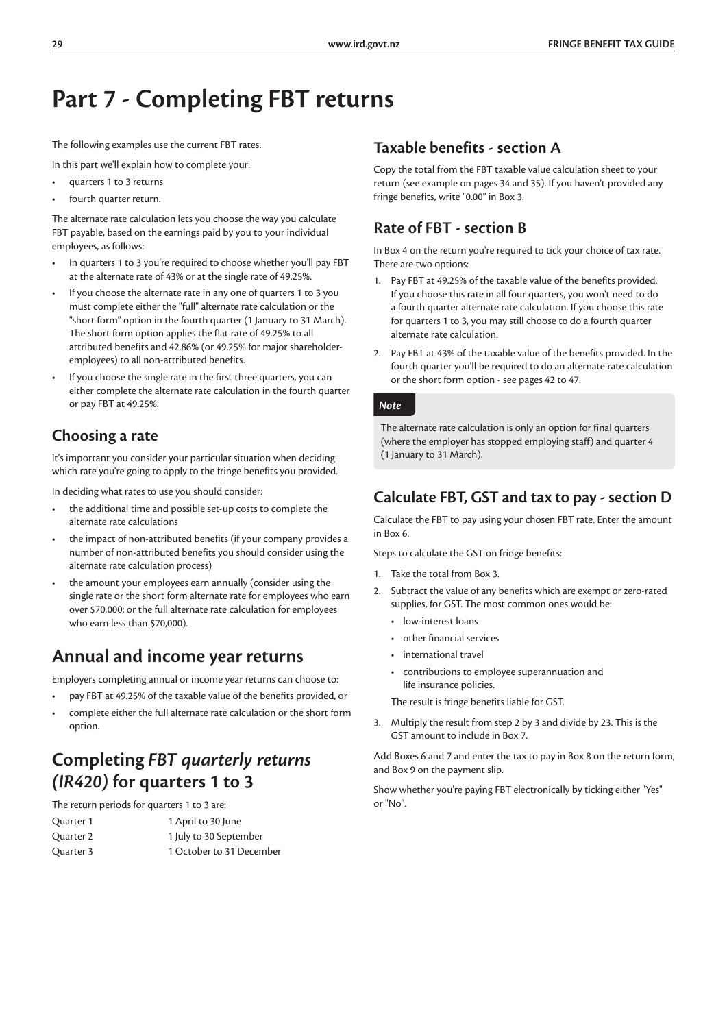# Part 7 - Completing FBT returns

The following examples use the current FBT rates.

In this part we'll explain how to complete your:

- quarters 1 to 3 returns
- fourth quarter return.

The alternate rate calculation lets you choose the way you calculate FBT payable, based on the earnings paid by you to your individual employees, as follows:

- In quarters 1 to 3 you're required to choose whether you'll pay FBT at the alternate rate of 43% or at the single rate of 49.25%.
- If you choose the alternate rate in any one of quarters 1 to 3 you must complete either the "full" alternate rate calculation or the "short form" option in the fourth quarter (1 January to 31 March). The short form option applies the flat rate of 49.25% to all attributed benefits and 42.86% (or 49.25% for major shareholder-employees) to all non-attributed benefits.
- If you choose the single rate in the first three quarters, you can either complete the alternate rate calculation in the fourth quarter or pay FBT at 49.25%.

### Choosing a rate

It's important you consider your particular situation when deciding which rate you're going to apply to the fringe benefits you provided.

In deciding what rates to use you should consider:

- the additional time and possible set-up costs to complete the alternate rate calculations
- the impact of non-attributed benefits (if your company provides a number of non-attributed benefits you should consider using the alternate rate calculation process)
- the amount your employees earn annually (consider using the single rate or the short form alternate rate for employees who earn over $70,000; or the full alternate rate calculation for employees who earn less than $70,000).

## Annual and income year returns

Employers completing annual or income year returns can choose to:

- pay FBT at 49.25% of the taxable value of the benefits provided, or
- complete either the full alternate rate calculation or the short form option.

## Completing *FBT quarterly returns (IR420)* for quarters 1 to 3

The return periods for quarters 1 to 3 are:

| | |
|---|---|
| Quarter 1 | 1 April to 30 June |
| Quarter 2 | 1 July to 30 September |
| Quarter 3 | 1 October to 31 December |

### Taxable benefits - section A

Copy the total from the FBT taxable value calculation sheet to your return (see example on pages 34 and 35). If you haven't provided any fringe benefits, write "0.00" in Box 3.

### Rate of FBT - section B

In Box 4 on the return you're required to tick your choice of tax rate. There are two options:

1. Pay FBT at 49.25% of the taxable value of the benefits provided. If you choose this rate in all four quarters, you won't need to do a fourth quarter alternate rate calculation. If you choose this rate for quarters 1 to 3, you may still choose to do a fourth quarter alternate rate calculation.
2. Pay FBT at 43% of the taxable value of the benefits provided. In the fourth quarter you'll be required to do an alternate rate calculation or the short form option - see pages 42 to 47.

> ***Note***
>
> The alternate rate calculation is only an option for final quarters (where the employer has stopped employing staff) and quarter 4 (1 January to 31 March).

### Calculate FBT, GST and tax to pay - section D

Calculate the FBT to pay using your chosen FBT rate. Enter the amount in Box 6.

Steps to calculate the GST on fringe benefits:

1. Take the total from Box 3.
2. Subtract the value of any benefits which are exempt or zero-rated supplies, for GST. The most common ones would be:
   - low-interest loans
   - other financial services
   - international travel
   - contributions to employee superannuation and life insurance policies.

   The result is fringe benefits liable for GST.
3. Multiply the result from step 2 by 3 and divide by 23. This is the GST amount to include in Box 7.

Add Boxes 6 and 7 and enter the tax to pay in Box 8 on the return form, and Box 9 on the payment slip.

Show whether you're paying FBT electronically by ticking either "Yes" or "No".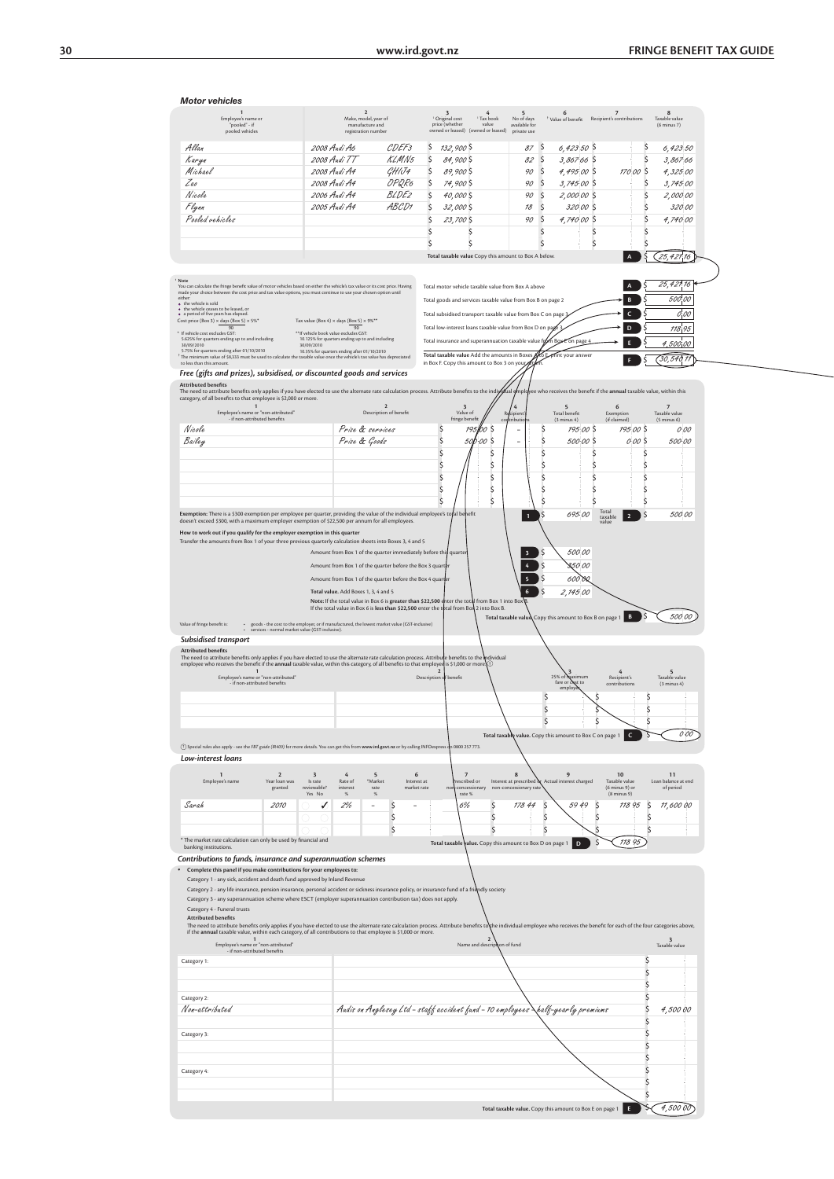## Motor vehicles

| 1 Employee's name or "pooled" - if pooled vehicles | 2 Make, model, year of manufacture and registration number | | 3 [1] Original cost price (whether owned or leased) | 4 [1] Tax book value (owned or leased) | 5 No of days available for private use | 6 [2] Value of benefit | 7 Recipient's contributions | 8 Taxable value (6 minus 7) |
|---|---|---|---|---|---|---|---|---|
| Allan | 2008 Audi A6 | CDEF3 | $ 132,900 | $ | 87 | $ 6,423·50 | $ · | $ 6,423·50 |
| Karyn | 2008 Audi TT | KLMN5 | $ 84,900 | $ | 82 | $ 3,867·66 | $ · | $ 3,867·66 |
| Michael | 2008 Audi A4 | GHIJ4 | $ 89,900 | $ | 90 | $ 4,495·00 | $ 170·00 | $ 4,325·00 |
| Zac | 2008 Audi A4 | OPQR6 | $ 74,900 | $ | 90 | $ 3,745·00 | $ · | $ 3,745·00 |
| Nicole | 2006 Audi A4 | BLDE2 | $ 40,000 | $ | 90 | $ 2,000·00 | $ · | $ 2,000·00 |
| Flynn | 2005 Audi A4 | ABCD1 | $ 32,000 | $ | 18 | $ 320·00 | $ · | $ 320·00 |
| Pooled vehicles | | | $ 23,700 | $ | 90 | $ 4,740·00 | $ · | $ 4,740·00 |
| | | | $ | $ | | $ · | $ · | $ · |
| | | | $ | $ | | $ · | $ · | $ · |

**Total taxable value** Copy this amount to Box A below. **A** $ 25,421·16

[1] **Note**

You can calculate the fringe benefit value of motor vehicles based on either the vehicle's tax value or its cost price. Having made your choice between the cost price and tax value options, you must continue to use your chosen option until either:

- the vehicle is sold
- the vehicle ceases to be leased, or
- a period of five years has elapsed.

Cost price (Box 3) × days (Box 5) × 5%* / 90 — Tax value (Box 4) × days (Box 5) × 9%** / 90

\* If vehicle cost excludes GST: 5.625% for quarters ending up to and including 30/09/2010; 5.75% for quarters ending after 01/10/2010

\*\* If vehicle book value excludes GST: 10.125% for quarters ending up to and including 30/09/2010; 10.35% for quarters ending after 01/10/2010

[2] The minimum value of $8,333 must be used to calculate the taxable value once the vehicle's tax value has depreciated to less than this amount.

| | | |
|---|---|---|
| Total motor vehicle taxable value from Box A above | A | $ 25,421·16 |
| Total goods and services taxable value from Box B on page 2 | B | $ 500·00 |
| Total subsidised transport taxable value from Box C on page 3 | C | $ 0·00 |
| Total low-interest loans taxable value from Box D on page 3 | D | $ 118·95 |
| Total insurance and superannuation taxable value from Box E on page 4 | E | $ 4,500·00 |
| **Total taxable value** Add the amounts in Boxes A to E, print your answer in Box F. Copy this amount to Box 3 on your return. | F | $ 30,540·11 |

## Free (gifts and prizes), subsidised, or discounted goods and services

**Attributed benefits**

The need to attribute benefits only applies if you have elected to use the alternate rate calculation process. Attribute benefits to the individual employee who receives the benefit if the **annual** taxable value, within this category, of all benefits to that employee is $2,000 or more.

| 1 Employee's name or "non-attributed" - if non-attributed benefits | 2 Description of benefit | 3 Value of fringe benefit | 4 Recipient's contributions | 5 Total benefit (3 minus 4) | 6 Exemption (if claimed) | 7 Taxable value (5 minus 6) |
|---|---|---|---|---|---|---|
| Nicole | Prize & services | $ 195·00 | $ – | $ 195·00 | $ 195·00 | $ 0·00 |
| Bailey | Prize & Goods | $ 500·00 | $ – | $ 500·00 | $ 0·00 | $ 500·00 |
| | | $ · | $ · | $ · | $ · | $ · |
| | | $ · | $ · | $ · | $ · | $ · |
| | | $ · | $ · | $ · | $ · | $ · |
| | | $ · | $ · | $ · | $ · | $ · |
| | | $ · | $ · | $ · | $ · | $ · |

**Exemption:** There is a $300 exemption per employee per quarter, providing the value of the individual employee's total benefit doesn't exceed $300, with a maximum employer exemption of $22,500 per annum for all employees. **1** $ 695·00 — Total taxable value **2** $ 500·00

**How to work out if you qualify for the employer exemption in this quarter**

Transfer the amounts from Box 1 of your three previous quarterly calculation sheets into Boxes 3, 4 and 5

| | | |
|---|---|---|
| Amount from Box 1 of the quarter immediately before this quarter | 3 | $ 500·00 |
| Amount from Box 1 of the quarter before the Box 3 quarter | 4 | $ 350·00 |
| Amount from Box 1 of the quarter before the Box 4 quarter | 5 | $ 600·00 |
| **Total value.** Add Boxes 1, 3, 4 and 5 | 6 | $ 2,145·00 |

**Note:** If the total value in Box 6 is **greater than $22,500** enter the total from Box 1 into Box B. If the total value in Box 6 is **less than $22,500** enter the total from Box 2 into Box B.

**Total taxable value** Copy this amount to Box B on page 1 **B** $ 500·00

Value of fringe benefit is:
- goods - the cost to the employer, or if manufactured, the lowest market value (GST-inclusive)
- services - normal market value (GST-inclusive).

## Subsidised transport

**Attributed benefits**

The need to attribute benefits only applies if you have elected to use the alternate rate calculation process. Attribute benefits to the individual employee who receives the benefit if the **annual** taxable value, within this category, of all benefits to that employee is $1,000 or more. (!)

| 1 Employee's name or "non-attributed" - if non-attributed benefits | 2 Description of benefit | 3 25% of maximum fare or cost to employer | 4 Recipient's contributions | 5 Taxable value (3 minus 4) |
|---|---|---|---|---|
| | | $ · | $ · | $ · |
| | | $ · | $ · | $ · |
| | | $ · | $ · | $ · |

**Total taxable value.** Copy this amount to Box C on page 1 **C** $ 0·00

(!) Special rules also apply - see the FBT guide (IR409) for more details. You can get this from **www.ird.govt.nz** or by calling INFOexpress on 0800 257 773.

## Low-interest loans

| 1 Employee's name | 2 Year loan was granted | 3 Is rate reviewable? Yes No | 4 Rate of interest % | 5 *Market rate % | 6 Interest at market rate | 7 Prescribed or non-concessionary rate % | 8 Interest at prescribed or non-concessionary rate | 9 Actual interest charged | 10 Taxable value (6 minus 9) or (8 minus 9) | 11 Loan balance at end of period |
|---|---|---|---|---|---|---|---|---|---|---|
| Sarah | 2010 | ✓ (Yes) | 2% | – | $ – | 6% | $ 178·44 | $ 59·49 | $ 118·95 | $ 11,600·00 |
| | | | | | $ · | | $ · | $ · | $ · | $ · |
| | | | | | $ · | | $ · | $ · | $ · | $ · |

\* The market rate calculation can only be used by financial and banking institutions.

**Total taxable value.** Copy this amount to Box D on page 1 **D** $ 118·95

## Contributions to funds, insurance and superannuation schemes

- **Complete this panel if you make contributions for your employees to:**

Category 1 - any sick, accident and death fund approved by Inland Revenue

Category 2 - any life insurance, pension insurance, personal accident or sickness insurance policy, or insurance fund of a friendly society

Category 3 - any superannuation scheme where ESCT (employer superannuation contribution tax) does not apply.

Category 4 - Funeral trusts

**Attributed benefits**

The need to attribute benefits only applies if you have elected to use the alternate rate calculation process. Attribute benefits to the individual employee who receives the benefit for each of the four categories above, if the **annual** taxable value, within each category, of all contributions to that employee is $1,000 or more.

| 1 Employee's name or "non-attributed" - if non-attributed benefits | 2 Name and description of fund | 3 Taxable value |
|---|---|---|
| Category 1: | | $ · |
| | | $ · |
| | | $ · |
| Category 2: | | $ · |
| Non-attributed | Audis on Anglesey Ltd - staff accident fund - 10 employees - half-yearly premiums | $ 4,500·00 |
| | | $ · |
| Category 3: | | $ · |
| | | $ · |
| | | $ · |
| Category 4: | | $ · |
| | | $ · |
| | | $ · |

**Total taxable value.** Copy this amount to Box E on page 1 **E** $ 4,500·00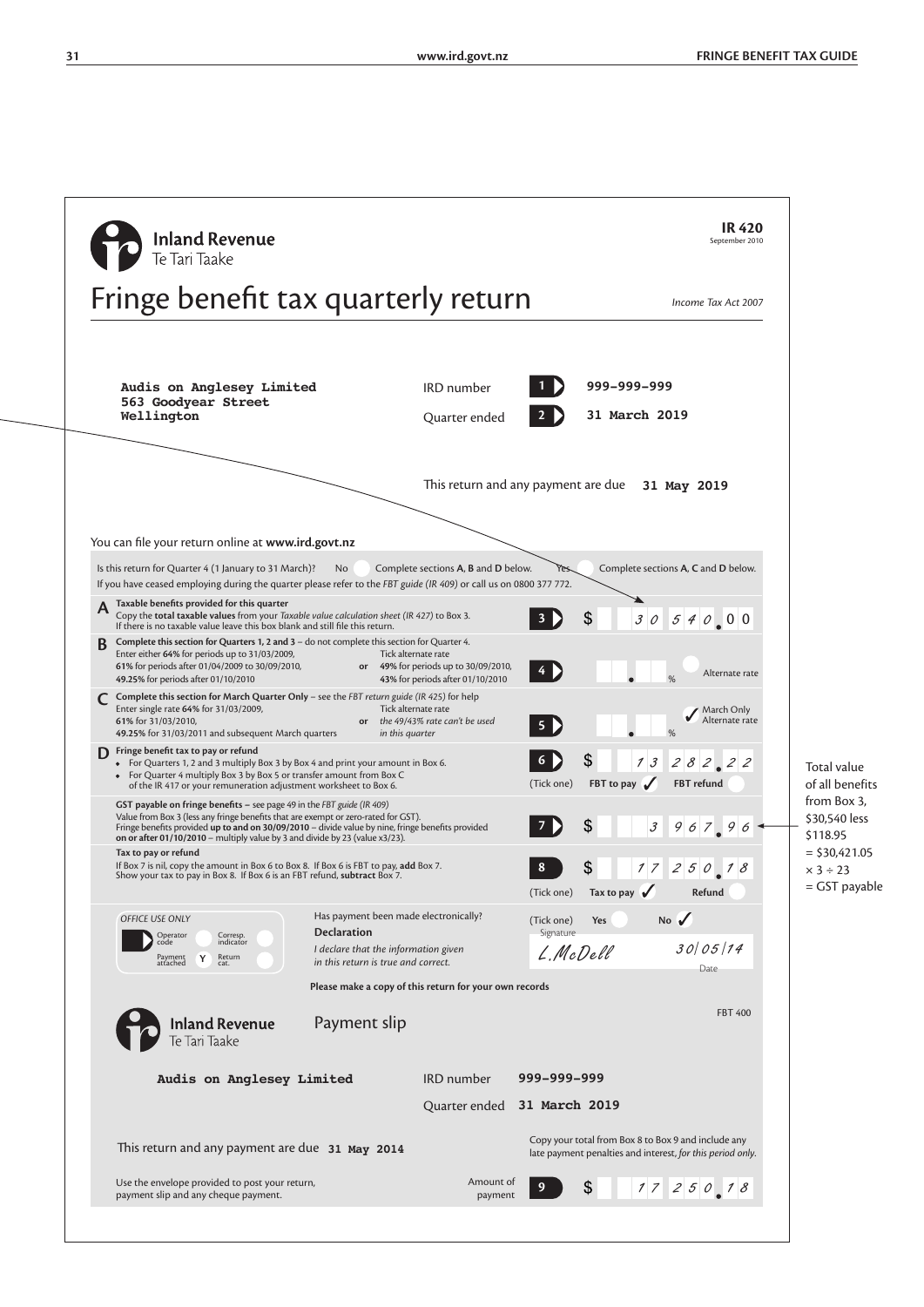**IR 420**
September 2010

Inland Revenue
Te Tari Taake

# Fringe benefit tax quarterly return

*Income Tax Act 2007*

**Audis on Anglesey Limited**
**563 Goodyear Street**
**Wellington**

IRD number **1** 999-999-999

Quarter ended **2** 31 March 2019

This return and any payment are due **31 May 2019**

You can file your return online at **www.ird.govt.nz**

Is this return for Quarter 4 (1 January to 31 March)? No — Complete sections **A**, **B** and **D** below. Yes — Complete sections **A**, **C** and **D** below.

If you have ceased employing during the quarter please refer to the *FBT guide (IR 409)* or call us on 0800 377 772.

**A** **Taxable benefits provided for this quarter**
Copy the **total taxable values** from your *Taxable value calculation sheet (IR 427)* to Box 3.
If there is no taxable value leave this box blank and still file this return.

**3** $ 30 540.00

**B** **Complete this section for Quarters 1, 2 and 3** – do not complete this section for Quarter 4.
Enter either **64%** for periods up to 31/03/2009, **61%** for periods after 01/04/2009 to 30/09/2010, **49.25%** for periods after 01/10/2010
**or** Tick alternate rate **49%** for periods up to 30/09/2010, **43%** for periods after 01/10/2010

**4** ___ % Alternate rate

**C** **Complete this section for March Quarter Only** – see the *FBT return guide (IR 425)* for help
Enter single rate **64%** for 31/03/2009, **61%** for 31/03/2010, **49.25%** for 31/03/2011 and subsequent March quarters
**or** Tick alternate rate *the 49/43% rate can't be used in this quarter*

**5** ___ % ✓ March Only Alternate rate

**D** **Fringe benefit tax to pay or refund**
- For Quarters 1, 2 and 3 multiply Box 3 by Box 4 and print your amount in Box 6.
- For Quarter 4 multiply Box 3 by Box 5 or transfer amount from Box C of the IR 417 or your remuneration adjustment worksheet to Box 6.

**6** $ 13 282.22 (Tick one) FBT to pay ✓ FBT refund

**GST payable on fringe benefits** – see page 49 in the *FBT guide (IR 409)*
Value from Box 3 (less any fringe benefits that are exempt or zero-rated for GST).
Fringe benefits provided **up to and on 30/09/2010** – divide value by nine, fringe benefits provided **on or after 01/10/2010** – multiply value by 3 and divide by 23 (value x3/23).

**7** $ 3 967.96

Total value of all benefits from Box 3, \$30,540 less \$118.95 = \$30,421.05 × 3 ÷ 23 = GST payable

**Tax to pay or refund**
If Box 7 is nil, copy the amount in Box 6 to Box 8. If Box 6 is FBT to pay, **add** Box 7.
Show your tax to pay in Box 8. If Box 6 is an FBT refund, **subtract** Box 7.

**8** $ 17 250.18 (Tick one) Tax to pay ✓ Refund

*OFFICE USE ONLY*
Operator code | Corresp. indicator | Payment attached Y | Return cat.

Has payment been made electronically? (Tick one) Yes No ✓

**Declaration**
*I declare that the information given in this return is true and correct.*

Signature: L.McDell Date: 30/05/14

**Please make a copy of this return for your own records**

FBT 400

Inland Revenue
Te Tari Taake

Payment slip

**Audis on Anglesey Limited**

IRD number 999-999-999

Quarter ended 31 March 2019

This return and any payment are due **31 May 2014**

Copy your total from Box 8 to Box 9 and include any late payment penalties and interest, *for this period only.*

Use the envelope provided to post your return, payment slip and any cheque payment.

Amount of payment **9** $ 17 250.18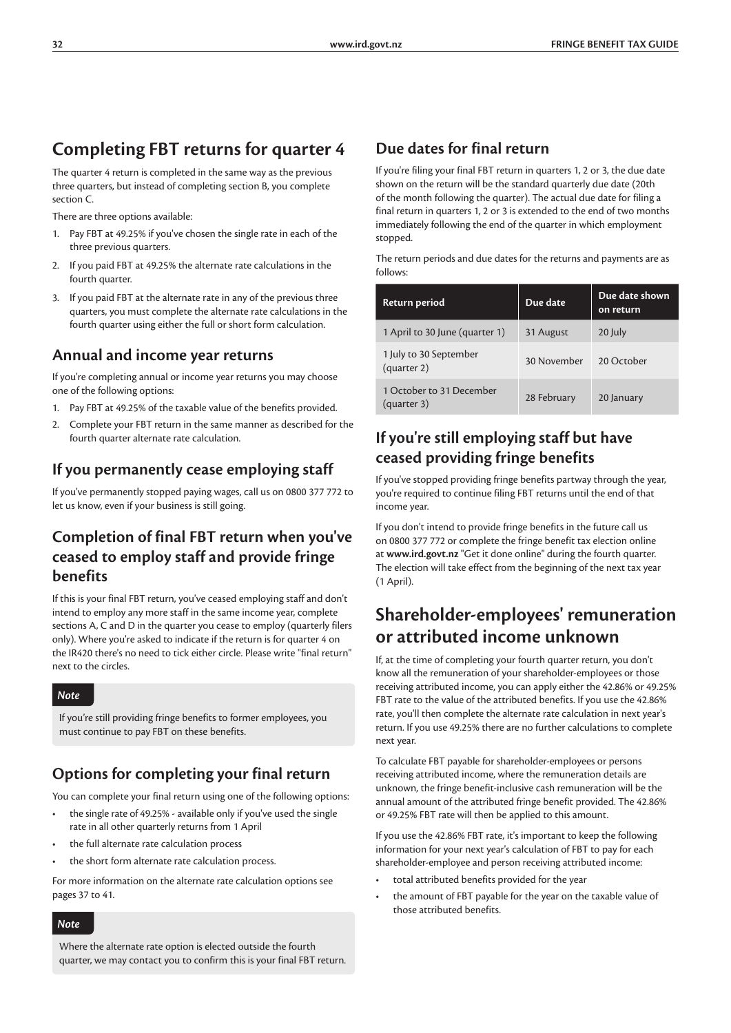# Completing FBT returns for quarter 4

The quarter 4 return is completed in the same way as the previous three quarters, but instead of completing section B, you complete section C.

There are three options available:

1. Pay FBT at 49.25% if you've chosen the single rate in each of the three previous quarters.
2. If you paid FBT at 49.25% the alternate rate calculations in the fourth quarter.
3. If you paid FBT at the alternate rate in any of the previous three quarters, you must complete the alternate rate calculations in the fourth quarter using either the full or short form calculation.

## Annual and income year returns

If you're completing annual or income year returns you may choose one of the following options:

1. Pay FBT at 49.25% of the taxable value of the benefits provided.
2. Complete your FBT return in the same manner as described for the fourth quarter alternate rate calculation.

## If you permanently cease employing staff

If you've permanently stopped paying wages, call us on 0800 377 772 to let us know, even if your business is still going.

## Completion of final FBT return when you've ceased to employ staff and provide fringe benefits

If this is your final FBT return, you've ceased employing staff and don't intend to employ any more staff in the same income year, complete sections A, C and D in the quarter you cease to employ (quarterly filers only). Where you're asked to indicate if the return is for quarter 4 on the IR420 there's no need to tick either circle. Please write "final return" next to the circles.

> ***Note***
>
> If you're still providing fringe benefits to former employees, you must continue to pay FBT on these benefits.

## Options for completing your final return

You can complete your final return using one of the following options:

- the single rate of 49.25% - available only if you've used the single rate in all other quarterly returns from 1 April
- the full alternate rate calculation process
- the short form alternate rate calculation process.

For more information on the alternate rate calculation options see pages 37 to 41.

> ***Note***
>
> Where the alternate rate option is elected outside the fourth quarter, we may contact you to confirm this is your final FBT return.

## Due dates for final return

If you're filing your final FBT return in quarters 1, 2 or 3, the due date shown on the return will be the standard quarterly due date (20th of the month following the quarter). The actual due date for filing a final return in quarters 1, 2 or 3 is extended to the end of two months immediately following the end of the quarter in which employment stopped.

The return periods and due dates for the returns and payments are as follows:

| Return period | Due date | Due date shown on return |
|---|---|---|
| 1 April to 30 June (quarter 1) | 31 August | 20 July |
| 1 July to 30 September (quarter 2) | 30 November | 20 October |
| 1 October to 31 December (quarter 3) | 28 February | 20 January |

## If you're still employing staff but have ceased providing fringe benefits

If you've stopped providing fringe benefits partway through the year, you're required to continue filing FBT returns until the end of that income year.

If you don't intend to provide fringe benefits in the future call us on 0800 377 772 or complete the fringe benefit tax election online at **www.ird.govt.nz** "Get it done online" during the fourth quarter. The election will take effect from the beginning of the next tax year (1 April).

# Shareholder-employees' remuneration or attributed income unknown

If, at the time of completing your fourth quarter return, you don't know all the remuneration of your shareholder-employees or those receiving attributed income, you can apply either the 42.86% or 49.25% FBT rate to the value of the attributed benefits. If you use the 42.86% rate, you'll then complete the alternate rate calculation in next year's return. If you use 49.25% there are no further calculations to complete next year.

To calculate FBT payable for shareholder-employees or persons receiving attributed income, where the remuneration details are unknown, the fringe benefit-inclusive cash remuneration will be the annual amount of the attributed fringe benefit provided. The 42.86% or 49.25% FBT rate will then be applied to this amount.

If you use the 42.86% FBT rate, it's important to keep the following information for your next year's calculation of FBT to pay for each shareholder-employee and person receiving attributed income:

- total attributed benefits provided for the year
- the amount of FBT payable for the year on the taxable value of those attributed benefits.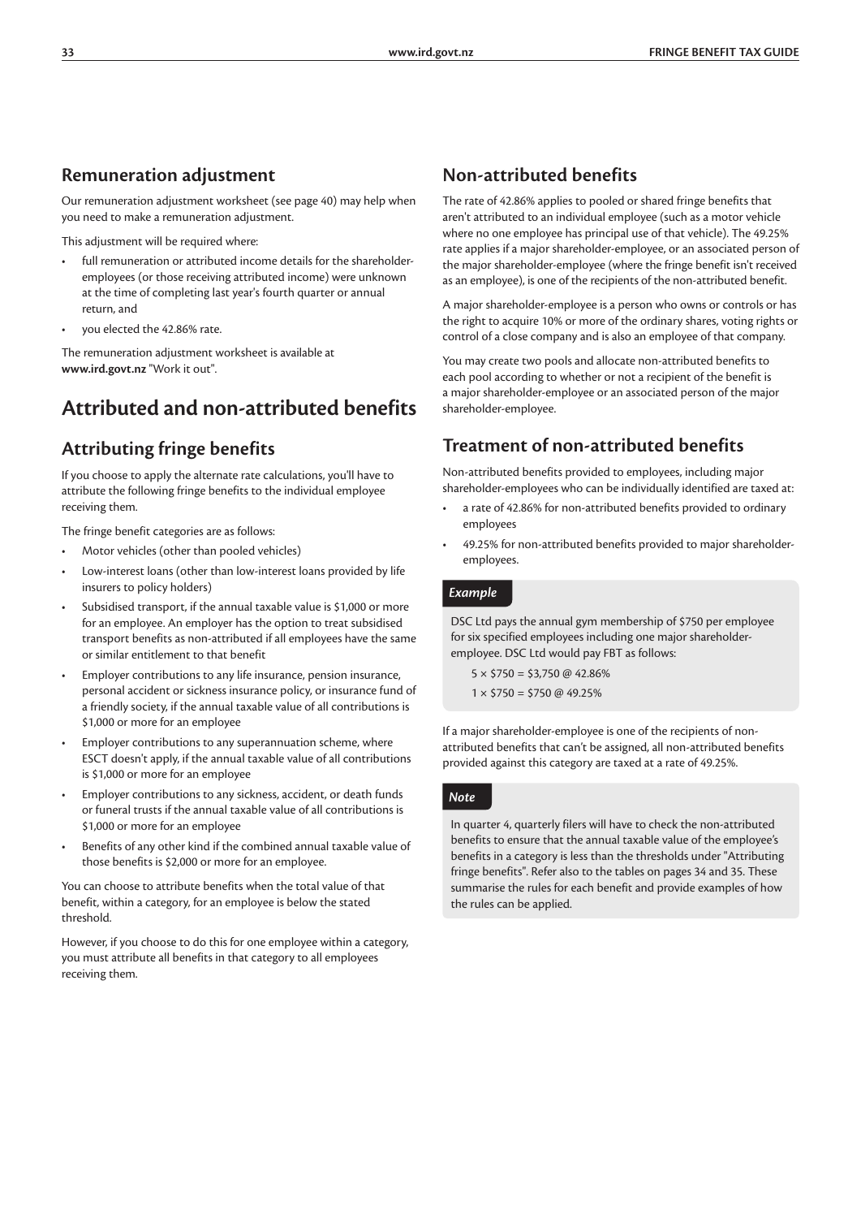## Remuneration adjustment

Our remuneration adjustment worksheet (see page 40) may help when you need to make a remuneration adjustment.

This adjustment will be required where:

- full remuneration or attributed income details for the shareholder-employees (or those receiving attributed income) were unknown at the time of completing last year's fourth quarter or annual return, and
- you elected the 42.86% rate.

The remuneration adjustment worksheet is available at **www.ird.govt.nz** "Work it out".

# Attributed and non-attributed benefits

## Attributing fringe benefits

If you choose to apply the alternate rate calculations, you'll have to attribute the following fringe benefits to the individual employee receiving them.

The fringe benefit categories are as follows:

- Motor vehicles (other than pooled vehicles)
- Low-interest loans (other than low-interest loans provided by life insurers to policy holders)
- Subsidised transport, if the annual taxable value is $1,000 or more for an employee. An employer has the option to treat subsidised transport benefits as non-attributed if all employees have the same or similar entitlement to that benefit
- Employer contributions to any life insurance, pension insurance, personal accident or sickness insurance policy, or insurance fund of a friendly society, if the annual taxable value of all contributions is $1,000 or more for an employee
- Employer contributions to any superannuation scheme, where ESCT doesn't apply, if the annual taxable value of all contributions is $1,000 or more for an employee
- Employer contributions to any sickness, accident, or death funds or funeral trusts if the annual taxable value of all contributions is $1,000 or more for an employee
- Benefits of any other kind if the combined annual taxable value of those benefits is $2,000 or more for an employee.

You can choose to attribute benefits when the total value of that benefit, within a category, for an employee is below the stated threshold.

However, if you choose to do this for one employee within a category, you must attribute all benefits in that category to all employees receiving them.

## Non-attributed benefits

The rate of 42.86% applies to pooled or shared fringe benefits that aren't attributed to an individual employee (such as a motor vehicle where no one employee has principal use of that vehicle). The 49.25% rate applies if a major shareholder-employee, or an associated person of the major shareholder-employee (where the fringe benefit isn't received as an employee), is one of the recipients of the non-attributed benefit.

A major shareholder-employee is a person who owns or controls or has the right to acquire 10% or more of the ordinary shares, voting rights or control of a close company and is also an employee of that company.

You may create two pools and allocate non-attributed benefits to each pool according to whether or not a recipient of the benefit is a major shareholder-employee or an associated person of the major shareholder-employee.

## Treatment of non-attributed benefits

Non-attributed benefits provided to employees, including major shareholder-employees who can be individually identified are taxed at:

- a rate of 42.86% for non-attributed benefits provided to ordinary employees
- 49.25% for non-attributed benefits provided to major shareholder-employees.

> ***Example***
>
> DSC Ltd pays the annual gym membership of $750 per employee for six specified employees including one major shareholder-employee. DSC Ltd would pay FBT as follows:
>
> 5 × $750 = $3,750 @ 42.86%
>
> 1 × $750 = $750 @ 49.25%

If a major shareholder-employee is one of the recipients of non-attributed benefits that can't be assigned, all non-attributed benefits provided against this category are taxed at a rate of 49.25%.

> ***Note***
>
> In quarter 4, quarterly filers will have to check the non-attributed benefits to ensure that the annual taxable value of the employee's benefits in a category is less than the thresholds under "Attributing fringe benefits". Refer also to the tables on pages 34 and 35. These summarise the rules for each benefit and provide examples of how the rules can be applied.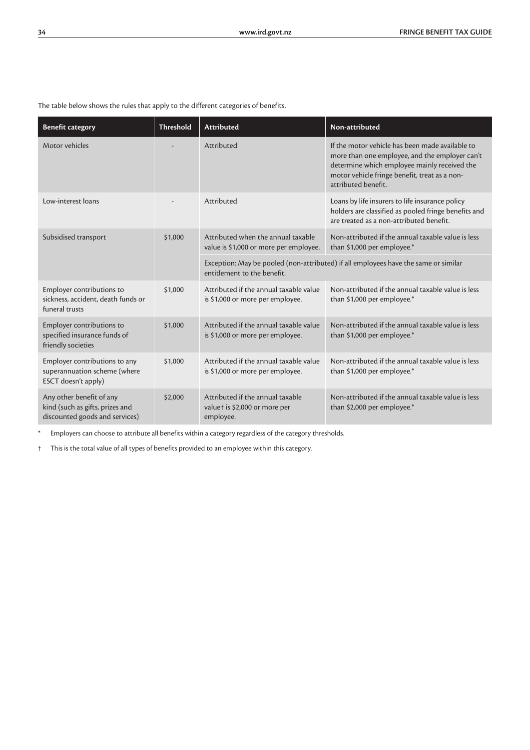The table below shows the rules that apply to the different categories of benefits.

| Benefit category | Threshold | Attributed | Non-attributed |
| --- | --- | --- | --- |
| Motor vehicles | - | Attributed | If the motor vehicle has been made available to more than one employee, and the employer can't determine which employee mainly received the motor vehicle fringe benefit, treat as a non-attributed benefit. |
| Low-interest loans | - | Attributed | Loans by life insurers to life insurance policy holders are classified as pooled fringe benefits and are treated as a non-attributed benefit. |
| Subsidised transport | $1,000 | Attributed when the annual taxable value is $1,000 or more per employee. | Non-attributed if the annual taxable value is less than $1,000 per employee.* |
| | | Exception: May be pooled (non-attributed) if all employees have the same or similar entitlement to the benefit. | |
| Employer contributions to sickness, accident, death funds or funeral trusts | $1,000 | Attributed if the annual taxable value is $1,000 or more per employee. | Non-attributed if the annual taxable value is less than $1,000 per employee.* |
| Employer contributions to specified insurance funds of friendly societies | $1,000 | Attributed if the annual taxable value is $1,000 or more per employee. | Non-attributed if the annual taxable value is less than $1,000 per employee.* |
| Employer contributions to any superannuation scheme (where ESCT doesn't apply) | $1,000 | Attributed if the annual taxable value is $1,000 or more per employee. | Non-attributed if the annual taxable value is less than $1,000 per employee.* |
| Any other benefit of any kind (such as gifts, prizes and discounted goods and services) | $2,000 | Attributed if the annual taxable value† is $2,000 or more per employee. | Non-attributed if the annual taxable value is less than $2,000 per employee.* |

\* Employers can choose to attribute all benefits within a category regardless of the category thresholds.

† This is the total value of all types of benefits provided to an employee within this category.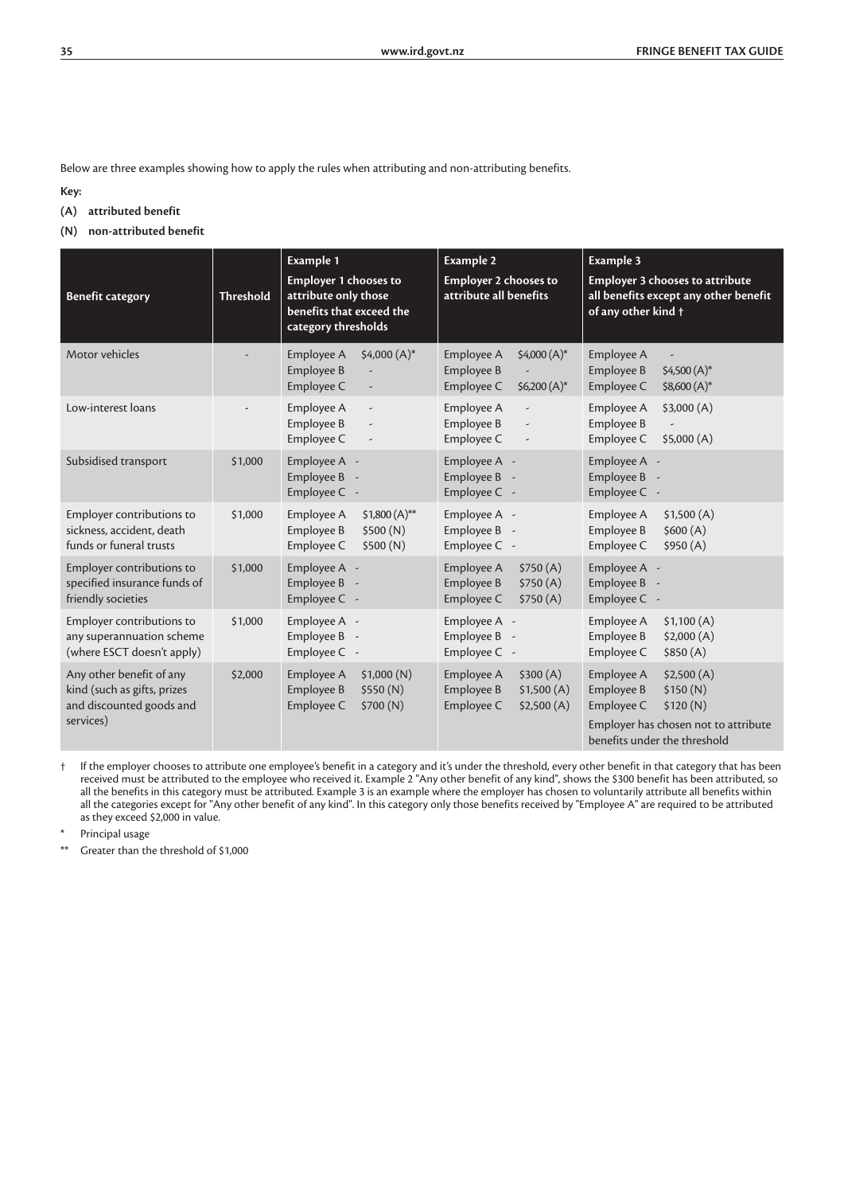Below are three examples showing how to apply the rules when attributing and non-attributing benefits.

**Key:**

**(A) attributed benefit**

**(N) non-attributed benefit**

| Benefit category | Threshold | Example 1 Employer 1 chooses to attribute only those benefits that exceed the category thresholds | Example 2 Employer 2 chooses to attribute all benefits | Example 3 Employer 3 chooses to attribute all benefits except any other benefit of any other kind † |
|---|---|---|---|---|
| Motor vehicles | - | Employee A $4,000 (A)*<br>Employee B -<br>Employee C - | Employee A $4,000 (A)*<br>Employee B -<br>Employee C $6,200 (A)* | Employee A -<br>Employee B $4,500 (A)*<br>Employee C $8,600 (A)* |
| Low-interest loans | - | Employee A -<br>Employee B -<br>Employee C - | Employee A -<br>Employee B -<br>Employee C - | Employee A $3,000 (A)<br>Employee B -<br>Employee C $5,000 (A) |
| Subsidised transport | $1,000 | Employee A -<br>Employee B -<br>Employee C - | Employee A -<br>Employee B -<br>Employee C - | Employee A -<br>Employee B -<br>Employee C - |
| Employer contributions to sickness, accident, death funds or funeral trusts | $1,000 | Employee A $1,800 (A)**<br>Employee B $500 (N)<br>Employee C $500 (N) | Employee A -<br>Employee B -<br>Employee C - | Employee A $1,500 (A)<br>Employee B $600 (A)<br>Employee C $950 (A) |
| Employer contributions to specified insurance funds of friendly societies | $1,000 | Employee A -<br>Employee B -<br>Employee C - | Employee A $750 (A)<br>Employee B $750 (A)<br>Employee C $750 (A) | Employee A -<br>Employee B -<br>Employee C - |
| Employer contributions to any superannuation scheme (where ESCT doesn't apply) | $1,000 | Employee A -<br>Employee B -<br>Employee C - | Employee A -<br>Employee B -<br>Employee C - | Employee A $1,100 (A)<br>Employee B $2,000 (A)<br>Employee C $850 (A) |
| Any other benefit of any kind (such as gifts, prizes and discounted goods and services) | $2,000 | Employee A $1,000 (N)<br>Employee B $550 (N)<br>Employee C $700 (N) | Employee A $300 (A)<br>Employee B $1,500 (A)<br>Employee C $2,500 (A) | Employee A $2,500 (A)<br>Employee B $150 (N)<br>Employee C $120 (N)<br>Employer has chosen not to attribute benefits under the threshold |

† If the employer chooses to attribute one employee's benefit in a category and it's under the threshold, every other benefit in that category that has been received must be attributed to the employee who received it. Example 2 "Any other benefit of any kind", shows the $300 benefit has been attributed, so all the benefits in this category must be attributed. Example 3 is an example where the employer has chosen to voluntarily attribute all benefits within all the categories except for "Any other benefit of any kind". In this category only those benefits received by "Employee A" are required to be attributed as they exceed $2,000 in value.

\* Principal usage

\*\* Greater than the threshold of $1,000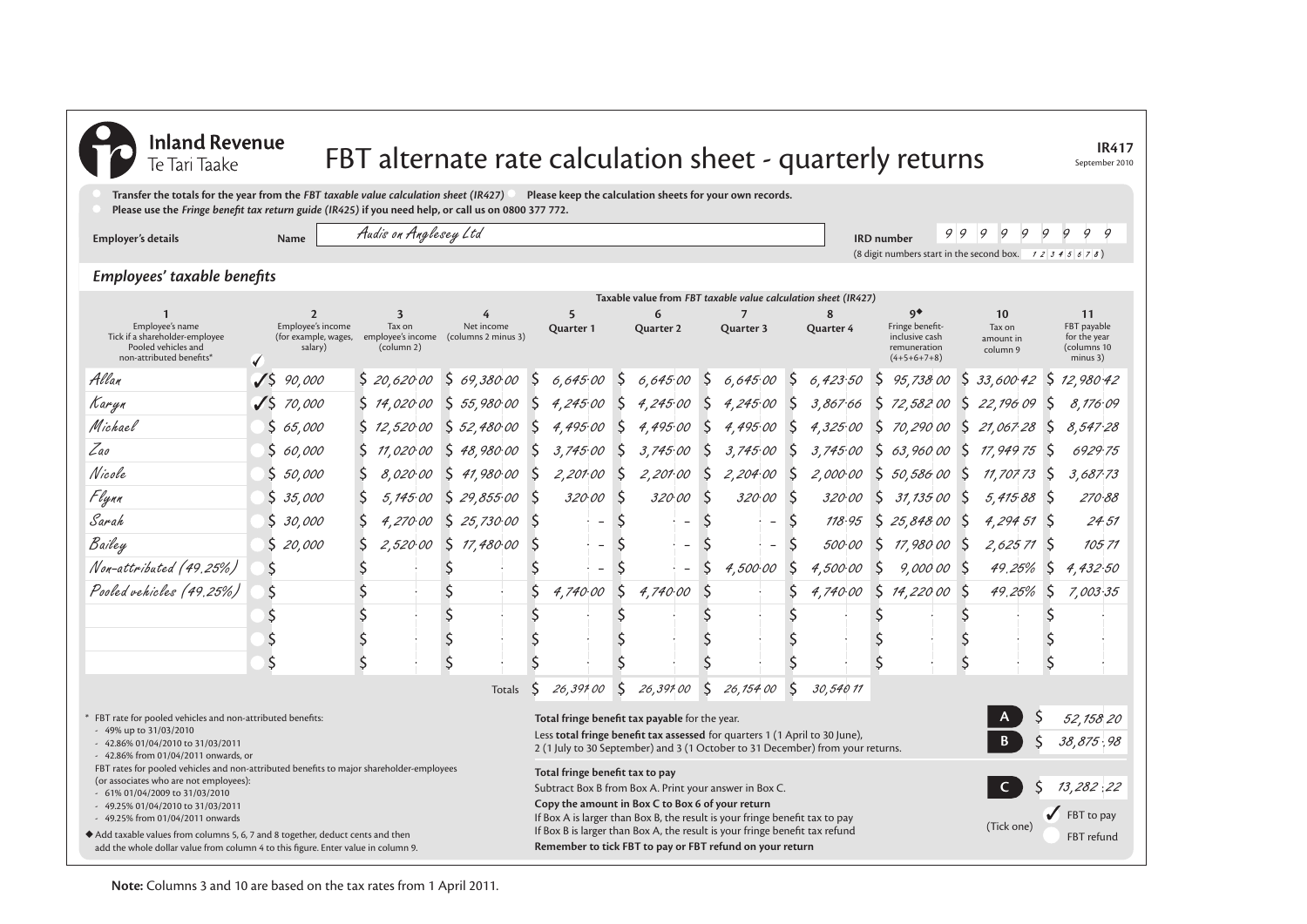**Inland Revenue**
Te Tari Taake

# FBT alternate rate calculation sheet - quarterly returns

**IR417**
September 2010

- **Transfer the totals for the year from the *FBT taxable value calculation sheet (IR427)***
- **Please keep the calculation sheets for your own records.**
- **Please use the *Fringe benefit tax return guide (IR425)* if you need help, or call us on 0800 377 772.**

**Employer's details** | **Name** Audis on Anglesey Ltd | **IRD number** 9 9 9 9 9 9 9 9 9
(8 digit numbers start in the second box. 1 2 3 4 5 6 7 8)

## *Employees' taxable benefits*

| 1 Employee's name. Tick if a shareholder-employee. Pooled vehicles and non-attributed benefits* | ✓ | 2 Employee's income (for example, wages, salary) | 3 Tax on employee's income (column 2) | 4 Net income (columns 2 minus 3) | 5 Quarter 1 | 6 Quarter 2 | 7 Quarter 3 | 8 Quarter 4 | 9◆ Fringe benefit-inclusive cash remuneration (4+5+6+7+8) | 10 Tax on amount in column 9 | 11 FBT payable for the year (columns 10 minus 3) |
|---|---|---|---|---|---|---|---|---|---|---|---|
| | | | | | Taxable value from *FBT taxable value calculation sheet (IR427)* | | | | | | |
| Allan | ✓ | $ 90,000 | $ 20,620·00 | $ 69,380·00 | $ 6,645·00 | $ 6,645·00 | $ 6,645·00 | $ 6,423·50 | $ 95,738 00 | $ 33,600·42 | $ 12,980·42 |
| Karyn | ✓ | $ 70,000 | $ 14,020·00 | $ 55,980·00 | $ 4,245·00 | $ 4,245·00 | $ 4,245·00 | $ 3,867·66 | $ 72,582 00 | $ 22,196 09 | $ 8,176·09 |
| Michael | | $ 65,000 | $ 12,520·00 | $ 52,480·00 | $ 4,495·00 | $ 4,495·00 | $ 4,495·00 | $ 4,325·00 | $ 70,290 00 | $ 21,067·28 | $ 8,547·28 |
| Zao | | $ 60,000 | $ 11,020·00 | $ 48,980·00 | $ 3,745·00 | $ 3,745·00 | $ 3,745·00 | $ 3,745·00 | $ 63,960 00 | $ 17,949 75 | $ 6929·75 |
| Nicole | | $ 50,000 | $ 8,020·00 | $ 41,980·00 | $ 2,201·00 | $ 2,201·00 | $ 2,204·00 | $ 2,000·00 | $ 50,586 00 | $ 11,707 73 | $ 3,687·73 |
| Flynn | | $ 35,000 | $ 5,145·00 | $ 29,855·00 | $ 320·00 | $ 320·00 | $ 320·00 | $ 320·00 | $ 31,135 00 | $ 5,415·88 | $ 270·88 |
| Sarah | | $ 30,000 | $ 4,270·00 | $ 25,730·00 | $ – | $ – | $ – | $ 118·95 | $ 25,848 00 | $ 4,294 51 | $ 24·51 |
| Bailey | | $ 20,000 | $ 2,520·00 | $ 17,480·00 | $ – | $ – | $ – | $ 500·00 | $ 17,980 00 | $ 2,625 71 | $ 105 71 |
| Non-attributed (49.25%) | | $ | $ | $ | $ – | $ – | $ 4,500·00 | $ 4,500·00 | $ 9,000 00 | $ 49.25% | $ 4,432·50 |
| Pooled vehicles (49.25%) | | $ | $ | $ | $ 4,740·00 | $ 4,740·00 | $ | $ 4,740·00 | $ 14,220 00 | $ 49.25% | $ 7,003·35 |
| | | $ | $ | $ | $ | $ | $ | $ | $ | $ | $ |
| | | $ | $ | $ | $ | $ | $ | $ | $ | $ | $ |
| | | $ | $ | $ | $ | $ | $ | $ | $ | $ | $ |
| | | | | Totals | $ 26,391 00 | $ 26,391 00 | $ 26,154 00 | $ 30,540 11 | | | |

\* FBT rate for pooled vehicles and non-attributed benefits:
- 49% up to 31/03/2010
- 42.86% 01/04/2010 to 31/03/2011
- 42.86% from 01/04/2011 onwards, or

FBT rates for pooled vehicles and non-attributed benefits to major shareholder-employees (or associates who are not employees):
- 61% 01/04/2009 to 31/03/2010
- 49.25% 01/04/2010 to 31/03/2011
- 49.25% from 01/04/2011 onwards

◆ Add taxable values from columns 5, 6, 7 and 8 together, deduct cents and then add the whole dollar value from column 4 to this figure. Enter value in column 9.

**Total fringe benefit tax payable** for the year. **A** $ 52,158 20

Less **total fringe benefit tax assessed** for quarters 1 (1 April to 30 June), 2 (1 July to 30 September) and 3 (1 October to 31 December) from your returns. **B** $ 38,875 : 98

**Total fringe benefit tax to pay**
Subtract Box B from Box A. Print your answer in Box C. **C** $ 13,282 : 22

**Copy the amount in Box C to Box 6 of your return**
If Box A is larger than Box B, the result is your fringe benefit tax to pay
If Box B is larger than Box A, the result is your fringe benefit tax refund
**Remember to tick FBT to pay or FBT refund on your return**

(Tick one) ✓ FBT to pay ☐ FBT refund

**Note:** Columns 3 and 10 are based on the tax rates from 1 April 2011.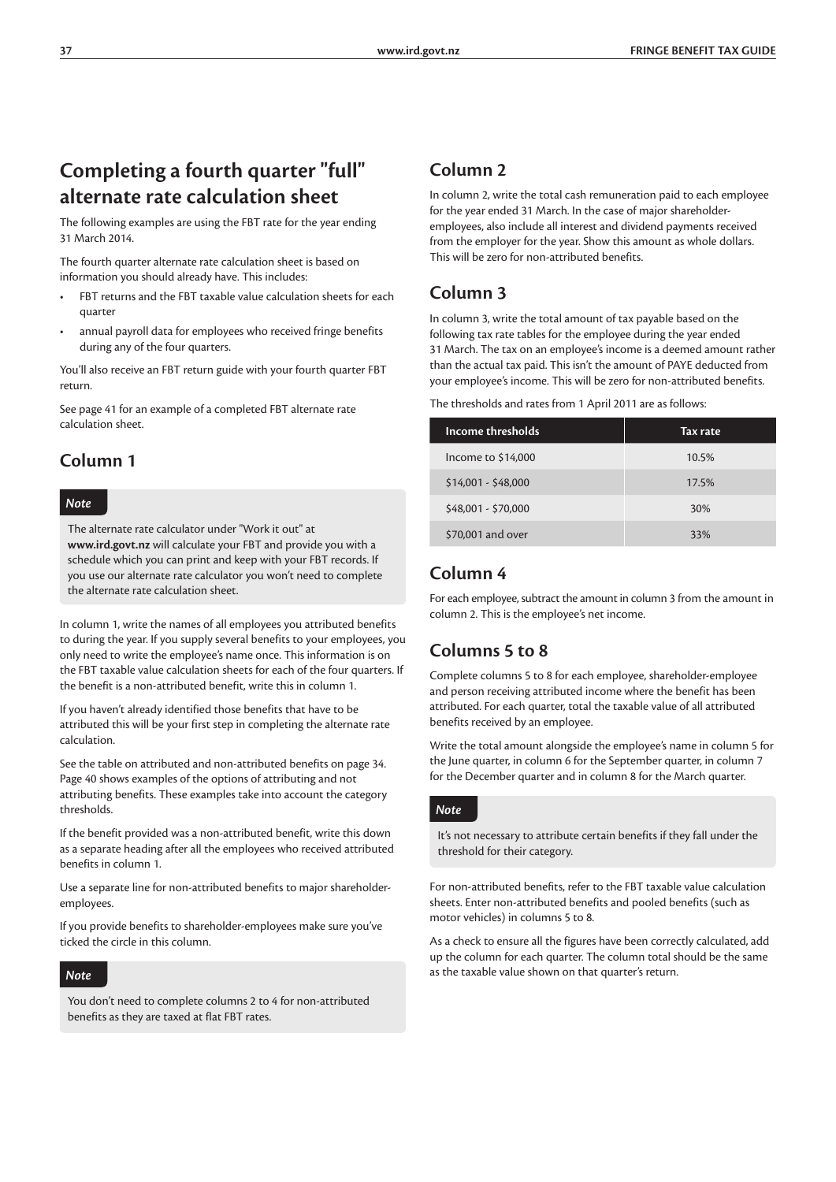## Completing a fourth quarter "full" alternate rate calculation sheet

The following examples are using the FBT rate for the year ending 31 March 2014.

The fourth quarter alternate rate calculation sheet is based on information you should already have. This includes:

- FBT returns and the FBT taxable value calculation sheets for each quarter
- annual payroll data for employees who received fringe benefits during any of the four quarters.

You'll also receive an FBT return guide with your fourth quarter FBT return.

See page 41 for an example of a completed FBT alternate rate calculation sheet.

### Column 1

*Note*

The alternate rate calculator under "Work it out" at **www.ird.govt.nz** will calculate your FBT and provide you with a schedule which you can print and keep with your FBT records. If you use our alternate rate calculator you won't need to complete the alternate rate calculation sheet.

In column 1, write the names of all employees you attributed benefits to during the year. If you supply several benefits to your employees, you only need to write the employee's name once. This information is on the FBT taxable value calculation sheets for each of the four quarters. If the benefit is a non-attributed benefit, write this in column 1.

If you haven't already identified those benefits that have to be attributed this will be your first step in completing the alternate rate calculation.

See the table on attributed and non-attributed benefits on page 34. Page 40 shows examples of the options of attributing and not attributing benefits. These examples take into account the category thresholds.

If the benefit provided was a non-attributed benefit, write this down as a separate heading after all the employees who received attributed benefits in column 1.

Use a separate line for non-attributed benefits to major shareholder-employees.

If you provide benefits to shareholder-employees make sure you've ticked the circle in this column.

*Note*

You don't need to complete columns 2 to 4 for non-attributed benefits as they are taxed at flat FBT rates.

### Column 2

In column 2, write the total cash remuneration paid to each employee for the year ended 31 March. In the case of major shareholder-employees, also include all interest and dividend payments received from the employer for the year. Show this amount as whole dollars. This will be zero for non-attributed benefits.

### Column 3

In column 3, write the total amount of tax payable based on the following tax rate tables for the employee during the year ended 31 March. The tax on an employee's income is a deemed amount rather than the actual tax paid. This isn't the amount of PAYE deducted from your employee's income. This will be zero for non-attributed benefits.

The thresholds and rates from 1 April 2011 are as follows:

| Income thresholds | Tax rate |
|---|---|
| Income to $14,000 | 10.5% |
| $14,001 - $48,000 | 17.5% |
| $48,001 - $70,000 | 30% |
| $70,001 and over | 33% |

### Column 4

For each employee, subtract the amount in column 3 from the amount in column 2. This is the employee's net income.

### Columns 5 to 8

Complete columns 5 to 8 for each employee, shareholder-employee and person receiving attributed income where the benefit has been attributed. For each quarter, total the taxable value of all attributed benefits received by an employee.

Write the total amount alongside the employee's name in column 5 for the June quarter, in column 6 for the September quarter, in column 7 for the December quarter and in column 8 for the March quarter.

*Note*

It's not necessary to attribute certain benefits if they fall under the threshold for their category.

For non-attributed benefits, refer to the FBT taxable value calculation sheets. Enter non-attributed benefits and pooled benefits (such as motor vehicles) in columns 5 to 8.

As a check to ensure all the figures have been correctly calculated, add up the column for each quarter. The column total should be the same as the taxable value shown on that quarter's return.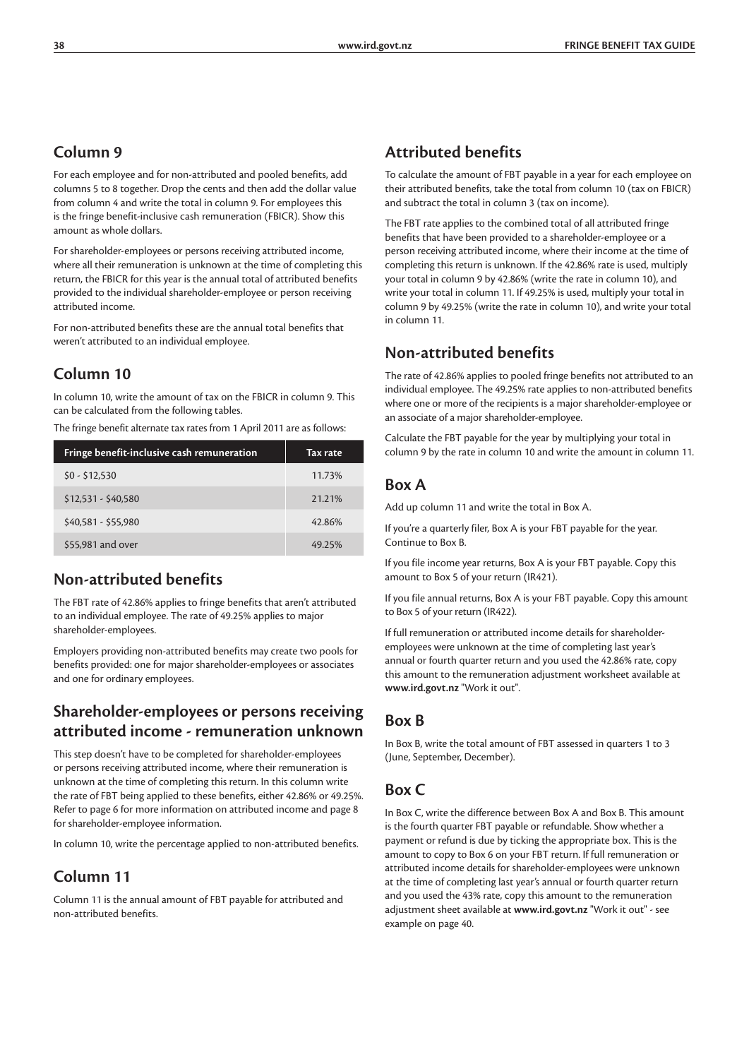## Column 9

For each employee and for non-attributed and pooled benefits, add columns 5 to 8 together. Drop the cents and then add the dollar value from column 4 and write the total in column 9. For employees this is the fringe benefit-inclusive cash remuneration (FBICR). Show this amount as whole dollars.

For shareholder-employees or persons receiving attributed income, where all their remuneration is unknown at the time of completing this return, the FBICR for this year is the annual total of attributed benefits provided to the individual shareholder-employee or person receiving attributed income.

For non-attributed benefits these are the annual total benefits that weren't attributed to an individual employee.

## Column 10

In column 10, write the amount of tax on the FBICR in column 9. This can be calculated from the following tables.

The fringe benefit alternate tax rates from 1 April 2011 are as follows:

| Fringe benefit-inclusive cash remuneration | Tax rate |
|---|---|
| $0 - $12,530 | 11.73% |
| $12,531 - $40,580 | 21.21% |
| $40,581 - $55,980 | 42.86% |
| $55,981 and over | 49.25% |

## Non-attributed benefits

The FBT rate of 42.86% applies to fringe benefits that aren't attributed to an individual employee. The rate of 49.25% applies to major shareholder-employees.

Employers providing non-attributed benefits may create two pools for benefits provided: one for major shareholder-employees or associates and one for ordinary employees.

## Shareholder-employees or persons receiving attributed income - remuneration unknown

This step doesn't have to be completed for shareholder-employees or persons receiving attributed income, where their remuneration is unknown at the time of completing this return. In this column write the rate of FBT being applied to these benefits, either 42.86% or 49.25%. Refer to page 6 for more information on attributed income and page 8 for shareholder-employee information.

In column 10, write the percentage applied to non-attributed benefits.

## Column 11

Column 11 is the annual amount of FBT payable for attributed and non-attributed benefits.

## Attributed benefits

To calculate the amount of FBT payable in a year for each employee on their attributed benefits, take the total from column 10 (tax on FBICR) and subtract the total in column 3 (tax on income).

The FBT rate applies to the combined total of all attributed fringe benefits that have been provided to a shareholder-employee or a person receiving attributed income, where their income at the time of completing this return is unknown. If the 42.86% rate is used, multiply your total in column 9 by 42.86% (write the rate in column 10), and write your total in column 11. If 49.25% is used, multiply your total in column 9 by 49.25% (write the rate in column 10), and write your total in column 11.

## Non-attributed benefits

The rate of 42.86% applies to pooled fringe benefits not attributed to an individual employee. The 49.25% rate applies to non-attributed benefits where one or more of the recipients is a major shareholder-employee or an associate of a major shareholder-employee.

Calculate the FBT payable for the year by multiplying your total in column 9 by the rate in column 10 and write the amount in column 11.

## Box A

Add up column 11 and write the total in Box A.

If you're a quarterly filer, Box A is your FBT payable for the year. Continue to Box B.

If you file income year returns, Box A is your FBT payable. Copy this amount to Box 5 of your return (IR421).

If you file annual returns, Box A is your FBT payable. Copy this amount to Box 5 of your return (IR422).

If full remuneration or attributed income details for shareholder-employees were unknown at the time of completing last year's annual or fourth quarter return and you used the 42.86% rate, copy this amount to the remuneration adjustment worksheet available at **www.ird.govt.nz** "Work it out".

## Box B

In Box B, write the total amount of FBT assessed in quarters 1 to 3 (June, September, December).

## Box C

In Box C, write the difference between Box A and Box B. This amount is the fourth quarter FBT payable or refundable. Show whether a payment or refund is due by ticking the appropriate box. This is the amount to copy to Box 6 on your FBT return. If full remuneration or attributed income details for shareholder-employees were unknown at the time of completing last year's annual or fourth quarter return and you used the 43% rate, copy this amount to the remuneration adjustment sheet available at **www.ird.govt.nz** "Work it out" - see example on page 40.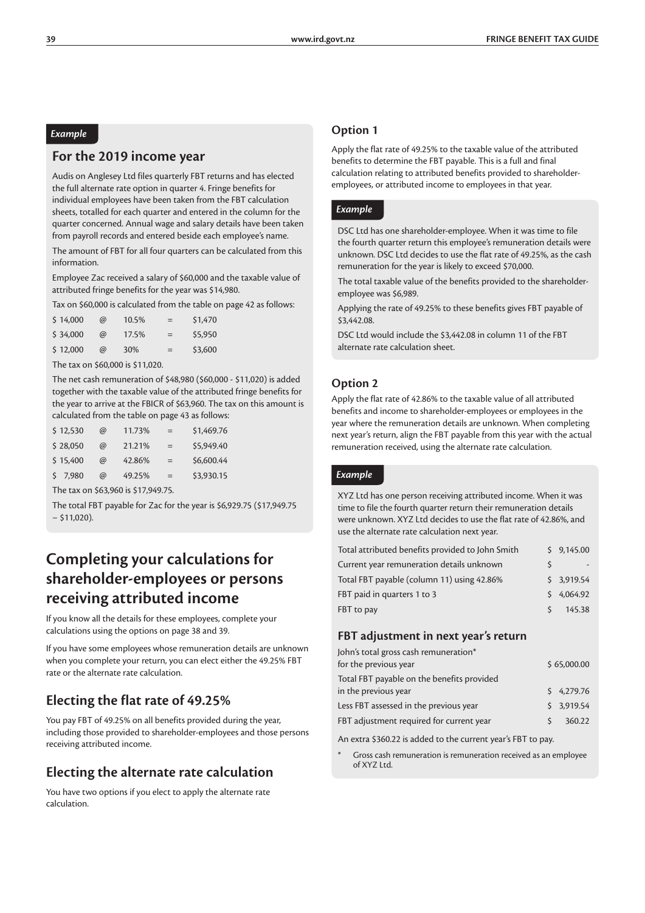*Example*

## For the 2019 income year

Audis on Anglesey Ltd files quarterly FBT returns and has elected the full alternate rate option in quarter 4. Fringe benefits for individual employees have been taken from the FBT calculation sheets, totalled for each quarter and entered in the column for the quarter concerned. Annual wage and salary details have been taken from payroll records and entered beside each employee's name.

The amount of FBT for all four quarters can be calculated from this information.

Employee Zac received a salary of $60,000 and the taxable value of attributed fringe benefits for the year was $14,980.

Tax on $60,000 is calculated from the table on page 42 as follows:

| | | | | |
|---|---|---|---|---|
| $ 14,000 | @ | 10.5% | = | $1,470 |
| $ 34,000 | @ | 17.5% | = | $5,950 |
| $ 12,000 | @ | 30% | = | $3,600 |

The tax on $60,000 is $11,020.

The net cash remuneration of $48,980 ($60,000 - $11,020) is added together with the taxable value of the attributed fringe benefits for the year to arrive at the FBICR of $63,960. The tax on this amount is calculated from the table on page 43 as follows:

| | | | | |
|---|---|---|---|---|
| $ 12,530 | @ | 11.73% | = | $1,469.76 |
| $ 28,050 | @ | 21.21% | = | $5,949.40 |
| $ 15,400 | @ | 42.86% | = | $6,600.44 |
| $ 7,980 | @ | 49.25% | = | $3,930.15 |

The tax on $63,960 is $17,949.75.

The total FBT payable for Zac for the year is $6,929.75 ($17,949.75 – $11,020).

# Completing your calculations for shareholder-employees or persons receiving attributed income

If you know all the details for these employees, complete your calculations using the options on page 38 and 39.

If you have some employees whose remuneration details are unknown when you complete your return, you can elect either the 49.25% FBT rate or the alternate rate calculation.

## Electing the flat rate of 49.25%

You pay FBT of 49.25% on all benefits provided during the year, including those provided to shareholder-employees and those persons receiving attributed income.

## Electing the alternate rate calculation

You have two options if you elect to apply the alternate rate calculation.

### Option 1

Apply the flat rate of 49.25% to the taxable value of the attributed benefits to determine the FBT payable. This is a full and final calculation relating to attributed benefits provided to shareholder-employees, or attributed income to employees in that year.

*Example*

DSC Ltd has one shareholder-employee. When it was time to file the fourth quarter return this employee's remuneration details were unknown. DSC Ltd decides to use the flat rate of 49.25%, as the cash remuneration for the year is likely to exceed $70,000.

The total taxable value of the benefits provided to the shareholder-employee was $6,989.

Applying the rate of 49.25% to these benefits gives FBT payable of $3,442.08.

DSC Ltd would include the $3,442.08 in column 11 of the FBT alternate rate calculation sheet.

### Option 2

Apply the flat rate of 42.86% to the taxable value of all attributed benefits and income to shareholder-employees or employees in the year where the remuneration details are unknown. When completing next year's return, align the FBT payable from this year with the actual remuneration received, using the alternate rate calculation.

*Example*

XYZ Ltd has one person receiving attributed income. When it was time to file the fourth quarter return their remuneration details were unknown. XYZ Ltd decides to use the flat rate of 42.86%, and use the alternate rate calculation next year.

| | |
|---|---|
| Total attributed benefits provided to John Smith | $ 9,145.00 |
| Current year remuneration details unknown | $ - |
| Total FBT payable (column 11) using 42.86% | $ 3,919.54 |
| FBT paid in quarters 1 to 3 | $ 4,064.92 |
| FBT to pay | $ 145.38 |

#### FBT adjustment in next year's return

| | |
|---|---|
| John's total gross cash remuneration* for the previous year | $ 65,000.00 |
| Total FBT payable on the benefits provided in the previous year | $ 4,279.76 |
| Less FBT assessed in the previous year | $ 3,919.54 |
| FBT adjustment required for current year | $ 360.22 |

An extra $360.22 is added to the current year's FBT to pay.

\* Gross cash remuneration is remuneration received as an employee of XYZ Ltd.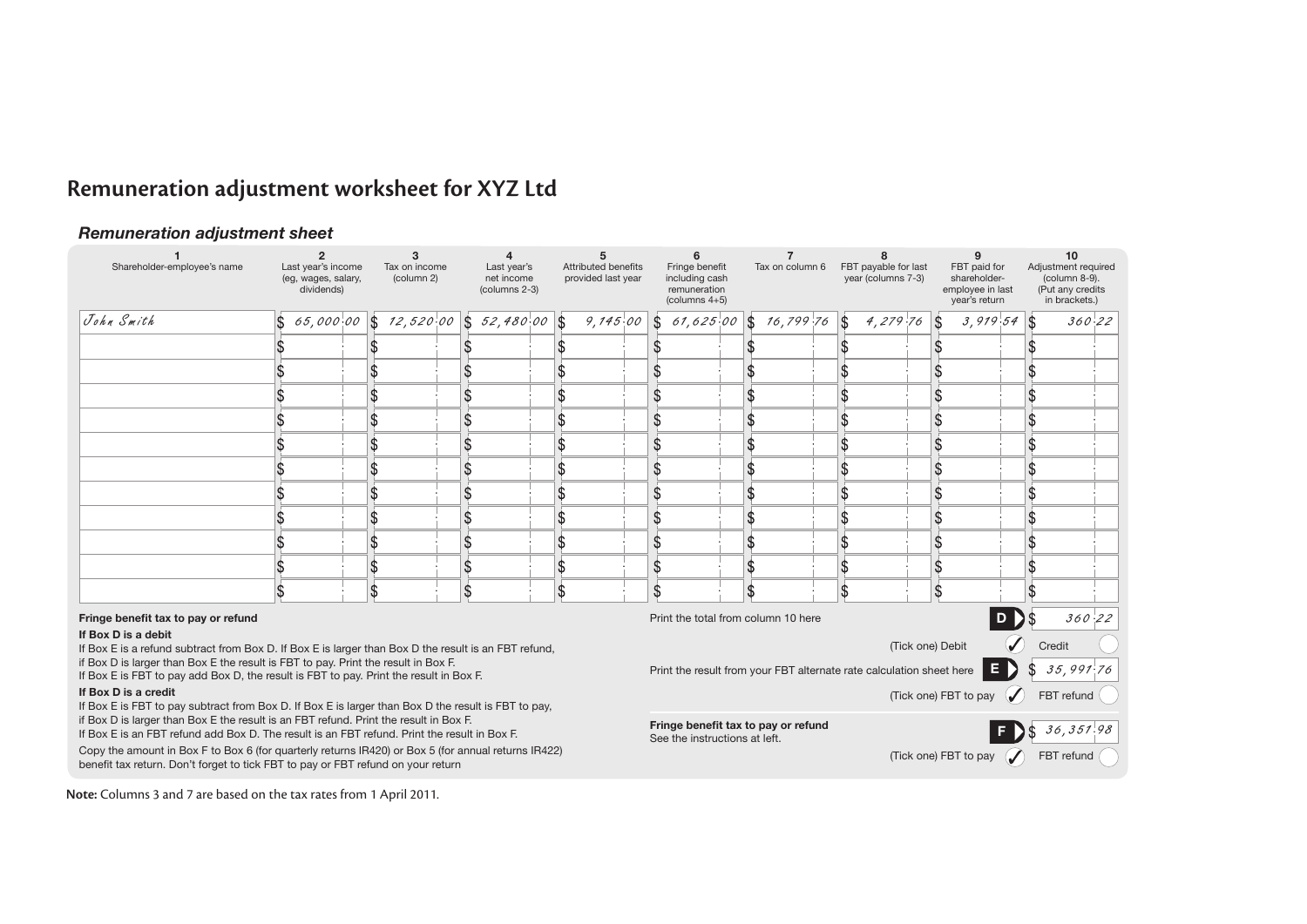# Remuneration adjustment worksheet for XYZ Ltd

### *Remuneration adjustment sheet*

| 1<br>Shareholder-employee's name | 2<br>Last year's income (eg, wages, salary, dividends) | 3<br>Tax on income (column 2) | 4<br>Last year's net income (columns 2-3) | 5<br>Attributed benefits provided last year | 6<br>Fringe benefit including cash remuneration (columns 4+5) | 7<br>Tax on column 6 | 8<br>FBT payable for last year (columns 7-3) | 9<br>FBT paid for shareholder-employee in last year's return | 10<br>Adjustment required (column 8-9). (Put any credits in brackets.) |
|---|---|---|---|---|---|---|---|---|---|
| John Smith | $ 65,000.00 | $ 12,520.00 | $ 52,480.00 | $ 9,145.00 | $ 61,625.00 | $ 16,799.76 | $ 4,279.76 | $ 3,919.54 | $ 360.22 |
| | $ | $ | $ | $ | $ | $ | $ | $ | $ |
| | $ | $ | $ | $ | $ | $ | $ | $ | $ |
| | $ | $ | $ | $ | $ | $ | $ | $ | $ |
| | $ | $ | $ | $ | $ | $ | $ | $ | $ |
| | $ | $ | $ | $ | $ | $ | $ | $ | $ |
| | $ | $ | $ | $ | $ | $ | $ | $ | $ |
| | $ | $ | $ | $ | $ | $ | $ | $ | $ |
| | $ | $ | $ | $ | $ | $ | $ | $ | $ |
| | $ | $ | $ | $ | $ | $ | $ | $ | $ |
| | $ | $ | $ | $ | $ | $ | $ | $ | $ |
| | $ | $ | $ | $ | $ | $ | $ | $ | $ |

**Fringe benefit tax to pay or refund**

**If Box D is a debit**
If Box E is a refund subtract from Box D. If Box E is larger than Box D the result is an FBT refund, if Box D is larger than Box E the result is FBT to pay. Print the result in Box F.
If Box E is FBT to pay add Box D, the result is FBT to pay. Print the result in Box F.

**If Box D is a credit**
If Box E is FBT to pay subtract from Box D. If Box E is larger than Box D the result is FBT to pay, if Box D is larger than Box E the result is an FBT refund. Print the result in Box F.
If Box E is an FBT refund add Box D. The result is an FBT refund. Print the result in Box F.

Copy the amount in Box F to Box 6 (for quarterly returns IR420) or Box 5 (for annual returns IR422) benefit tax return. Don't forget to tick FBT to pay or FBT refund on your return

Print the total from column 10 here **D** $ 360.22
(Tick one) Debit ✓ Credit

Print the result from your FBT alternate rate calculation sheet here **E** $ 35,991.76
(Tick one) FBT to pay ✓ FBT refund

**Fringe benefit tax to pay or refund**
See the instructions at left. **F** $ 36,351.98
(Tick one) FBT to pay ✓ FBT refund

**Note:** Columns 3 and 7 are based on the tax rates from 1 April 2011.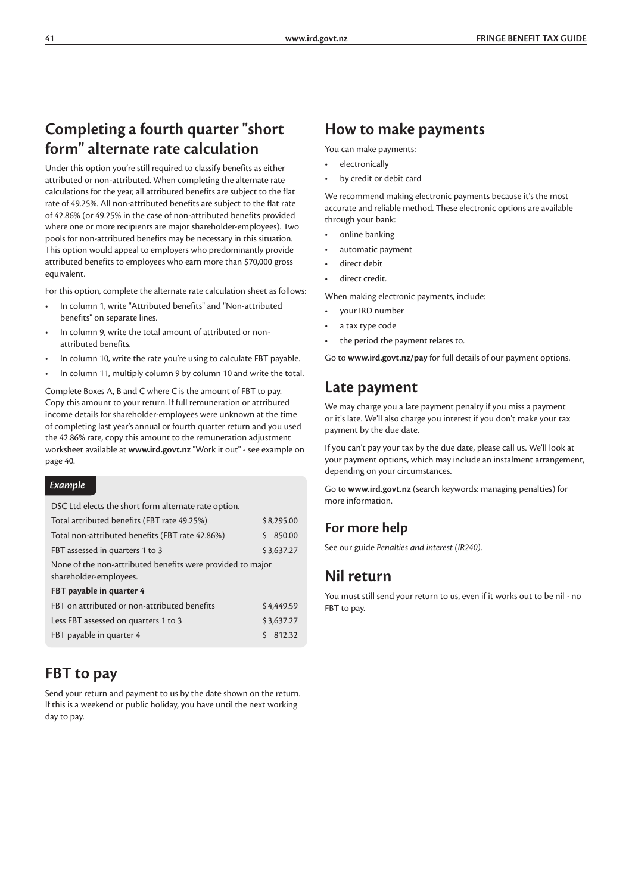## Completing a fourth quarter "short form" alternate rate calculation

Under this option you're still required to classify benefits as either attributed or non-attributed. When completing the alternate rate calculations for the year, all attributed benefits are subject to the flat rate of 49.25%. All non-attributed benefits are subject to the flat rate of 42.86% (or 49.25% in the case of non-attributed benefits provided where one or more recipients are major shareholder-employees). Two pools for non-attributed benefits may be necessary in this situation. This option would appeal to employers who predominantly provide attributed benefits to employees who earn more than $70,000 gross equivalent.

For this option, complete the alternate rate calculation sheet as follows:

- In column 1, write "Attributed benefits" and "Non-attributed benefits" on separate lines.
- In column 9, write the total amount of attributed or non-attributed benefits.
- In column 10, write the rate you're using to calculate FBT payable.
- In column 11, multiply column 9 by column 10 and write the total.

Complete Boxes A, B and C where C is the amount of FBT to pay. Copy this amount to your return. If full remuneration or attributed income details for shareholder-employees were unknown at the time of completing last year's annual or fourth quarter return and you used the 42.86% rate, copy this amount to the remuneration adjustment worksheet available at **www.ird.govt.nz** "Work it out" - see example on page 40.

*Example*

DSC Ltd elects the short form alternate rate option.

| | |
|---|---|
| Total attributed benefits (FBT rate 49.25%) | $8,295.00 |
| Total non-attributed benefits (FBT rate 42.86%) | $ 850.00 |
| FBT assessed in quarters 1 to 3 | $3,637.27 |

None of the non-attributed benefits were provided to major shareholder-employees.

**FBT payable in quarter 4**

| | |
|---|---|
| FBT on attributed or non-attributed benefits | $4,449.59 |
| Less FBT assessed on quarters 1 to 3 | $3,637.27 |
| FBT payable in quarter 4 | $ 812.32 |

## FBT to pay

Send your return and payment to us by the date shown on the return. If this is a weekend or public holiday, you have until the next working day to pay.

## How to make payments

You can make payments:

- electronically
- by credit or debit card

We recommend making electronic payments because it's the most accurate and reliable method. These electronic options are available through your bank:

- online banking
- automatic payment
- direct debit
- direct credit.

When making electronic payments, include:

- your IRD number
- a tax type code
- the period the payment relates to.

Go to **www.ird.govt.nz/pay** for full details of our payment options.

## Late payment

We may charge you a late payment penalty if you miss a payment or it's late. We'll also charge you interest if you don't make your tax payment by the due date.

If you can't pay your tax by the due date, please call us. We'll look at your payment options, which may include an instalment arrangement, depending on your circumstances.

Go to **www.ird.govt.nz** (search keywords: managing penalties) for more information.

### For more help

See our guide *Penalties and interest (IR240)*.

## Nil return

You must still send your return to us, even if it works out to be nil - no FBT to pay.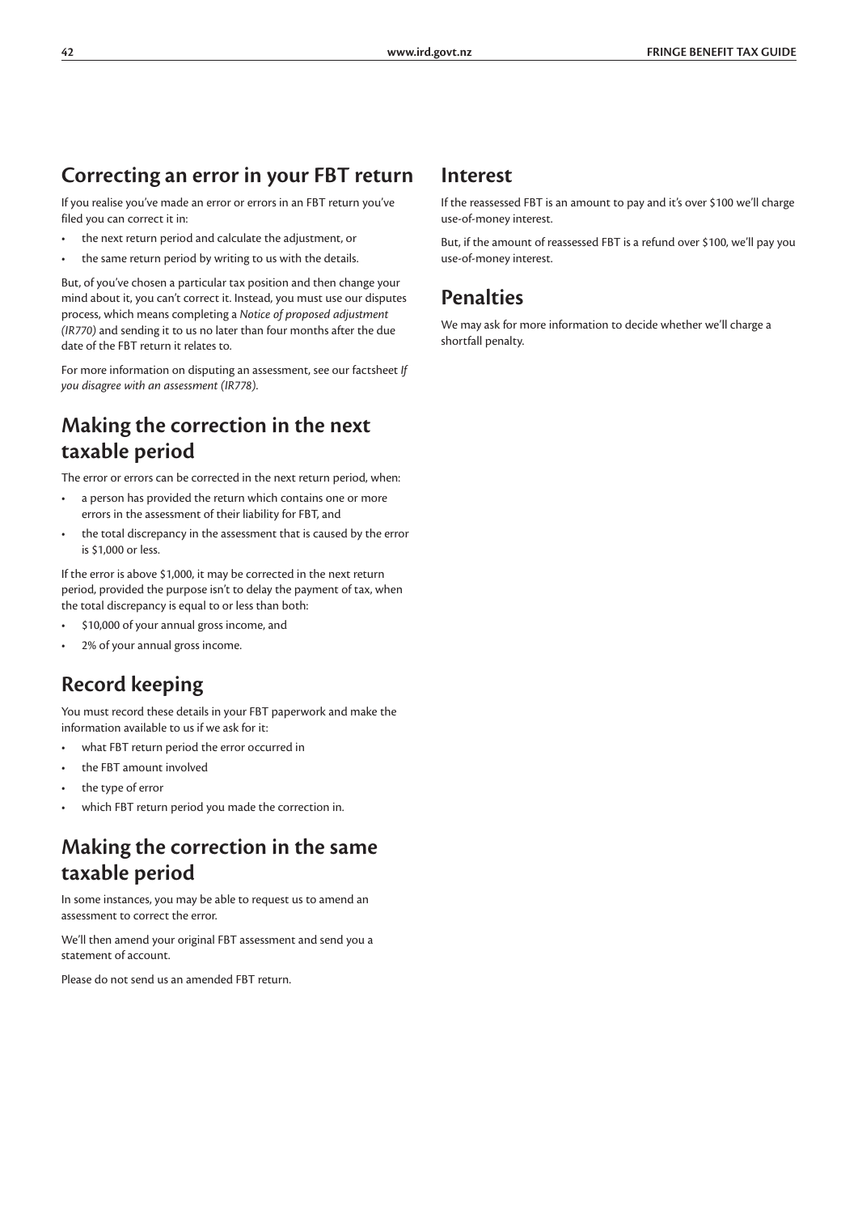## Correcting an error in your FBT return

If you realise you've made an error or errors in an FBT return you've filed you can correct it in:

- the next return period and calculate the adjustment, or
- the same return period by writing to us with the details.

But, of you've chosen a particular tax position and then change your mind about it, you can't correct it. Instead, you must use our disputes process, which means completing a *Notice of proposed adjustment (IR770)* and sending it to us no later than four months after the due date of the FBT return it relates to.

For more information on disputing an assessment, see our factsheet *If you disagree with an assessment (IR778)*.

## Making the correction in the next taxable period

The error or errors can be corrected in the next return period, when:

- a person has provided the return which contains one or more errors in the assessment of their liability for FBT, and
- the total discrepancy in the assessment that is caused by the error is $1,000 or less.

If the error is above $1,000, it may be corrected in the next return period, provided the purpose isn't to delay the payment of tax, when the total discrepancy is equal to or less than both:

- $10,000 of your annual gross income, and
- 2% of your annual gross income.

## Record keeping

You must record these details in your FBT paperwork and make the information available to us if we ask for it:

- what FBT return period the error occurred in
- the FBT amount involved
- the type of error
- which FBT return period you made the correction in.

## Making the correction in the same taxable period

In some instances, you may be able to request us to amend an assessment to correct the error.

We'll then amend your original FBT assessment and send you a statement of account.

Please do not send us an amended FBT return.

## Interest

If the reassessed FBT is an amount to pay and it's over $100 we'll charge use-of-money interest.

But, if the amount of reassessed FBT is a refund over $100, we'll pay you use-of-money interest.

## Penalties

We may ask for more information to decide whether we'll charge a shortfall penalty.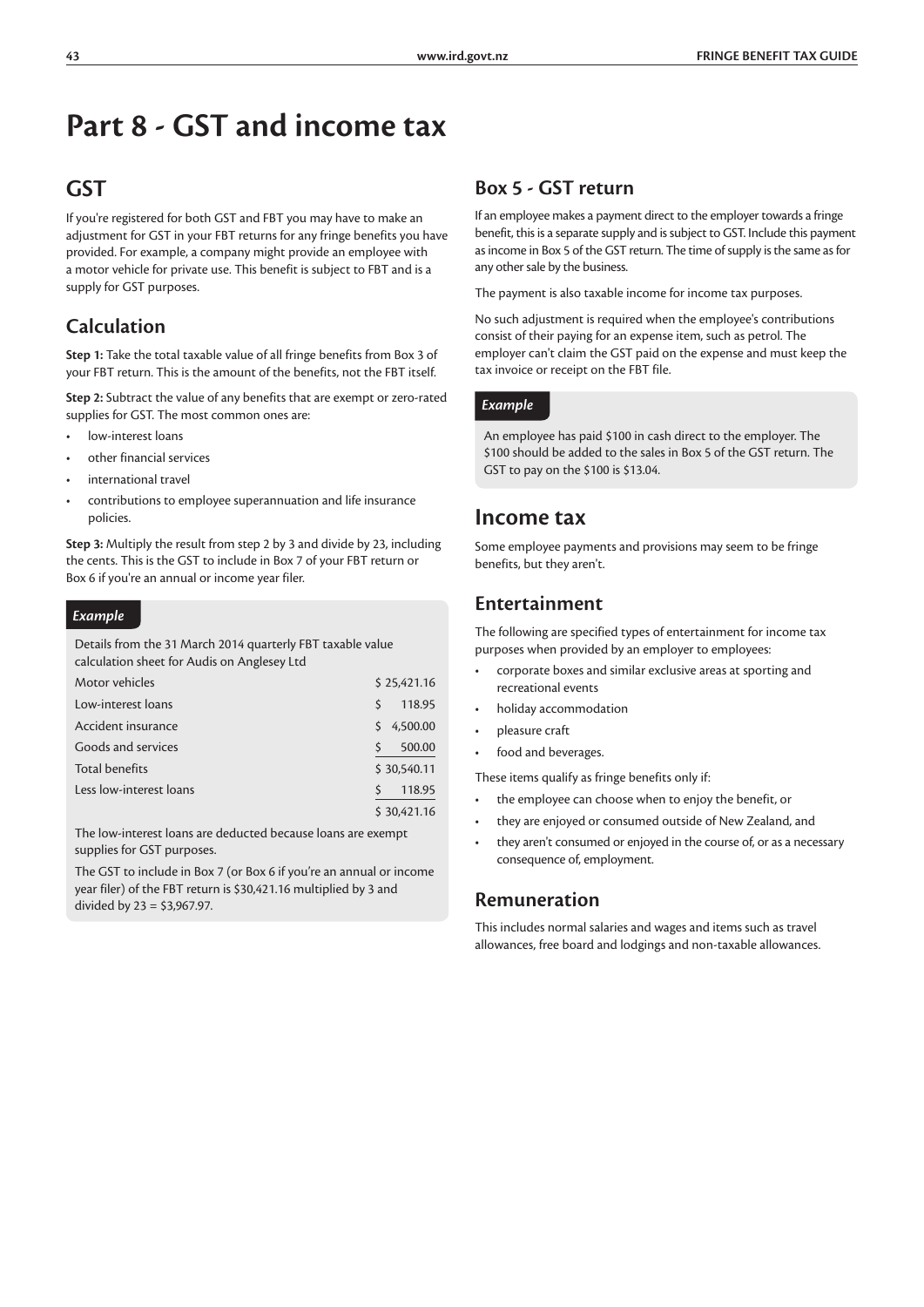# Part 8 - GST and income tax

## GST

If you're registered for both GST and FBT you may have to make an adjustment for GST in your FBT returns for any fringe benefits you have provided. For example, a company might provide an employee with a motor vehicle for private use. This benefit is subject to FBT and is a supply for GST purposes.

### Calculation

**Step 1:** Take the total taxable value of all fringe benefits from Box 3 of your FBT return. This is the amount of the benefits, not the FBT itself.

**Step 2:** Subtract the value of any benefits that are exempt or zero-rated supplies for GST. The most common ones are:

- low-interest loans
- other financial services
- international travel
- contributions to employee superannuation and life insurance policies.

**Step 3:** Multiply the result from step 2 by 3 and divide by 23, including the cents. This is the GST to include in Box 7 of your FBT return or Box 6 if you're an annual or income year filer.

*Example*

Details from the 31 March 2014 quarterly FBT taxable value calculation sheet for Audis on Anglesey Ltd

| | |
|---|---|
| Motor vehicles | $ 25,421.16 |
| Low-interest loans | $ 118.95 |
| Accident insurance | $ 4,500.00 |
| Goods and services | $ 500.00 |
| Total benefits | $ 30,540.11 |
| Less low-interest loans | $ 118.95 |
| | $ 30,421.16 |

The low-interest loans are deducted because loans are exempt supplies for GST purposes.

The GST to include in Box 7 (or Box 6 if you're an annual or income year filer) of the FBT return is $30,421.16 multiplied by 3 and divided by 23 = $3,967.97.

### Box 5 - GST return

If an employee makes a payment direct to the employer towards a fringe benefit, this is a separate supply and is subject to GST. Include this payment as income in Box 5 of the GST return. The time of supply is the same as for any other sale by the business.

The payment is also taxable income for income tax purposes.

No such adjustment is required when the employee's contributions consist of their paying for an expense item, such as petrol. The employer can't claim the GST paid on the expense and must keep the tax invoice or receipt on the FBT file.

*Example*

An employee has paid $100 in cash direct to the employer. The $100 should be added to the sales in Box 5 of the GST return. The GST to pay on the $100 is $13.04.

## Income tax

Some employee payments and provisions may seem to be fringe benefits, but they aren't.

### Entertainment

The following are specified types of entertainment for income tax purposes when provided by an employer to employees:

- corporate boxes and similar exclusive areas at sporting and recreational events
- holiday accommodation
- pleasure craft
- food and beverages.

These items qualify as fringe benefits only if:

- the employee can choose when to enjoy the benefit, or
- they are enjoyed or consumed outside of New Zealand, and
- they aren't consumed or enjoyed in the course of, or as a necessary consequence of, employment.

### Remuneration

This includes normal salaries and wages and items such as travel allowances, free board and lodgings and non-taxable allowances.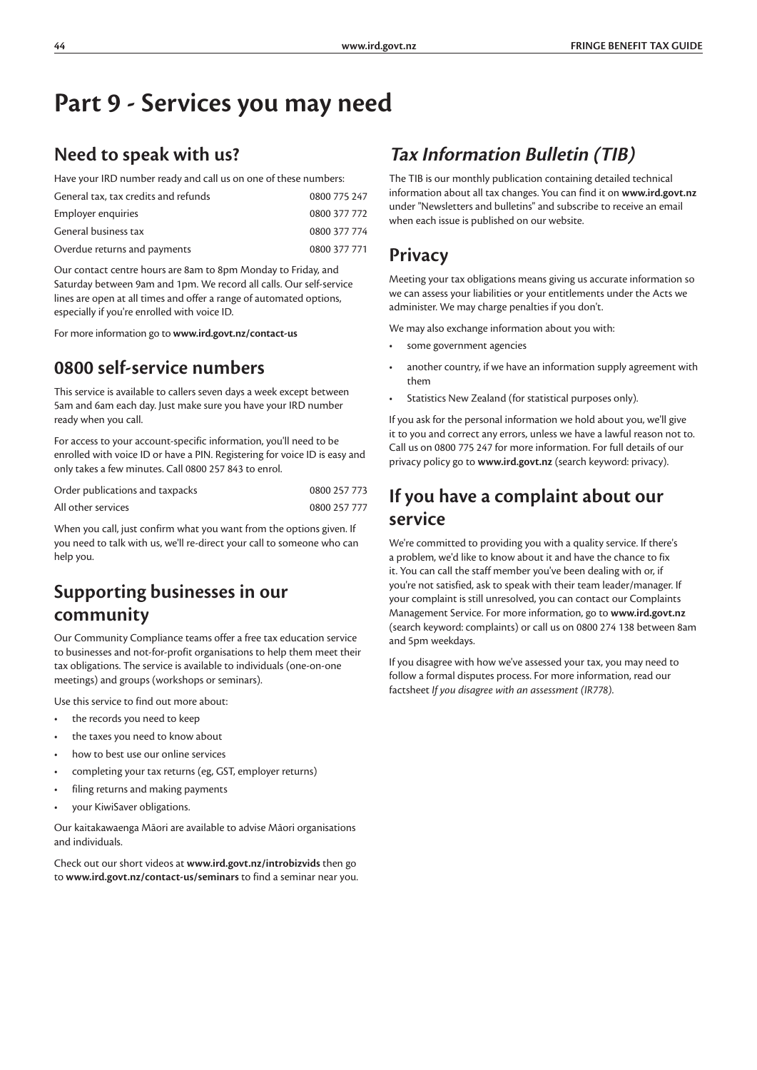# Part 9 - Services you may need

## Need to speak with us?

Have your IRD number ready and call us on one of these numbers:

| | |
|---|---|
| General tax, tax credits and refunds | 0800 775 247 |
| Employer enquiries | 0800 377 772 |
| General business tax | 0800 377 774 |
| Overdue returns and payments | 0800 377 771 |

Our contact centre hours are 8am to 8pm Monday to Friday, and Saturday between 9am and 1pm. We record all calls. Our self-service lines are open at all times and offer a range of automated options, especially if you're enrolled with voice ID.

For more information go to **www.ird.govt.nz/contact-us**

## 0800 self-service numbers

This service is available to callers seven days a week except between 5am and 6am each day. Just make sure you have your IRD number ready when you call.

For access to your account-specific information, you'll need to be enrolled with voice ID or have a PIN. Registering for voice ID is easy and only takes a few minutes. Call 0800 257 843 to enrol.

| | |
|---|---|
| Order publications and taxpacks | 0800 257 773 |
| All other services | 0800 257 777 |

When you call, just confirm what you want from the options given. If you need to talk with us, we'll re-direct your call to someone who can help you.

## Supporting businesses in our community

Our Community Compliance teams offer a free tax education service to businesses and not-for-profit organisations to help them meet their tax obligations. The service is available to individuals (one-on-one meetings) and groups (workshops or seminars).

Use this service to find out more about:

- the records you need to keep
- the taxes you need to know about
- how to best use our online services
- completing your tax returns (eg, GST, employer returns)
- filing returns and making payments
- your KiwiSaver obligations.

Our kaitakawaenga Māori are available to advise Māori organisations and individuals.

Check out our short videos at **www.ird.govt.nz/introbizvids** then go to **www.ird.govt.nz/contact-us/seminars** to find a seminar near you.

## *Tax Information Bulletin (TIB)*

The TIB is our monthly publication containing detailed technical information about all tax changes. You can find it on **www.ird.govt.nz** under "Newsletters and bulletins" and subscribe to receive an email when each issue is published on our website.

## Privacy

Meeting your tax obligations means giving us accurate information so we can assess your liabilities or your entitlements under the Acts we administer. We may charge penalties if you don't.

We may also exchange information about you with:

- some government agencies
- another country, if we have an information supply agreement with them
- Statistics New Zealand (for statistical purposes only).

If you ask for the personal information we hold about you, we'll give it to you and correct any errors, unless we have a lawful reason not to. Call us on 0800 775 247 for more information. For full details of our privacy policy go to **www.ird.govt.nz** (search keyword: privacy).

## If you have a complaint about our service

We're committed to providing you with a quality service. If there's a problem, we'd like to know about it and have the chance to fix it. You can call the staff member you've been dealing with or, if you're not satisfied, ask to speak with their team leader/manager. If your complaint is still unresolved, you can contact our Complaints Management Service. For more information, go to **www.ird.govt.nz** (search keyword: complaints) or call us on 0800 274 138 between 8am and 5pm weekdays.

If you disagree with how we've assessed your tax, you may need to follow a formal disputes process. For more information, read our factsheet *If you disagree with an assessment (IR778)*.